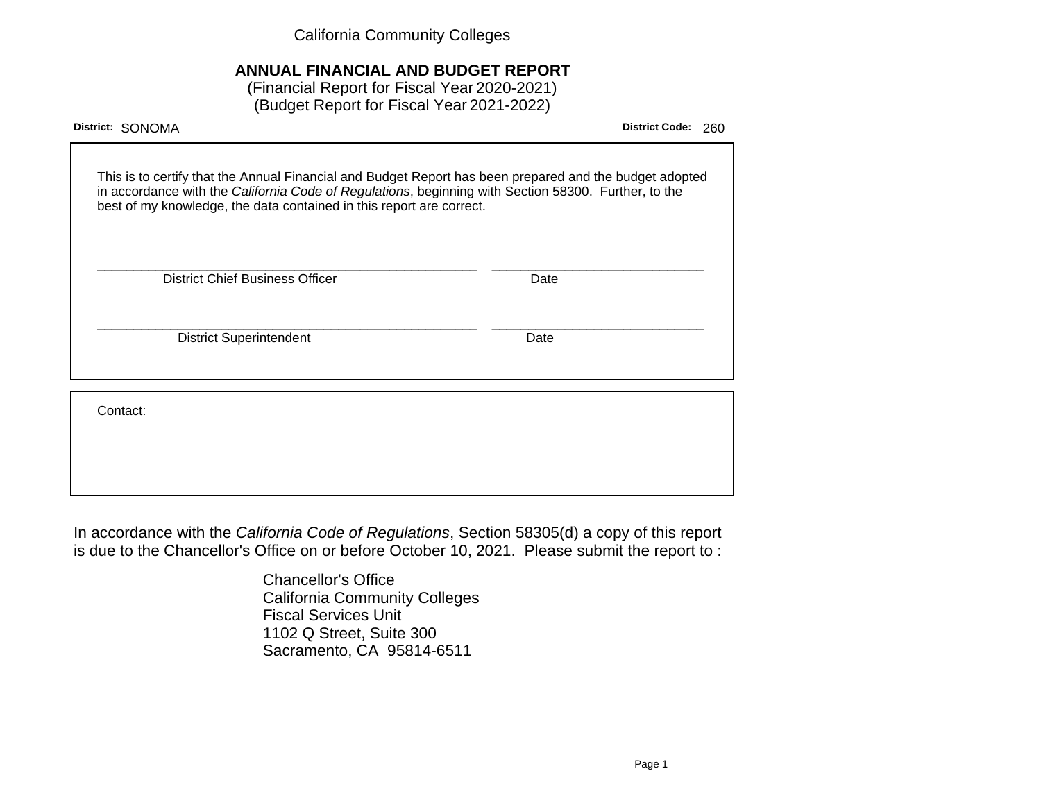California Community Colleges

# ANNUAL FINANCIAL AND BUDGET REPORT

(Financial Report for Fiscal Year 2020-2021)
(Budget Report for Fiscal Year 2021-2022)

**District:** SONOMA **District Code:** 260

This is to certify that the Annual Financial and Budget Report has been prepared and the budget adopted in accordance with the *California Code of Regulations*, beginning with Section 58300. Further, to the best of my knowledge, the data contained in this report are correct.

\_\_\_\_\_\_\_\_\_\_\_\_\_\_\_\_\_\_\_\_\_\_\_\_\_\_\_\_\_\_\_\_\_\_\_\_\_\_\_\_\_\_\_\_ \_\_\_\_\_\_\_\_\_\_\_\_\_\_\_\_\_\_\_\_\_\_\_\_\_\_\_\_
District Chief Business Officer Date

\_\_\_\_\_\_\_\_\_\_\_\_\_\_\_\_\_\_\_\_\_\_\_\_\_\_\_\_\_\_\_\_\_\_\_\_\_\_\_\_\_\_\_\_ \_\_\_\_\_\_\_\_\_\_\_\_\_\_\_\_\_\_\_\_\_\_\_\_\_\_\_\_
District Superintendent Date

Contact:

In accordance with the *California Code of Regulations*, Section 58305(d) a copy of this report is due to the Chancellor's Office on or before October 10, 2021. Please submit the report to :

Chancellor's Office
California Community Colleges
Fiscal Services Unit
1102 Q Street, Suite 300
Sacramento, CA 95814-6511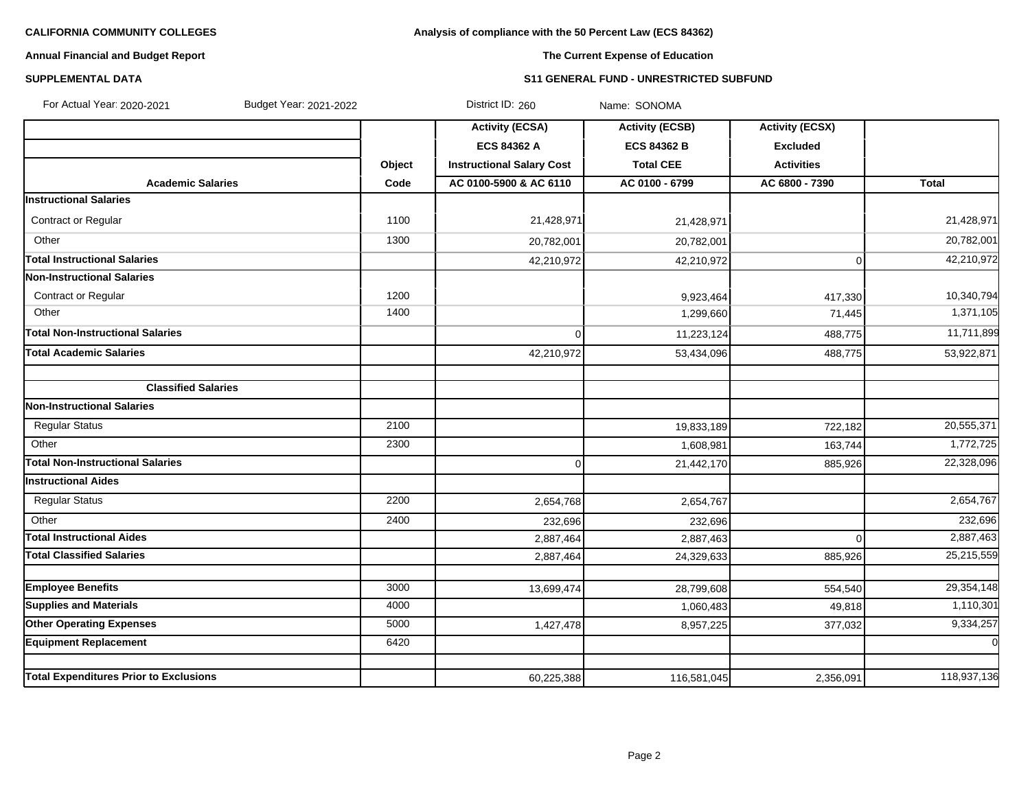**CALIFORNIA COMMUNITY COLLEGES**

**Annual Financial and Budget Report**

**SUPPLEMENTAL DATA**

**Analysis of compliance with the 50 Percent Law (ECS 84362)**

**The Current Expense of Education**

**S11 GENERAL FUND - UNRESTRICTED SUBFUND**

For Actual Year: 2020-2021 Budget Year: 2021-2022 District ID: 260 Name: SONOMA

| | | Activity (ECSA) | Activity (ECSB) | Activity (ECSX) | |
|---|---|---|---|---|---|
| | | ECS 84362 A | ECS 84362 B | Excluded | |
| | Object | Instructional Salary Cost | Total CEE | Activities | |
| **Academic Salaries** | Code | AC 0100-5900 & AC 6110 | AC 0100 - 6799 | AC 6800 - 7390 | Total |
| **Instructional Salaries** | | | | | |
| Contract or Regular | 1100 | 21,428,971 | 21,428,971 | | 21,428,971 |
| Other | 1300 | 20,782,001 | 20,782,001 | | 20,782,001 |
| **Total Instructional Salaries** | | 42,210,972 | 42,210,972 | 0 | 42,210,972 |
| **Non-Instructional Salaries** | | | | | |
| Contract or Regular | 1200 | | 9,923,464 | 417,330 | 10,340,794 |
| Other | 1400 | | 1,299,660 | 71,445 | 1,371,105 |
| **Total Non-Instructional Salaries** | | 0 | 11,223,124 | 488,775 | 11,711,899 |
| **Total Academic Salaries** | | 42,210,972 | 53,434,096 | 488,775 | 53,922,871 |
| | | | | | |
| **Classified Salaries** | | | | | |
| **Non-Instructional Salaries** | | | | | |
| Regular Status | 2100 | | 19,833,189 | 722,182 | 20,555,371 |
| Other | 2300 | | 1,608,981 | 163,744 | 1,772,725 |
| **Total Non-Instructional Salaries** | | 0 | 21,442,170 | 885,926 | 22,328,096 |
| **Instructional Aides** | | | | | |
| Regular Status | 2200 | 2,654,768 | 2,654,767 | | 2,654,767 |
| Other | 2400 | 232,696 | 232,696 | | 232,696 |
| **Total Instructional Aides** | | 2,887,464 | 2,887,463 | 0 | 2,887,463 |
| **Total Classified Salaries** | | 2,887,464 | 24,329,633 | 885,926 | 25,215,559 |
| | | | | | |
| **Employee Benefits** | 3000 | 13,699,474 | 28,799,608 | 554,540 | 29,354,148 |
| **Supplies and Materials** | 4000 | | 1,060,483 | 49,818 | 1,110,301 |
| **Other Operating Expenses** | 5000 | 1,427,478 | 8,957,225 | 377,032 | 9,334,257 |
| **Equipment Replacement** | 6420 | | | | 0 |
| | | | | | |
| **Total Expenditures Prior to Exclusions** | | 60,225,388 | 116,581,045 | 2,356,091 | 118,937,136 |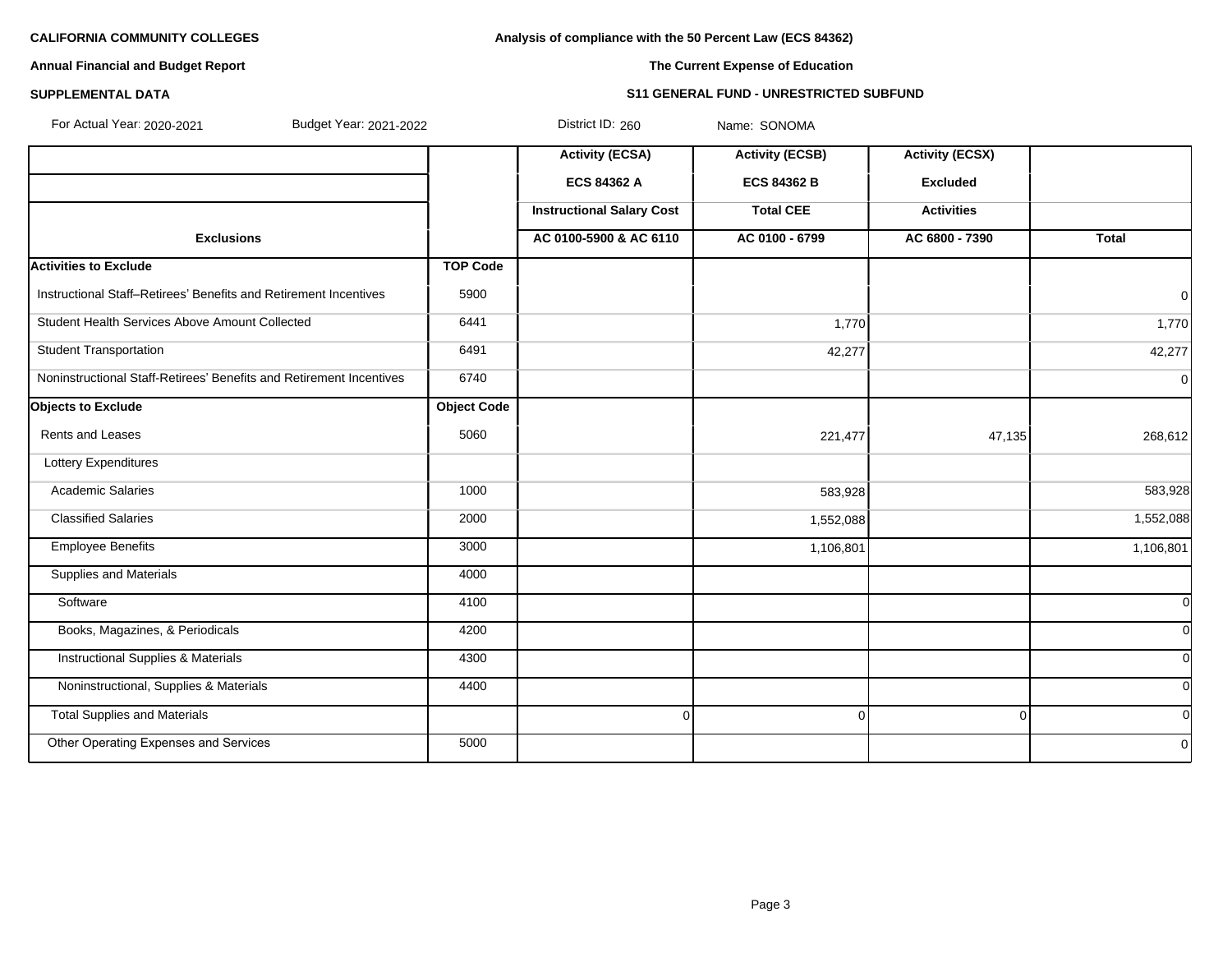**CALIFORNIA COMMUNITY COLLEGES**

**Annual Financial and Budget Report**

**SUPPLEMENTAL DATA**

**Analysis of compliance with the 50 Percent Law (ECS 84362)**

**The Current Expense of Education**

**S11 GENERAL FUND - UNRESTRICTED SUBFUND**

For Actual Year: 2020-2021 Budget Year: 2021-2022 District ID: 260 Name: SONOMA

| | | Activity (ECSA) | Activity (ECSB) | Activity (ECSX) | |
|---|---|---|---|---|---|
| | | ECS 84362 A | ECS 84362 B | Excluded | |
| | | Instructional Salary Cost | Total CEE | Activities | |
| **Exclusions** | | AC 0100-5900 & AC 6110 | AC 0100 - 6799 | AC 6800 - 7390 | Total |
| **Activities to Exclude** | **TOP Code** | | | | |
| Instructional Staff–Retirees' Benefits and Retirement Incentives | 5900 | | | | 0 |
| Student Health Services Above Amount Collected | 6441 | | 1,770 | | 1,770 |
| Student Transportation | 6491 | | 42,277 | | 42,277 |
| Noninstructional Staff-Retirees' Benefits and Retirement Incentives | 6740 | | | | 0 |
| **Objects to Exclude** | **Object Code** | | | | |
| Rents and Leases | 5060 | | 221,477 | 47,135 | 268,612 |
| Lottery Expenditures | | | | | |
| Academic Salaries | 1000 | | 583,928 | | 583,928 |
| Classified Salaries | 2000 | | 1,552,088 | | 1,552,088 |
| Employee Benefits | 3000 | | 1,106,801 | | 1,106,801 |
| Supplies and Materials | 4000 | | | | |
| Software | 4100 | | | | 0 |
| Books, Magazines, & Periodicals | 4200 | | | | 0 |
| Instructional Supplies & Materials | 4300 | | | | 0 |
| Noninstructional, Supplies & Materials | 4400 | | | | 0 |
| Total Supplies and Materials | | 0 | 0 | 0 | 0 |
| Other Operating Expenses and Services | 5000 | | | | 0 |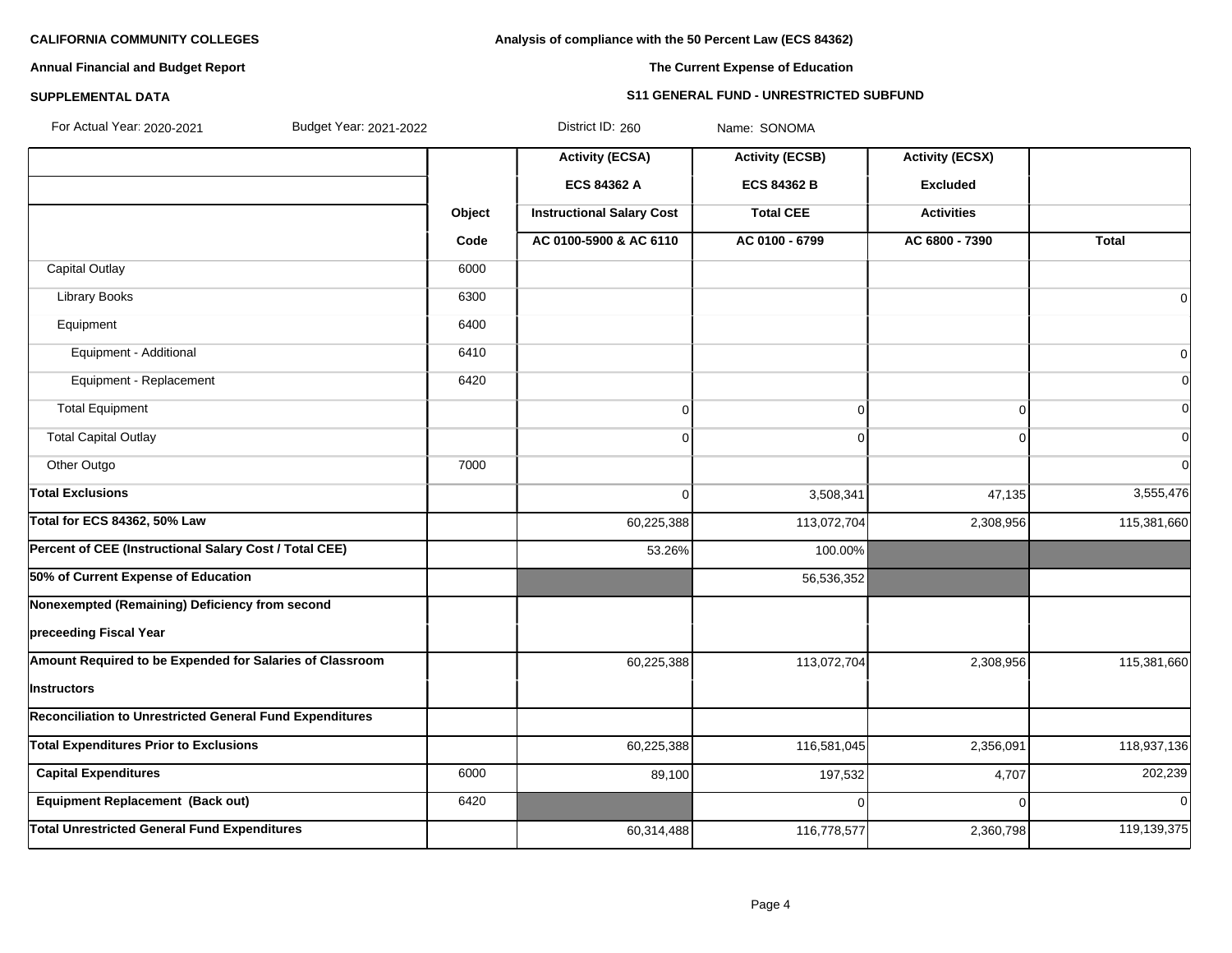**CALIFORNIA COMMUNITY COLLEGES**

**Annual Financial and Budget Report**

**SUPPLEMENTAL DATA**

**Analysis of compliance with the 50 Percent Law (ECS 84362)**

**The Current Expense of Education**

**S11 GENERAL FUND - UNRESTRICTED SUBFUND**

For Actual Year: 2020-2021 Budget Year: 2021-2022 District ID: 260 Name: SONOMA

| | Object Code | Activity (ECSA) ECS 84362 A Instructional Salary Cost AC 0100-5900 & AC 6110 | Activity (ECSB) ECS 84362 B Total CEE AC 0100 - 6799 | Activity (ECSX) Excluded Activities AC 6800 - 7390 | Total |
|---|---|---|---|---|---|
| Capital Outlay | 6000 | | | | |
| Library Books | 6300 | | | | 0 |
| Equipment | 6400 | | | | |
| Equipment - Additional | 6410 | | | | 0 |
| Equipment - Replacement | 6420 | | | | 0 |
| Total Equipment | | 0 | 0 | 0 | 0 |
| Total Capital Outlay | | 0 | 0 | 0 | 0 |
| Other Outgo | 7000 | | | | 0 |
| **Total Exclusions** | | 0 | 3,508,341 | 47,135 | 3,555,476 |
| **Total for ECS 84362, 50% Law** | | 60,225,388 | 113,072,704 | 2,308,956 | 115,381,660 |
| **Percent of CEE (Instructional Salary Cost / Total CEE)** | | 53.26% | 100.00% | | |
| **50% of Current Expense of Education** | | | 56,536,352 | | |
| **Nonexempted (Remaining) Deficiency from second preceeding Fiscal Year** | | | | | |
| **Amount Required to be Expended for Salaries of Classroom Instructors** | | 60,225,388 | 113,072,704 | 2,308,956 | 115,381,660 |
| **Reconciliation to Unrestricted General Fund Expenditures** | | | | | |
| **Total Expenditures Prior to Exclusions** | | 60,225,388 | 116,581,045 | 2,356,091 | 118,937,136 |
| **Capital Expenditures** | 6000 | 89,100 | 197,532 | 4,707 | 202,239 |
| **Equipment Replacement (Back out)** | 6420 | | 0 | 0 | 0 |
| **Total Unrestricted General Fund Expenditures** | | 60,314,488 | 116,778,577 | 2,360,798 | 119,139,375 |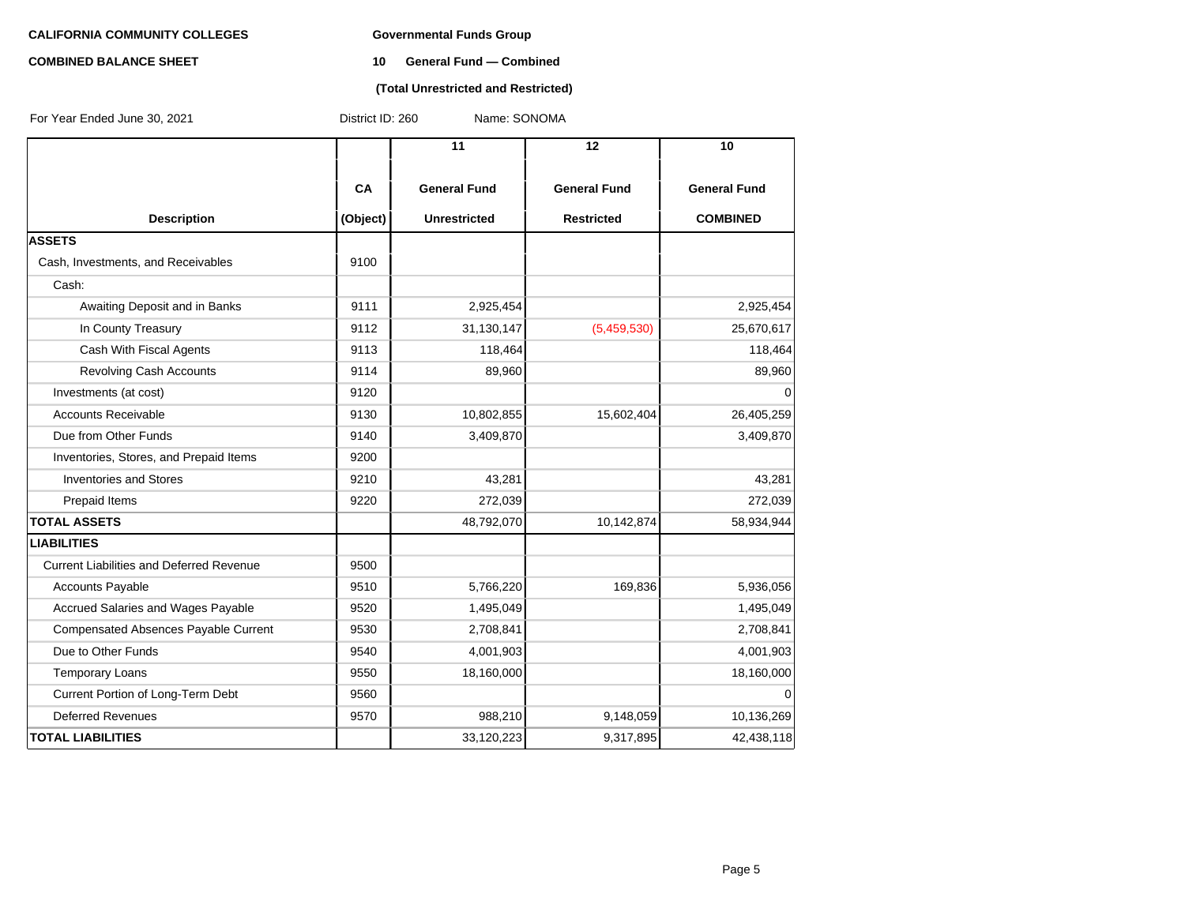**CALIFORNIA COMMUNITY COLLEGES**

**COMBINED BALANCE SHEET**

**Governmental Funds Group**

**10 General Fund — Combined**

**(Total Unrestricted and Restricted)**

For Year Ended June 30, 2021 District ID: 260 Name: SONOMA

| Description | CA (Object) | 11 General Fund Unrestricted | 12 General Fund Restricted | 10 General Fund COMBINED |
|---|---|---|---|---|
| **ASSETS** | | | | |
| Cash, Investments, and Receivables | 9100 | | | |
| Cash: | | | | |
| Awaiting Deposit and in Banks | 9111 | 2,925,454 | | 2,925,454 |
| In County Treasury | 9112 | 31,130,147 | (5,459,530) | 25,670,617 |
| Cash With Fiscal Agents | 9113 | 118,464 | | 118,464 |
| Revolving Cash Accounts | 9114 | 89,960 | | 89,960 |
| Investments (at cost) | 9120 | | | 0 |
| Accounts Receivable | 9130 | 10,802,855 | 15,602,404 | 26,405,259 |
| Due from Other Funds | 9140 | 3,409,870 | | 3,409,870 |
| Inventories, Stores, and Prepaid Items | 9200 | | | |
| Inventories and Stores | 9210 | 43,281 | | 43,281 |
| Prepaid Items | 9220 | 272,039 | | 272,039 |
| **TOTAL ASSETS** | | 48,792,070 | 10,142,874 | 58,934,944 |
| **LIABILITIES** | | | | |
| Current Liabilities and Deferred Revenue | 9500 | | | |
| Accounts Payable | 9510 | 5,766,220 | 169,836 | 5,936,056 |
| Accrued Salaries and Wages Payable | 9520 | 1,495,049 | | 1,495,049 |
| Compensated Absences Payable Current | 9530 | 2,708,841 | | 2,708,841 |
| Due to Other Funds | 9540 | 4,001,903 | | 4,001,903 |
| Temporary Loans | 9550 | 18,160,000 | | 18,160,000 |
| Current Portion of Long-Term Debt | 9560 | | | 0 |
| Deferred Revenues | 9570 | 988,210 | 9,148,059 | 10,136,269 |
| **TOTAL LIABILITIES** | | 33,120,223 | 9,317,895 | 42,438,118 |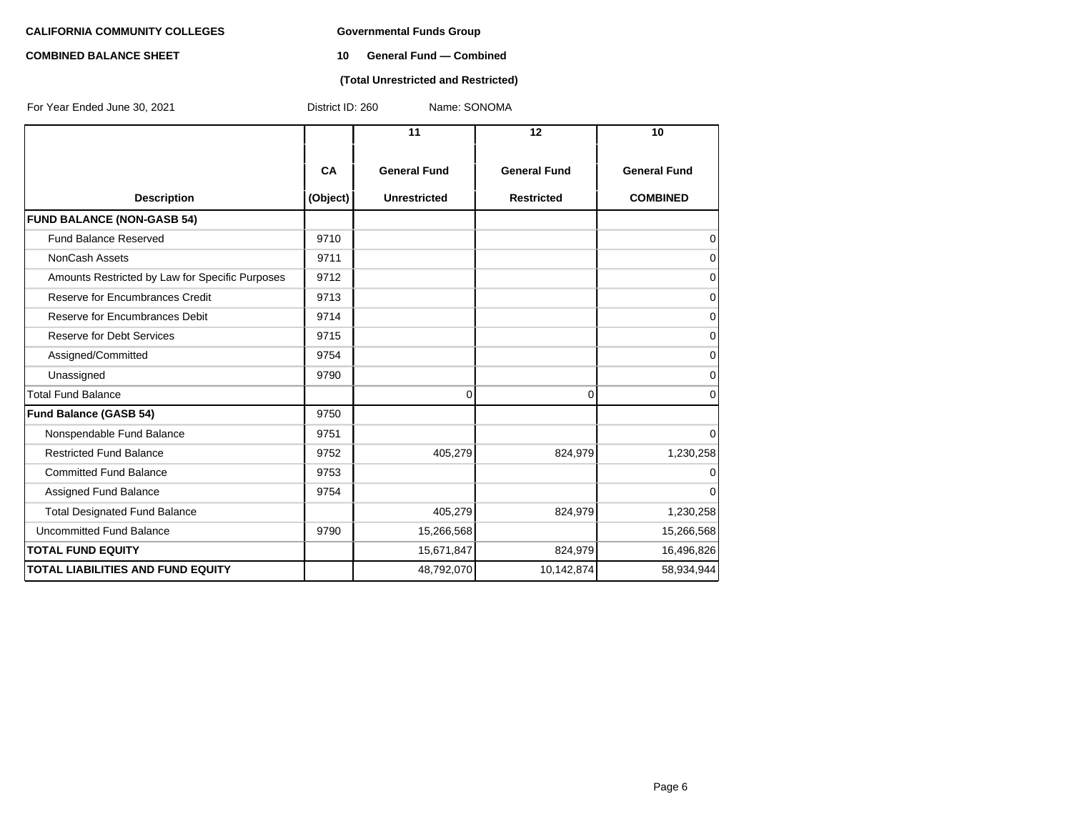**CALIFORNIA COMMUNITY COLLEGES**

**COMBINED BALANCE SHEET**

**Governmental Funds Group**

**10 General Fund — Combined**

**(Total Unrestricted and Restricted)**

For Year Ended June 30, 2021 District ID: 260 Name: SONOMA

| Description | CA (Object) | 11 General Fund Unrestricted | 12 General Fund Restricted | 10 General Fund COMBINED |
|---|---|---|---|---|
| **FUND BALANCE (NON-GASB 54)** | | | | |
| Fund Balance Reserved | 9710 | | | 0 |
| NonCash Assets | 9711 | | | 0 |
| Amounts Restricted by Law for Specific Purposes | 9712 | | | 0 |
| Reserve for Encumbrances Credit | 9713 | | | 0 |
| Reserve for Encumbrances Debit | 9714 | | | 0 |
| Reserve for Debt Services | 9715 | | | 0 |
| Assigned/Committed | 9754 | | | 0 |
| Unassigned | 9790 | | | 0 |
| Total Fund Balance | | 0 | 0 | 0 |
| **Fund Balance (GASB 54)** | 9750 | | | |
| Nonspendable Fund Balance | 9751 | | | 0 |
| Restricted Fund Balance | 9752 | 405,279 | 824,979 | 1,230,258 |
| Committed Fund Balance | 9753 | | | 0 |
| Assigned Fund Balance | 9754 | | | 0 |
| Total Designated Fund Balance | | 405,279 | 824,979 | 1,230,258 |
| Uncommitted Fund Balance | 9790 | 15,266,568 | | 15,266,568 |
| **TOTAL FUND EQUITY** | | 15,671,847 | 824,979 | 16,496,826 |
| **TOTAL LIABILITIES AND FUND EQUITY** | | 48,792,070 | 10,142,874 | 58,934,944 |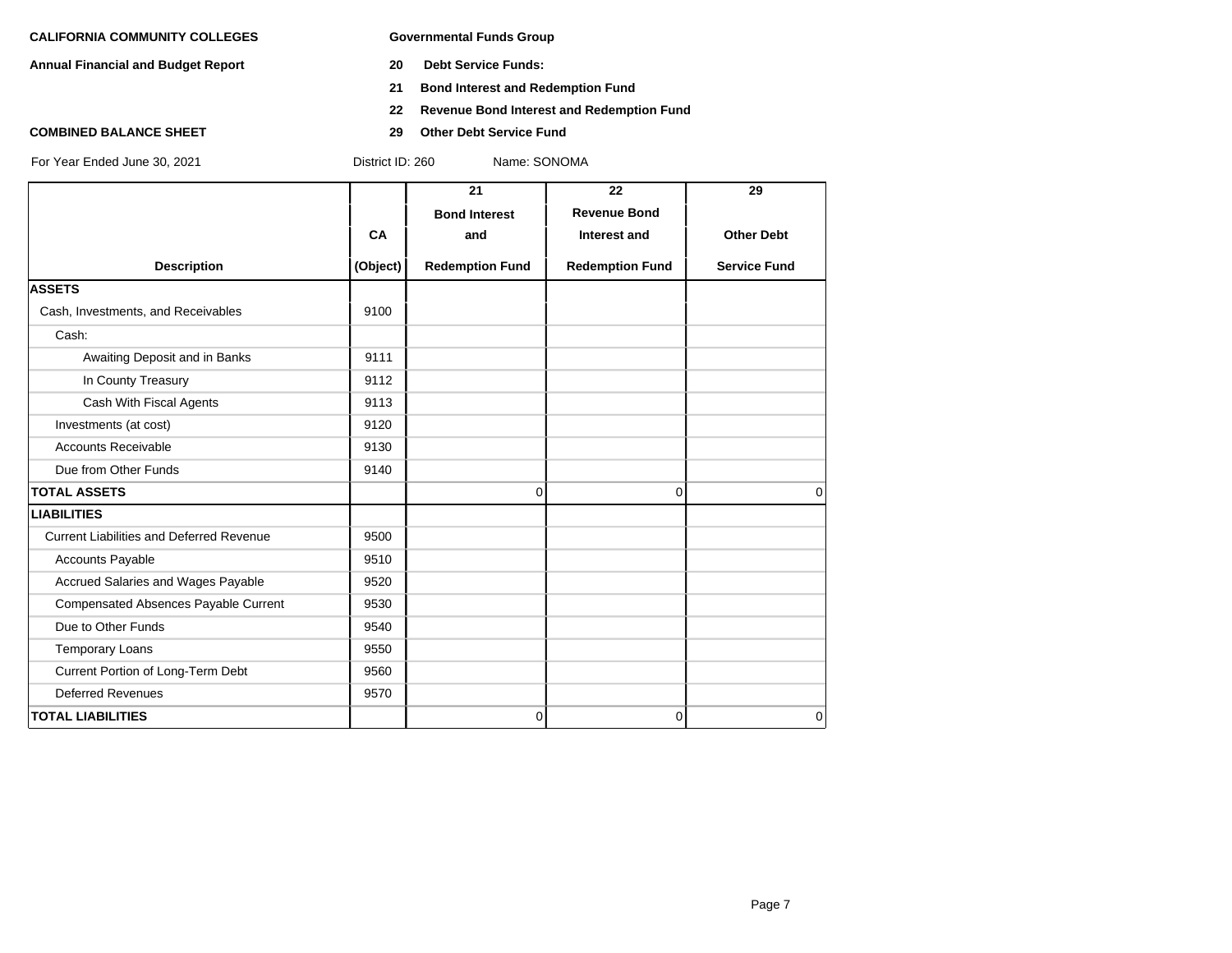**CALIFORNIA COMMUNITY COLLEGES**

**Annual Financial and Budget Report**

**COMBINED BALANCE SHEET**

**Governmental Funds Group**

**20 Debt Service Funds:**

**21 Bond Interest and Redemption Fund**

**22 Revenue Bond Interest and Redemption Fund**

**29 Other Debt Service Fund**

For Year Ended June 30, 2021 District ID: 260 Name: SONOMA

| Description | CA (Object) | 21 Bond Interest and Redemption Fund | 22 Revenue Bond Interest and Redemption Fund | 29 Other Debt Service Fund |
|---|---|---|---|---|
| **ASSETS** | | | | |
| Cash, Investments, and Receivables | 9100 | | | |
| Cash: | | | | |
| Awaiting Deposit and in Banks | 9111 | | | |
| In County Treasury | 9112 | | | |
| Cash With Fiscal Agents | 9113 | | | |
| Investments (at cost) | 9120 | | | |
| Accounts Receivable | 9130 | | | |
| Due from Other Funds | 9140 | | | |
| **TOTAL ASSETS** | | 0 | 0 | 0 |
| **LIABILITIES** | | | | |
| Current Liabilities and Deferred Revenue | 9500 | | | |
| Accounts Payable | 9510 | | | |
| Accrued Salaries and Wages Payable | 9520 | | | |
| Compensated Absences Payable Current | 9530 | | | |
| Due to Other Funds | 9540 | | | |
| Temporary Loans | 9550 | | | |
| Current Portion of Long-Term Debt | 9560 | | | |
| Deferred Revenues | 9570 | | | |
| **TOTAL LIABILITIES** | | 0 | 0 | 0 |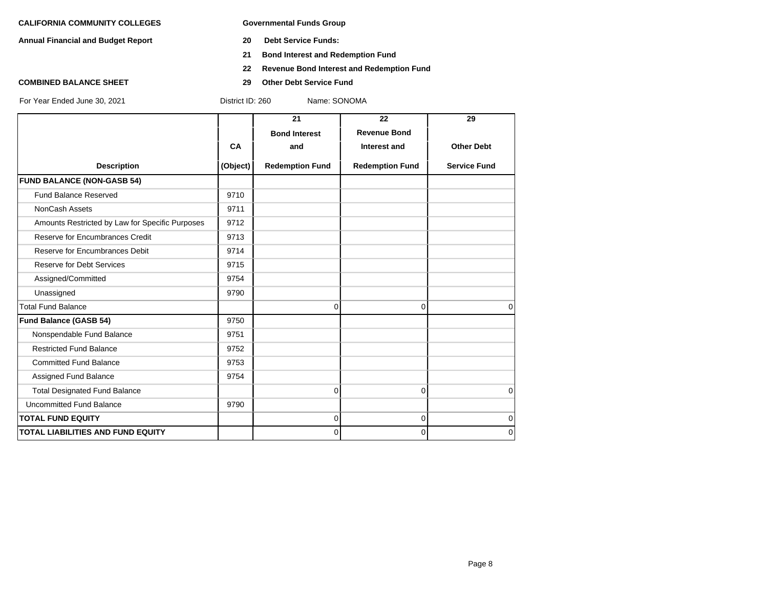**CALIFORNIA COMMUNITY COLLEGES** **Governmental Funds Group**

**Annual Financial and Budget Report**

**20 Debt Service Funds:**

**21 Bond Interest and Redemption Fund**

**22 Revenue Bond Interest and Redemption Fund**

**COMBINED BALANCE SHEET**

**29 Other Debt Service Fund**

For Year Ended June 30, 2021 District ID: 260 Name: SONOMA

| Description | CA (Object) | 21 Bond Interest and Redemption Fund | 22 Revenue Bond Interest and Redemption Fund | 29 Other Debt Service Fund |
|---|---|---|---|---|
| **FUND BALANCE (NON-GASB 54)** | | | | |
| Fund Balance Reserved | 9710 | | | |
| NonCash Assets | 9711 | | | |
| Amounts Restricted by Law for Specific Purposes | 9712 | | | |
| Reserve for Encumbrances Credit | 9713 | | | |
| Reserve for Encumbrances Debit | 9714 | | | |
| Reserve for Debt Services | 9715 | | | |
| Assigned/Committed | 9754 | | | |
| Unassigned | 9790 | | | |
| Total Fund Balance | | 0 | 0 | 0 |
| **Fund Balance (GASB 54)** | 9750 | | | |
| Nonspendable Fund Balance | 9751 | | | |
| Restricted Fund Balance | 9752 | | | |
| Committed Fund Balance | 9753 | | | |
| Assigned Fund Balance | 9754 | | | |
| Total Designated Fund Balance | | 0 | 0 | 0 |
| Uncommitted Fund Balance | 9790 | | | |
| **TOTAL FUND EQUITY** | | 0 | 0 | 0 |
| **TOTAL LIABILITIES AND FUND EQUITY** | | 0 | 0 | 0 |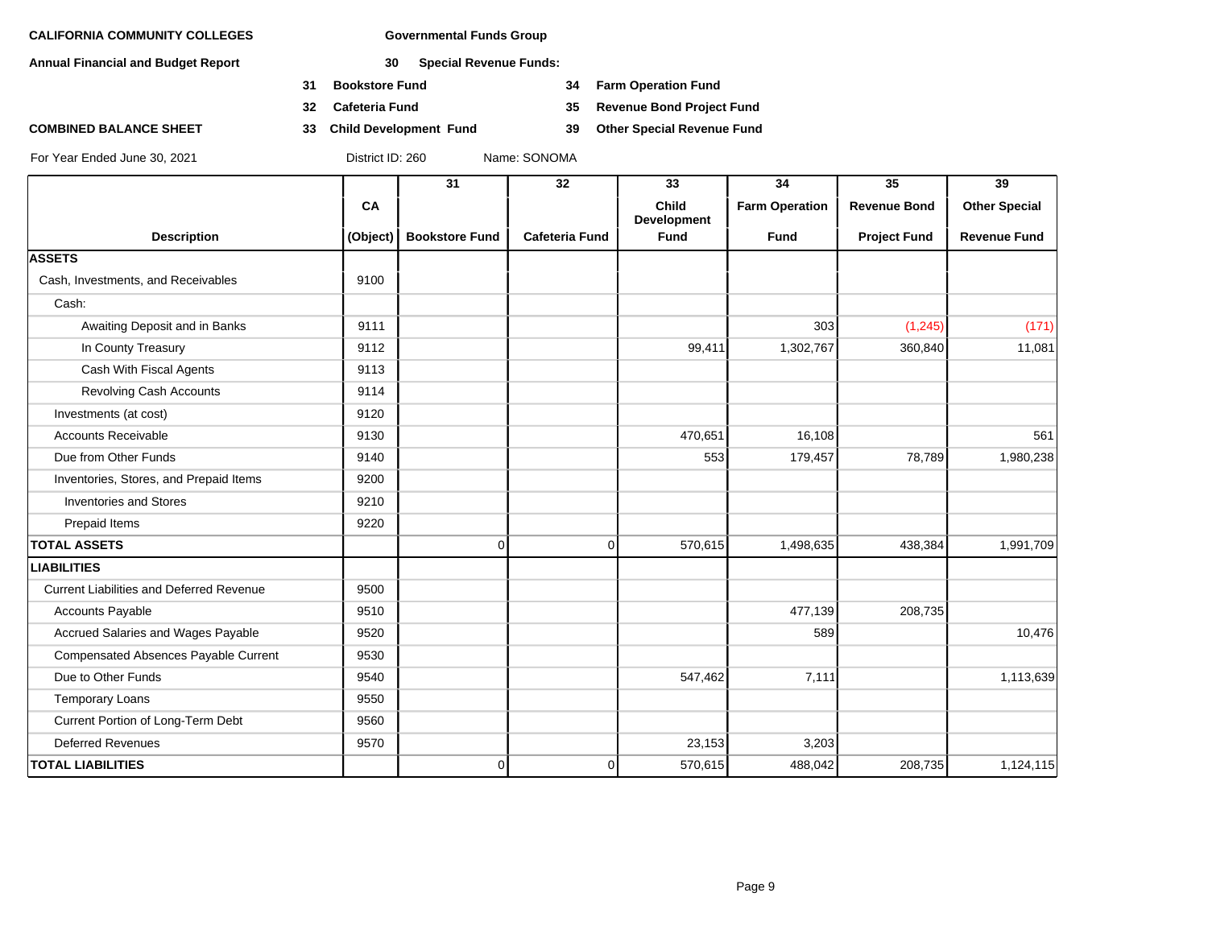**CALIFORNIA COMMUNITY COLLEGES**

**Annual Financial and Budget Report**

**COMBINED BALANCE SHEET**

**Governmental Funds Group**

**30 Special Revenue Funds:**

**31 Bookstore Fund**
**32 Cafeteria Fund**
**33 Child Development Fund**
**34 Farm Operation Fund**
**35 Revenue Bond Project Fund**
**39 Other Special Revenue Fund**

For Year Ended June 30, 2021 District ID: 260 Name: SONOMA

| Description | CA (Object) | 31 Bookstore Fund | 32 Cafeteria Fund | 33 Child Development Fund | 34 Farm Operation Fund | 35 Revenue Bond Project Fund | 39 Other Special Revenue Fund |
|---|---|---|---|---|---|---|---|
| **ASSETS** | | | | | | | |
| Cash, Investments, and Receivables | 9100 | | | | | | |
| Cash: | | | | | | | |
| Awaiting Deposit and in Banks | 9111 | | | | 303 | (1,245) | (171) |
| In County Treasury | 9112 | | | 99,411 | 1,302,767 | 360,840 | 11,081 |
| Cash With Fiscal Agents | 9113 | | | | | | |
| Revolving Cash Accounts | 9114 | | | | | | |
| Investments (at cost) | 9120 | | | | | | |
| Accounts Receivable | 9130 | | | 470,651 | 16,108 | | 561 |
| Due from Other Funds | 9140 | | | 553 | 179,457 | 78,789 | 1,980,238 |
| Inventories, Stores, and Prepaid Items | 9200 | | | | | | |
| Inventories and Stores | 9210 | | | | | | |
| Prepaid Items | 9220 | | | | | | |
| **TOTAL ASSETS** | | 0 | 0 | 570,615 | 1,498,635 | 438,384 | 1,991,709 |
| **LIABILITIES** | | | | | | | |
| Current Liabilities and Deferred Revenue | 9500 | | | | | | |
| Accounts Payable | 9510 | | | | 477,139 | 208,735 | |
| Accrued Salaries and Wages Payable | 9520 | | | | 589 | | 10,476 |
| Compensated Absences Payable Current | 9530 | | | | | | |
| Due to Other Funds | 9540 | | | 547,462 | 7,111 | | 1,113,639 |
| Temporary Loans | 9550 | | | | | | |
| Current Portion of Long-Term Debt | 9560 | | | | | | |
| Deferred Revenues | 9570 | | | 23,153 | 3,203 | | |
| **TOTAL LIABILITIES** | | 0 | 0 | 570,615 | 488,042 | 208,735 | 1,124,115 |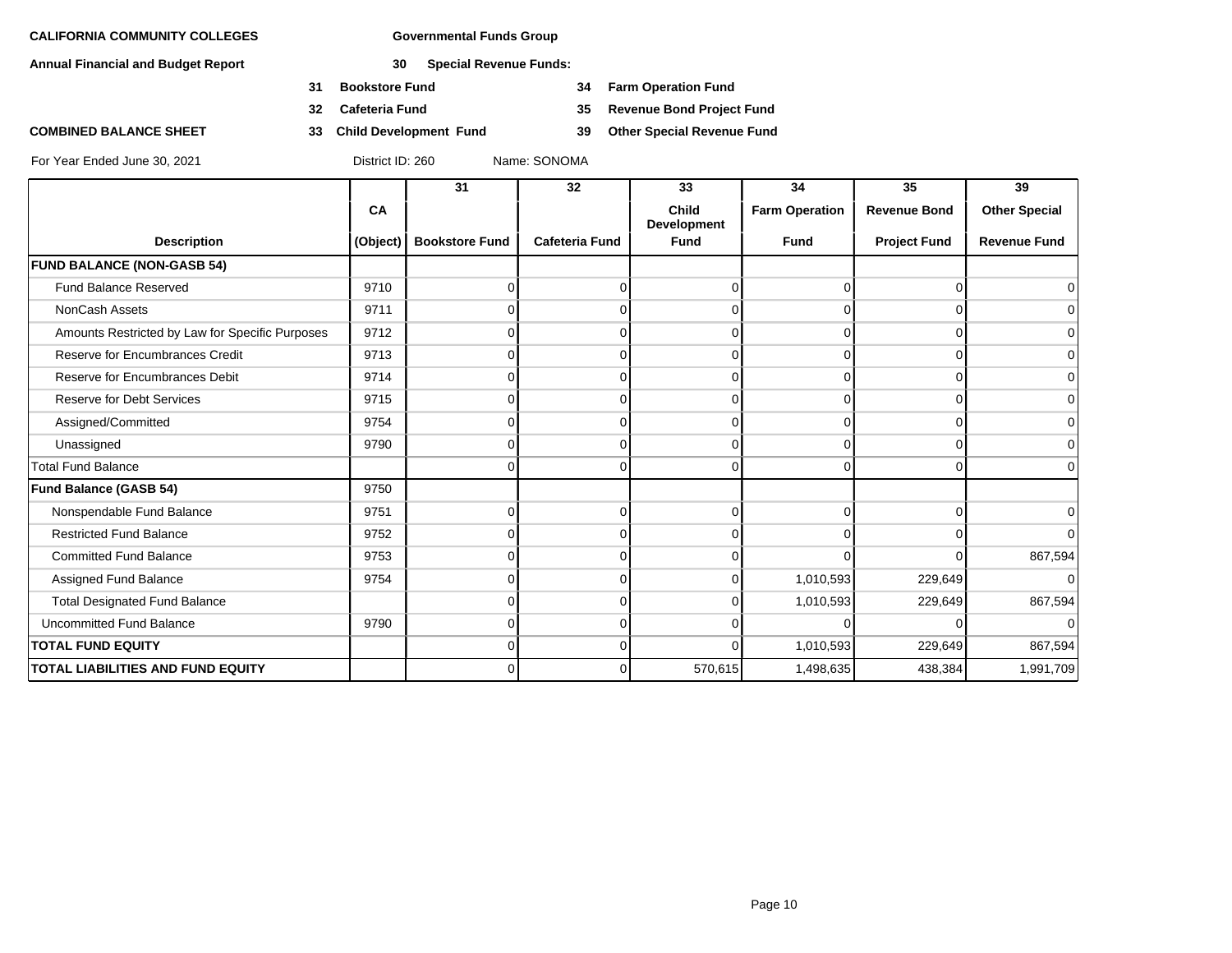**CALIFORNIA COMMUNITY COLLEGES** **Governmental Funds Group**

**Annual Financial and Budget Report** **30 Special Revenue Funds:**

**31 Bookstore Fund** **34 Farm Operation Fund**

**32 Cafeteria Fund** **35 Revenue Bond Project Fund**

**COMBINED BALANCE SHEET** **33 Child Development Fund** **39 Other Special Revenue Fund**

For Year Ended June 30, 2021 District ID: 260 Name: SONOMA

| Description | CA (Object) | 31 Bookstore Fund | 32 Cafeteria Fund | 33 Child Development Fund | 34 Farm Operation Fund | 35 Revenue Bond Project Fund | 39 Other Special Revenue Fund |
|---|---|---|---|---|---|---|---|
| **FUND BALANCE (NON-GASB 54)** | | | | | | | |
| Fund Balance Reserved | 9710 | 0 | 0 | 0 | 0 | 0 | 0 |
| NonCash Assets | 9711 | 0 | 0 | 0 | 0 | 0 | 0 |
| Amounts Restricted by Law for Specific Purposes | 9712 | 0 | 0 | 0 | 0 | 0 | 0 |
| Reserve for Encumbrances Credit | 9713 | 0 | 0 | 0 | 0 | 0 | 0 |
| Reserve for Encumbrances Debit | 9714 | 0 | 0 | 0 | 0 | 0 | 0 |
| Reserve for Debt Services | 9715 | 0 | 0 | 0 | 0 | 0 | 0 |
| Assigned/Committed | 9754 | 0 | 0 | 0 | 0 | 0 | 0 |
| Unassigned | 9790 | 0 | 0 | 0 | 0 | 0 | 0 |
| Total Fund Balance | | 0 | 0 | 0 | 0 | 0 | 0 |
| **Fund Balance (GASB 54)** | 9750 | | | | | | |
| Nonspendable Fund Balance | 9751 | 0 | 0 | 0 | 0 | 0 | 0 |
| Restricted Fund Balance | 9752 | 0 | 0 | 0 | 0 | 0 | 0 |
| Committed Fund Balance | 9753 | 0 | 0 | 0 | 0 | 0 | 867,594 |
| Assigned Fund Balance | 9754 | 0 | 0 | 0 | 1,010,593 | 229,649 | 0 |
| Total Designated Fund Balance | | 0 | 0 | 0 | 1,010,593 | 229,649 | 867,594 |
| Uncommitted Fund Balance | 9790 | 0 | 0 | 0 | 0 | 0 | 0 |
| **TOTAL FUND EQUITY** | | 0 | 0 | 0 | 1,010,593 | 229,649 | 867,594 |
| **TOTAL LIABILITIES AND FUND EQUITY** | | 0 | 0 | 570,615 | 1,498,635 | 438,384 | 1,991,709 |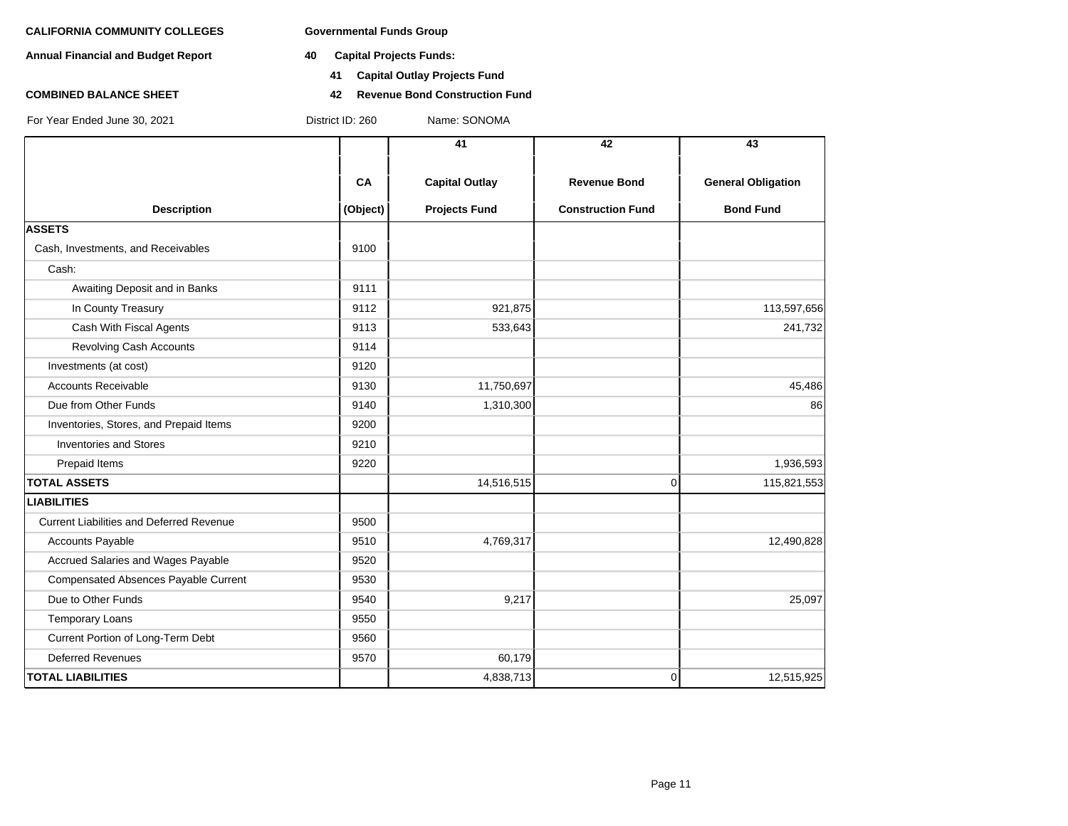**CALIFORNIA COMMUNITY COLLEGES** **Governmental Funds Group**

**Annual Financial and Budget Report** **40 Capital Projects Funds:**

**41 Capital Outlay Projects Fund**

**COMBINED BALANCE SHEET** **42 Revenue Bond Construction Fund**

For Year Ended June 30, 2021 District ID: 260 Name: SONOMA

| Description | CA (Object) | 41 Capital Outlay Projects Fund | 42 Revenue Bond Construction Fund | 43 General Obligation Bond Fund |
|---|---|---|---|---|
| **ASSETS** | | | | |
| Cash, Investments, and Receivables | 9100 | | | |
| Cash: | | | | |
| Awaiting Deposit and in Banks | 9111 | | | |
| In County Treasury | 9112 | 921,875 | | 113,597,656 |
| Cash With Fiscal Agents | 9113 | 533,643 | | 241,732 |
| Revolving Cash Accounts | 9114 | | | |
| Investments (at cost) | 9120 | | | |
| Accounts Receivable | 9130 | 11,750,697 | | 45,486 |
| Due from Other Funds | 9140 | 1,310,300 | | 86 |
| Inventories, Stores, and Prepaid Items | 9200 | | | |
| Inventories and Stores | 9210 | | | |
| Prepaid Items | 9220 | | | 1,936,593 |
| **TOTAL ASSETS** | | 14,516,515 | 0 | 115,821,553 |
| **LIABILITIES** | | | | |
| Current Liabilities and Deferred Revenue | 9500 | | | |
| Accounts Payable | 9510 | 4,769,317 | | 12,490,828 |
| Accrued Salaries and Wages Payable | 9520 | | | |
| Compensated Absences Payable Current | 9530 | | | |
| Due to Other Funds | 9540 | 9,217 | | 25,097 |
| Temporary Loans | 9550 | | | |
| Current Portion of Long-Term Debt | 9560 | | | |
| Deferred Revenues | 9570 | 60,179 | | |
| **TOTAL LIABILITIES** | | 4,838,713 | 0 | 12,515,925 |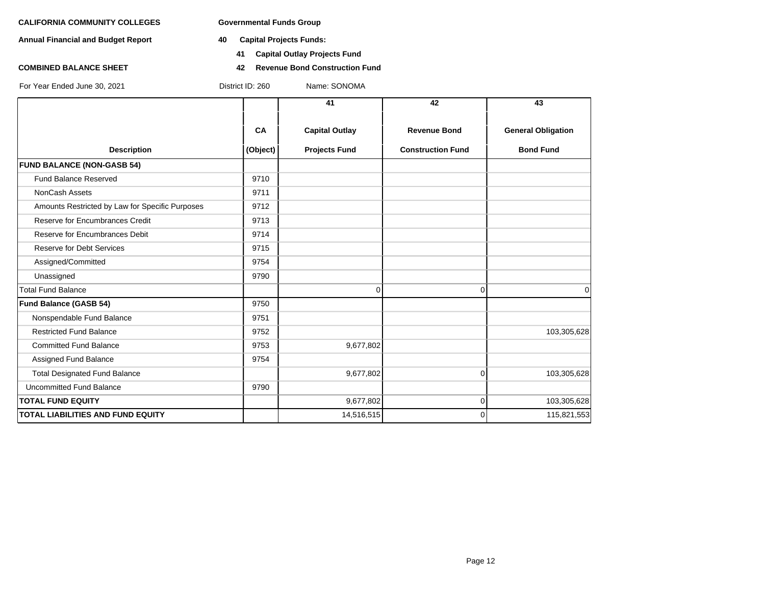**CALIFORNIA COMMUNITY COLLEGES** **Governmental Funds Group**

**Annual Financial and Budget Report** **40 Capital Projects Funds:**

**41 Capital Outlay Projects Fund**

**COMBINED BALANCE SHEET** **42 Revenue Bond Construction Fund**

For Year Ended June 30, 2021 District ID: 260 Name: SONOMA

| Description | CA (Object) | 41 Capital Outlay Projects Fund | 42 Revenue Bond Construction Fund | 43 General Obligation Bond Fund |
|---|---|---|---|---|
| **FUND BALANCE (NON-GASB 54)** | | | | |
| Fund Balance Reserved | 9710 | | | |
| NonCash Assets | 9711 | | | |
| Amounts Restricted by Law for Specific Purposes | 9712 | | | |
| Reserve for Encumbrances Credit | 9713 | | | |
| Reserve for Encumbrances Debit | 9714 | | | |
| Reserve for Debt Services | 9715 | | | |
| Assigned/Committed | 9754 | | | |
| Unassigned | 9790 | | | |
| Total Fund Balance | | 0 | 0 | 0 |
| **Fund Balance (GASB 54)** | 9750 | | | |
| Nonspendable Fund Balance | 9751 | | | |
| Restricted Fund Balance | 9752 | | | 103,305,628 |
| Committed Fund Balance | 9753 | 9,677,802 | | |
| Assigned Fund Balance | 9754 | | | |
| Total Designated Fund Balance | | 9,677,802 | 0 | 103,305,628 |
| Uncommitted Fund Balance | 9790 | | | |
| **TOTAL FUND EQUITY** | | 9,677,802 | 0 | 103,305,628 |
| **TOTAL LIABILITIES AND FUND EQUITY** | | 14,516,515 | 0 | 115,821,553 |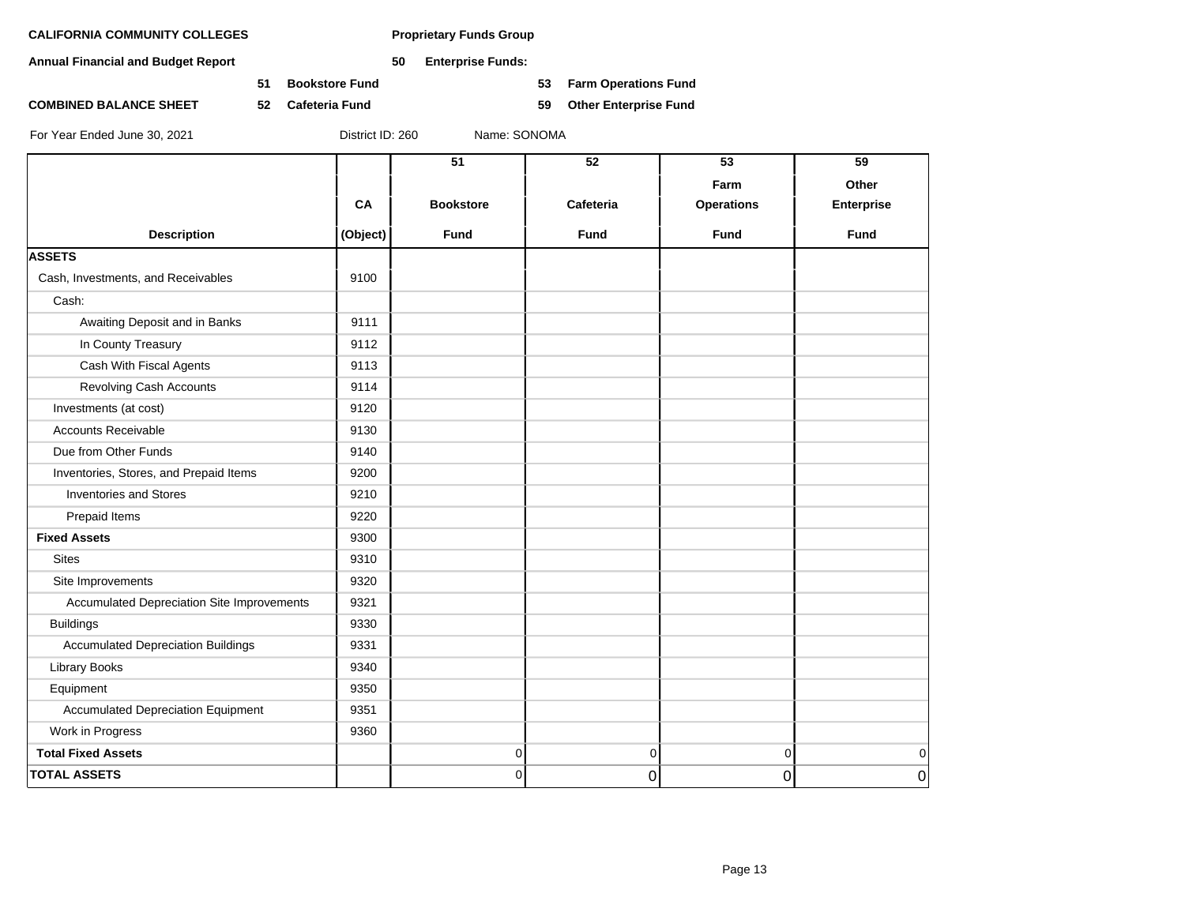**CALIFORNIA COMMUNITY COLLEGES** **Proprietary Funds Group**

**Annual Financial and Budget Report** **50 Enterprise Funds:**

**51 Bookstore Fund** **53 Farm Operations Fund**

**COMBINED BALANCE SHEET** **52 Cafeteria Fund** **59 Other Enterprise Fund**

For Year Ended June 30, 2021 District ID: 260 Name: SONOMA

| Description | CA (Object) | 51 Bookstore Fund | 52 Cafeteria Fund | 53 Farm Operations Fund | 59 Other Enterprise Fund |
|---|---|---|---|---|---|
| **ASSETS** | | | | | |
| Cash, Investments, and Receivables | 9100 | | | | |
| Cash: | | | | | |
| Awaiting Deposit and in Banks | 9111 | | | | |
| In County Treasury | 9112 | | | | |
| Cash With Fiscal Agents | 9113 | | | | |
| Revolving Cash Accounts | 9114 | | | | |
| Investments (at cost) | 9120 | | | | |
| Accounts Receivable | 9130 | | | | |
| Due from Other Funds | 9140 | | | | |
| Inventories, Stores, and Prepaid Items | 9200 | | | | |
| Inventories and Stores | 9210 | | | | |
| Prepaid Items | 9220 | | | | |
| **Fixed Assets** | 9300 | | | | |
| Sites | 9310 | | | | |
| Site Improvements | 9320 | | | | |
| Accumulated Depreciation Site Improvements | 9321 | | | | |
| Buildings | 9330 | | | | |
| Accumulated Depreciation Buildings | 9331 | | | | |
| Library Books | 9340 | | | | |
| Equipment | 9350 | | | | |
| Accumulated Depreciation Equipment | 9351 | | | | |
| Work in Progress | 9360 | | | | |
| **Total Fixed Assets** | | 0 | 0 | 0 | 0 |
| **TOTAL ASSETS** | | 0 | 0 | 0 | 0 |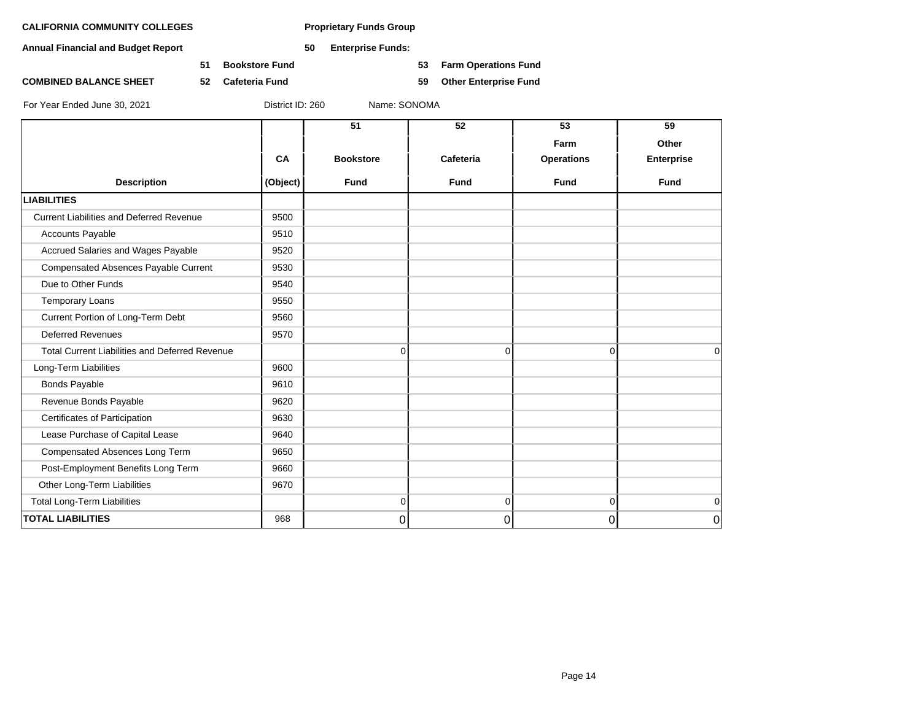**CALIFORNIA COMMUNITY COLLEGES** **Proprietary Funds Group**

**Annual Financial and Budget Report** **50 Enterprise Funds:**

**51 Bookstore Fund** **53 Farm Operations Fund**

**COMBINED BALANCE SHEET** **52 Cafeteria Fund** **59 Other Enterprise Fund**

For Year Ended June 30, 2021 District ID: 260 Name: SONOMA

| Description | CA (Object) | 51 Bookstore Fund | 52 Cafeteria Fund | 53 Farm Operations Fund | 59 Other Enterprise Fund |
|---|---|---|---|---|---|
| **LIABILITIES** | | | | | |
| Current Liabilities and Deferred Revenue | 9500 | | | | |
| Accounts Payable | 9510 | | | | |
| Accrued Salaries and Wages Payable | 9520 | | | | |
| Compensated Absences Payable Current | 9530 | | | | |
| Due to Other Funds | 9540 | | | | |
| Temporary Loans | 9550 | | | | |
| Current Portion of Long-Term Debt | 9560 | | | | |
| Deferred Revenues | 9570 | | | | |
| Total Current Liabilities and Deferred Revenue | | 0 | 0 | 0 | 0 |
| Long-Term Liabilities | 9600 | | | | |
| Bonds Payable | 9610 | | | | |
| Revenue Bonds Payable | 9620 | | | | |
| Certificates of Participation | 9630 | | | | |
| Lease Purchase of Capital Lease | 9640 | | | | |
| Compensated Absences Long Term | 9650 | | | | |
| Post-Employment Benefits Long Term | 9660 | | | | |
| Other Long-Term Liabilities | 9670 | | | | |
| Total Long-Term Liabilities | | 0 | 0 | 0 | 0 |
| **TOTAL LIABILITIES** | 968 | 0 | 0 | 0 | 0 |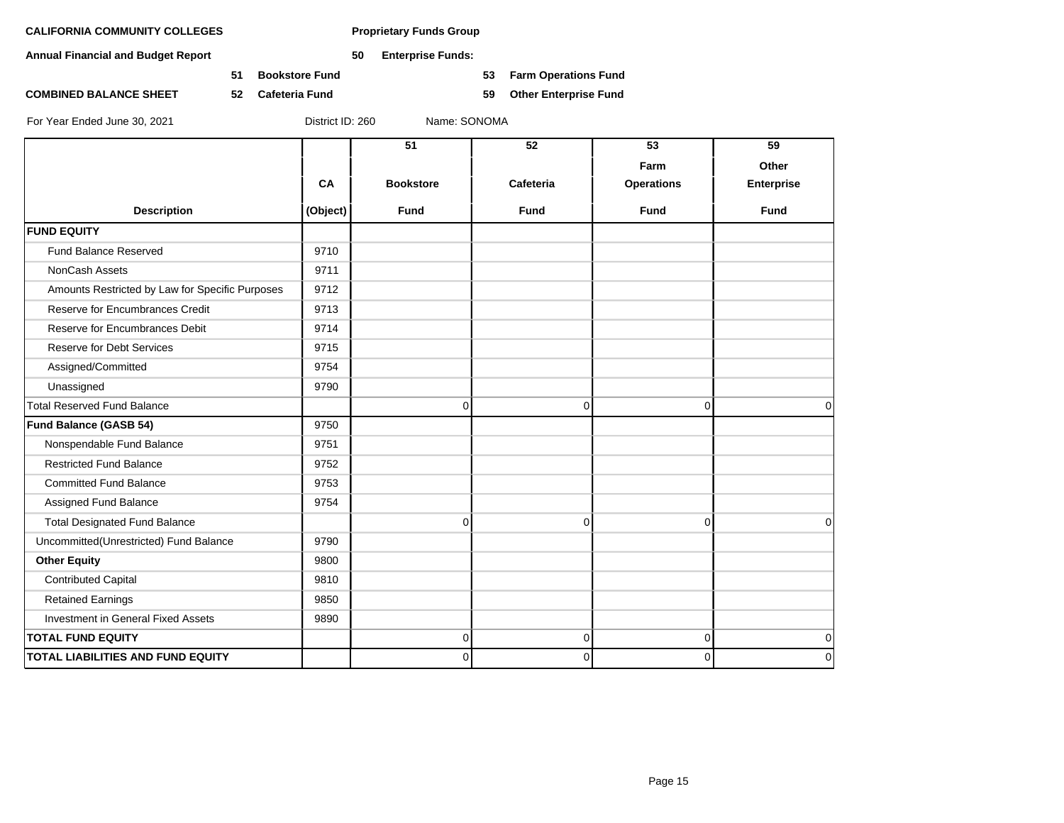**CALIFORNIA COMMUNITY COLLEGES** **Proprietary Funds Group**

**Annual Financial and Budget Report** **50 Enterprise Funds:**

**51 Bookstore Fund** **53 Farm Operations Fund**

**COMBINED BALANCE SHEET** **52 Cafeteria Fund** **59 Other Enterprise Fund**

For Year Ended June 30, 2021 District ID: 260 Name: SONOMA

| Description | CA (Object) | 51 Bookstore Fund | 52 Cafeteria Fund | 53 Farm Operations Fund | 59 Other Enterprise Fund |
|---|---|---|---|---|---|
| **FUND EQUITY** | | | | | |
| Fund Balance Reserved | 9710 | | | | |
| NonCash Assets | 9711 | | | | |
| Amounts Restricted by Law for Specific Purposes | 9712 | | | | |
| Reserve for Encumbrances Credit | 9713 | | | | |
| Reserve for Encumbrances Debit | 9714 | | | | |
| Reserve for Debt Services | 9715 | | | | |
| Assigned/Committed | 9754 | | | | |
| Unassigned | 9790 | | | | |
| Total Reserved Fund Balance | | 0 | 0 | 0 | 0 |
| **Fund Balance (GASB 54)** | 9750 | | | | |
| Nonspendable Fund Balance | 9751 | | | | |
| Restricted Fund Balance | 9752 | | | | |
| Committed Fund Balance | 9753 | | | | |
| Assigned Fund Balance | 9754 | | | | |
| Total Designated Fund Balance | | 0 | 0 | 0 | 0 |
| Uncommitted(Unrestricted) Fund Balance | 9790 | | | | |
| **Other Equity** | 9800 | | | | |
| Contributed Capital | 9810 | | | | |
| Retained Earnings | 9850 | | | | |
| Investment in General Fixed Assets | 9890 | | | | |
| **TOTAL FUND EQUITY** | | 0 | 0 | 0 | 0 |
| **TOTAL LIABILITIES AND FUND EQUITY** | | 0 | 0 | 0 | 0 |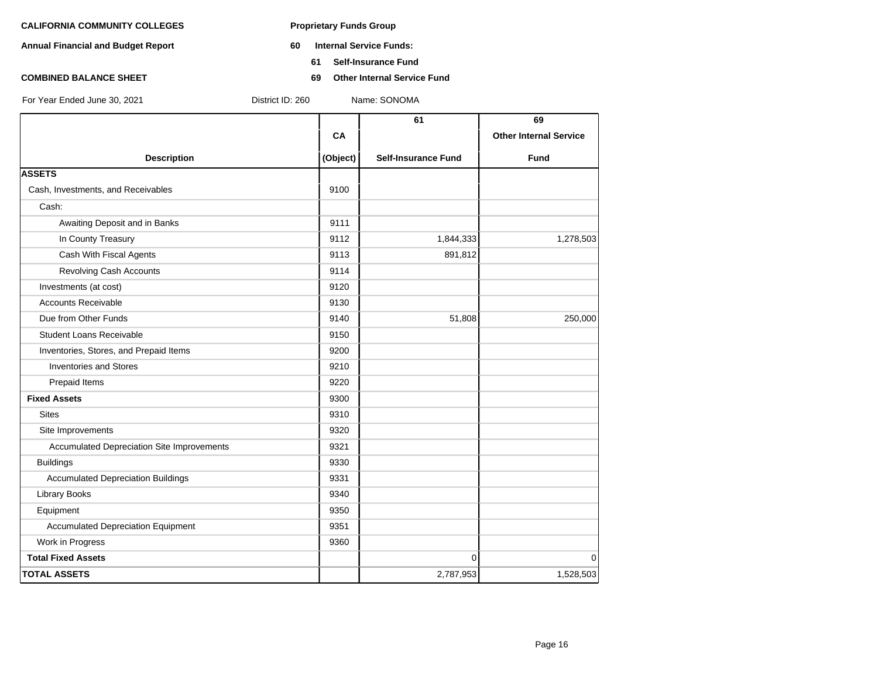**CALIFORNIA COMMUNITY COLLEGES**

**Annual Financial and Budget Report**

**COMBINED BALANCE SHEET**

**Proprietary Funds Group**

**60 Internal Service Funds:**

**61 Self-Insurance Fund**

**69 Other Internal Service Fund**

For Year Ended June 30, 2021 District ID: 260 Name: SONOMA

| Description | CA (Object) | 61 Self-Insurance Fund | 69 Other Internal Service Fund |
|---|---|---|---|
| **ASSETS** | | | |
| Cash, Investments, and Receivables | 9100 | | |
| Cash: | | | |
| Awaiting Deposit and in Banks | 9111 | | |
| In County Treasury | 9112 | 1,844,333 | 1,278,503 |
| Cash With Fiscal Agents | 9113 | 891,812 | |
| Revolving Cash Accounts | 9114 | | |
| Investments (at cost) | 9120 | | |
| Accounts Receivable | 9130 | | |
| Due from Other Funds | 9140 | 51,808 | 250,000 |
| Student Loans Receivable | 9150 | | |
| Inventories, Stores, and Prepaid Items | 9200 | | |
| Inventories and Stores | 9210 | | |
| Prepaid Items | 9220 | | |
| **Fixed Assets** | 9300 | | |
| Sites | 9310 | | |
| Site Improvements | 9320 | | |
| Accumulated Depreciation Site Improvements | 9321 | | |
| Buildings | 9330 | | |
| Accumulated Depreciation Buildings | 9331 | | |
| Library Books | 9340 | | |
| Equipment | 9350 | | |
| Accumulated Depreciation Equipment | 9351 | | |
| Work in Progress | 9360 | | |
| **Total Fixed Assets** | | 0 | 0 |
| **TOTAL ASSETS** | | 2,787,953 | 1,528,503 |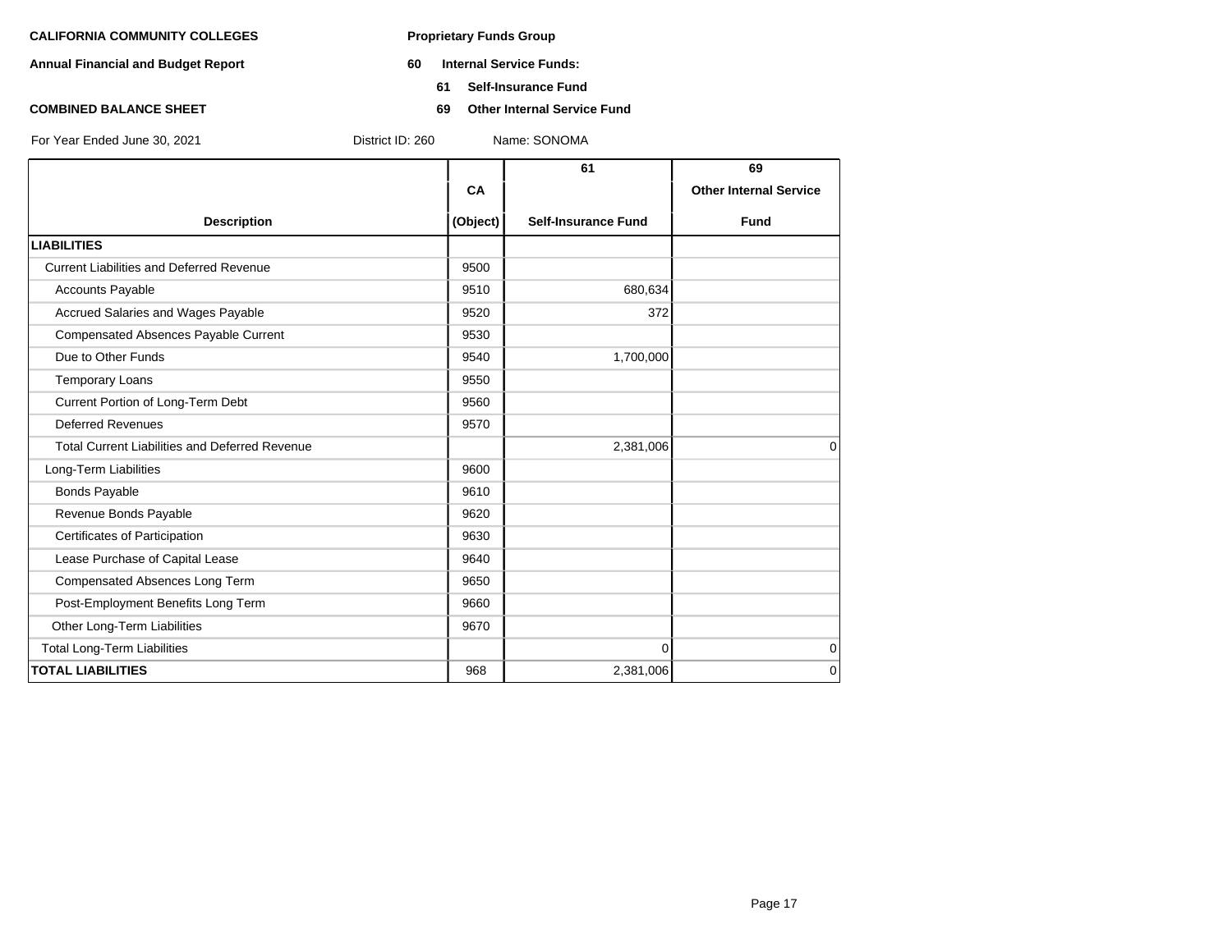**CALIFORNIA COMMUNITY COLLEGES**

**Annual Financial and Budget Report**

**COMBINED BALANCE SHEET**

**Proprietary Funds Group**

**60 Internal Service Funds:**

**61 Self-Insurance Fund**

**69 Other Internal Service Fund**

For Year Ended June 30, 2021 District ID: 260 Name: SONOMA

| Description | CA (Object) | 61 Self-Insurance Fund | 69 Other Internal Service Fund |
|---|---|---|---|
| **LIABILITIES** | | | |
| Current Liabilities and Deferred Revenue | 9500 | | |
| Accounts Payable | 9510 | 680,634 | |
| Accrued Salaries and Wages Payable | 9520 | 372 | |
| Compensated Absences Payable Current | 9530 | | |
| Due to Other Funds | 9540 | 1,700,000 | |
| Temporary Loans | 9550 | | |
| Current Portion of Long-Term Debt | 9560 | | |
| Deferred Revenues | 9570 | | |
| Total Current Liabilities and Deferred Revenue | | 2,381,006 | 0 |
| Long-Term Liabilities | 9600 | | |
| Bonds Payable | 9610 | | |
| Revenue Bonds Payable | 9620 | | |
| Certificates of Participation | 9630 | | |
| Lease Purchase of Capital Lease | 9640 | | |
| Compensated Absences Long Term | 9650 | | |
| Post-Employment Benefits Long Term | 9660 | | |
| Other Long-Term Liabilities | 9670 | | |
| Total Long-Term Liabilities | | 0 | 0 |
| **TOTAL LIABILITIES** | 968 | 2,381,006 | 0 |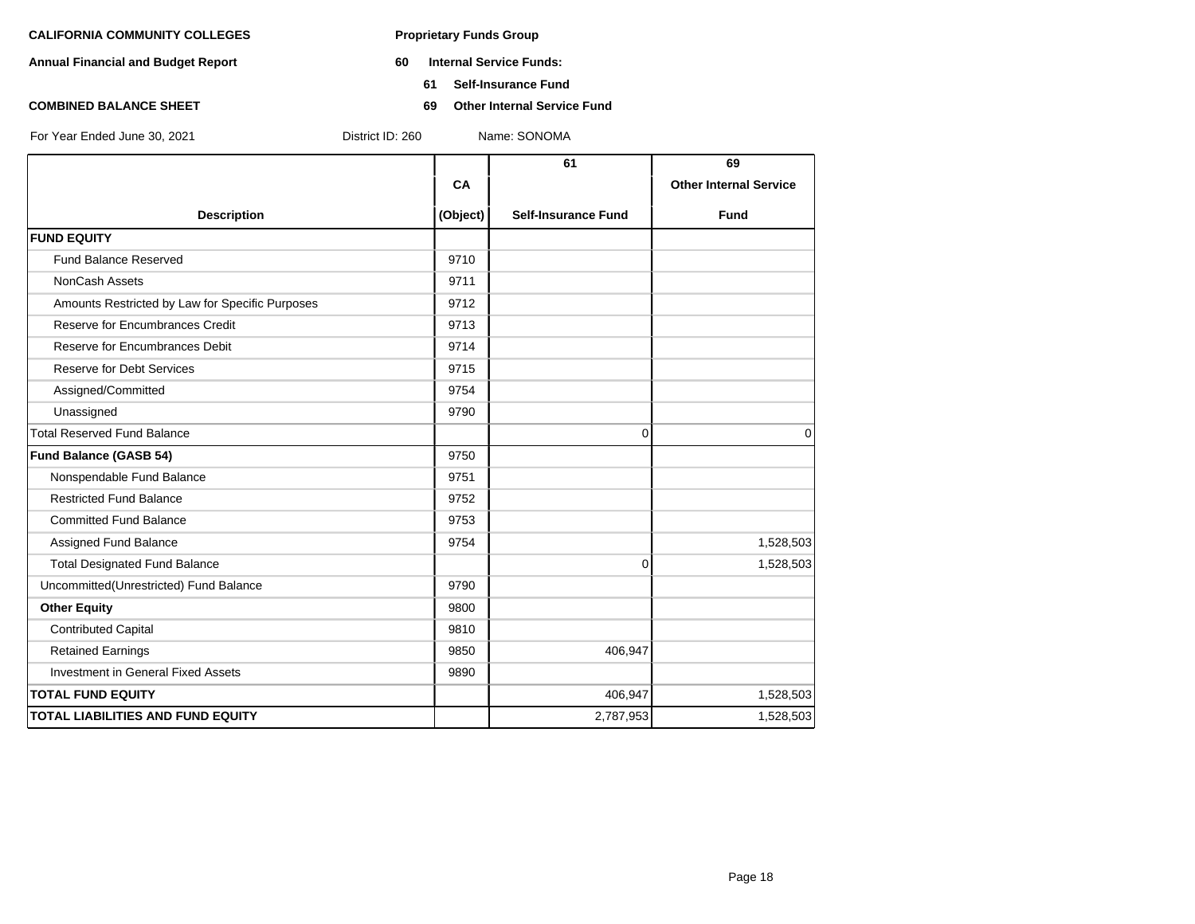**CALIFORNIA COMMUNITY COLLEGES**

**Annual Financial and Budget Report**

**COMBINED BALANCE SHEET**

**Proprietary Funds Group**

**60 Internal Service Funds:**

**61 Self-Insurance Fund**

**69 Other Internal Service Fund**

For Year Ended June 30, 2021    District ID: 260    Name: SONOMA

| Description | CA (Object) | 61 Self-Insurance Fund | 69 Other Internal Service Fund |
|---|---|---|---|
| **FUND EQUITY** | | | |
| Fund Balance Reserved | 9710 | | |
| NonCash Assets | 9711 | | |
| Amounts Restricted by Law for Specific Purposes | 9712 | | |
| Reserve for Encumbrances Credit | 9713 | | |
| Reserve for Encumbrances Debit | 9714 | | |
| Reserve for Debt Services | 9715 | | |
| Assigned/Committed | 9754 | | |
| Unassigned | 9790 | | |
| Total Reserved Fund Balance | | 0 | 0 |
| **Fund Balance (GASB 54)** | 9750 | | |
| Nonspendable Fund Balance | 9751 | | |
| Restricted Fund Balance | 9752 | | |
| Committed Fund Balance | 9753 | | |
| Assigned Fund Balance | 9754 | | 1,528,503 |
| Total Designated Fund Balance | | 0 | 1,528,503 |
| Uncommitted(Unrestricted) Fund Balance | 9790 | | |
| **Other Equity** | 9800 | | |
| Contributed Capital | 9810 | | |
| Retained Earnings | 9850 | 406,947 | |
| Investment in General Fixed Assets | 9890 | | |
| **TOTAL FUND EQUITY** | | 406,947 | 1,528,503 |
| **TOTAL LIABILITIES AND FUND EQUITY** | | 2,787,953 | 1,528,503 |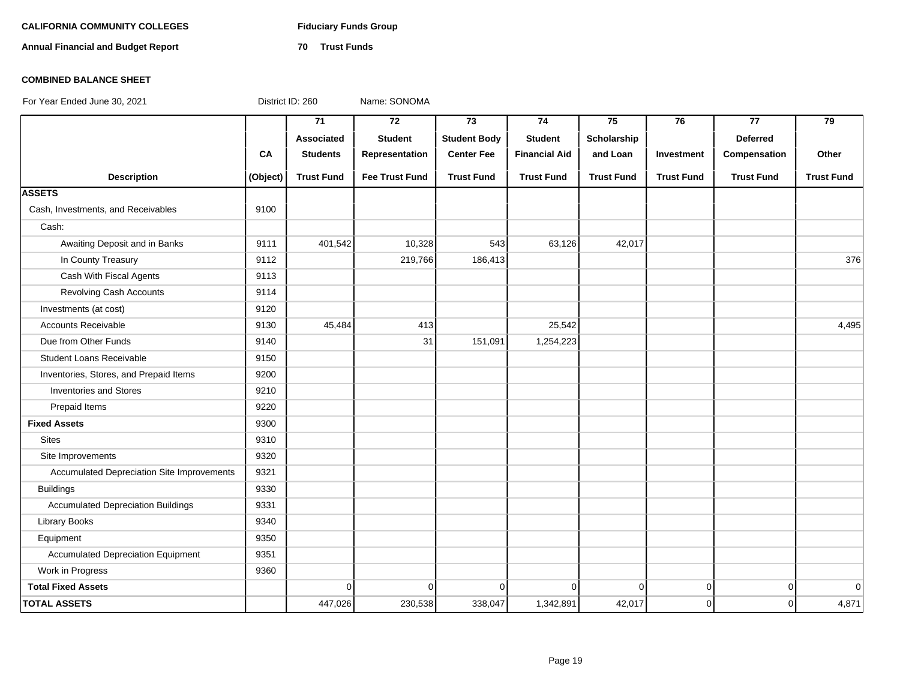**CALIFORNIA COMMUNITY COLLEGES**

**Annual Financial and Budget Report**

**Fiduciary Funds Group**

**70 Trust Funds**

**COMBINED BALANCE SHEET**

For Year Ended June 30, 2021 District ID: 260 Name: SONOMA

| Description | CA (Object) | 71 Associated Students Trust Fund | 72 Student Representation Fee Trust Fund | 73 Student Body Center Fee Trust Fund | 74 Student Financial Aid Trust Fund | 75 Scholarship and Loan Trust Fund | 76 Investment Trust Fund | 77 Deferred Compensation Trust Fund | 79 Other Trust Fund |
|---|---|---|---|---|---|---|---|---|---|
| **ASSETS** | | | | | | | | | |
| Cash, Investments, and Receivables | 9100 | | | | | | | | |
| Cash: | | | | | | | | | |
| Awaiting Deposit and in Banks | 9111 | 401,542 | 10,328 | 543 | 63,126 | 42,017 | | | |
| In County Treasury | 9112 | | 219,766 | 186,413 | | | | | 376 |
| Cash With Fiscal Agents | 9113 | | | | | | | | |
| Revolving Cash Accounts | 9114 | | | | | | | | |
| Investments (at cost) | 9120 | | | | | | | | |
| Accounts Receivable | 9130 | 45,484 | 413 | | 25,542 | | | | 4,495 |
| Due from Other Funds | 9140 | | 31 | 151,091 | 1,254,223 | | | | |
| Student Loans Receivable | 9150 | | | | | | | | |
| Inventories, Stores, and Prepaid Items | 9200 | | | | | | | | |
| Inventories and Stores | 9210 | | | | | | | | |
| Prepaid Items | 9220 | | | | | | | | |
| **Fixed Assets** | 9300 | | | | | | | | |
| Sites | 9310 | | | | | | | | |
| Site Improvements | 9320 | | | | | | | | |
| Accumulated Depreciation Site Improvements | 9321 | | | | | | | | |
| Buildings | 9330 | | | | | | | | |
| Accumulated Depreciation Buildings | 9331 | | | | | | | | |
| Library Books | 9340 | | | | | | | | |
| Equipment | 9350 | | | | | | | | |
| Accumulated Depreciation Equipment | 9351 | | | | | | | | |
| Work in Progress | 9360 | | | | | | | | |
| **Total Fixed Assets** | | 0 | 0 | 0 | 0 | 0 | 0 | 0 | 0 |
| **TOTAL ASSETS** | | 447,026 | 230,538 | 338,047 | 1,342,891 | 42,017 | 0 | 0 | 4,871 |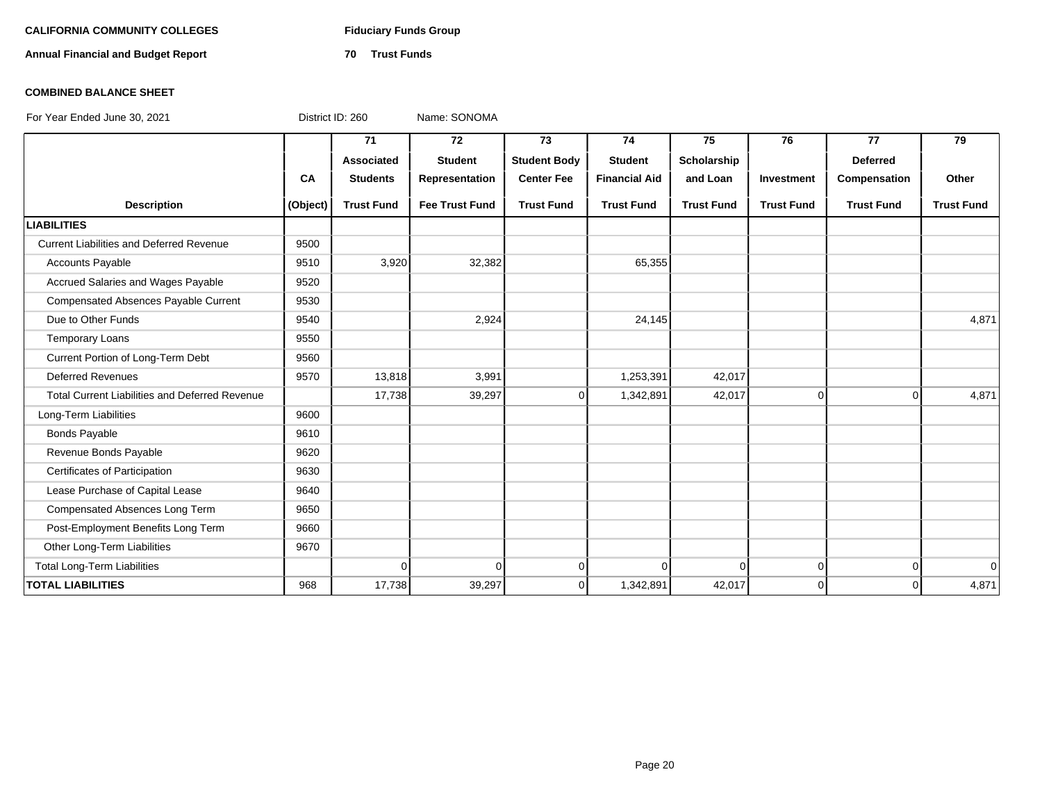**CALIFORNIA COMMUNITY COLLEGES** **Fiduciary Funds Group**

**Annual Financial and Budget Report** **70 Trust Funds**

**COMBINED BALANCE SHEET**

For Year Ended June 30, 2021 District ID: 260 Name: SONOMA

| Description | CA (Object) | 71 Associated Students Trust Fund | 72 Student Representation Fee Trust Fund | 73 Student Body Center Fee Trust Fund | 74 Student Financial Aid Trust Fund | 75 Scholarship and Loan Trust Fund | 76 Investment Trust Fund | 77 Deferred Compensation Trust Fund | 79 Other Trust Fund |
|---|---|---|---|---|---|---|---|---|---|
| **LIABILITIES** | | | | | | | | | |
| Current Liabilities and Deferred Revenue | 9500 | | | | | | | | |
| Accounts Payable | 9510 | 3,920 | 32,382 | | 65,355 | | | | |
| Accrued Salaries and Wages Payable | 9520 | | | | | | | | |
| Compensated Absences Payable Current | 9530 | | | | | | | | |
| Due to Other Funds | 9540 | | 2,924 | | 24,145 | | | | 4,871 |
| Temporary Loans | 9550 | | | | | | | | |
| Current Portion of Long-Term Debt | 9560 | | | | | | | | |
| Deferred Revenues | 9570 | 13,818 | 3,991 | | 1,253,391 | 42,017 | | | |
| Total Current Liabilities and Deferred Revenue | | 17,738 | 39,297 | 0 | 1,342,891 | 42,017 | 0 | 0 | 4,871 |
| Long-Term Liabilities | 9600 | | | | | | | | |
| Bonds Payable | 9610 | | | | | | | | |
| Revenue Bonds Payable | 9620 | | | | | | | | |
| Certificates of Participation | 9630 | | | | | | | | |
| Lease Purchase of Capital Lease | 9640 | | | | | | | | |
| Compensated Absences Long Term | 9650 | | | | | | | | |
| Post-Employment Benefits Long Term | 9660 | | | | | | | | |
| Other Long-Term Liabilities | 9670 | | | | | | | | |
| Total Long-Term Liabilities | | 0 | 0 | 0 | 0 | 0 | 0 | 0 | 0 |
| **TOTAL LIABILITIES** | 968 | 17,738 | 39,297 | 0 | 1,342,891 | 42,017 | 0 | 0 | 4,871 |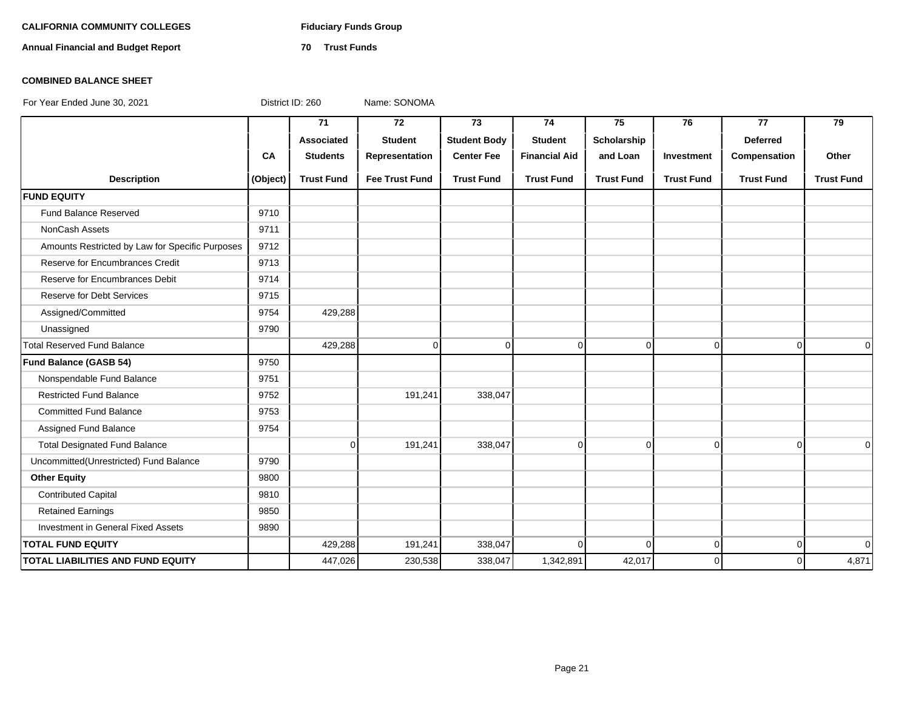**CALIFORNIA COMMUNITY COLLEGES** **Fiduciary Funds Group**

**Annual Financial and Budget Report** **70 Trust Funds**

**COMBINED BALANCE SHEET**

For Year Ended June 30, 2021 District ID: 260 Name: SONOMA

| Description | CA (Object) | 71 Associated Students Trust Fund | 72 Student Representation Fee Trust Fund | 73 Student Body Center Fee Trust Fund | 74 Student Financial Aid Trust Fund | 75 Scholarship and Loan Trust Fund | 76 Investment Trust Fund | 77 Deferred Compensation Trust Fund | 79 Other Trust Fund |
|---|---|---|---|---|---|---|---|---|---|
| **FUND EQUITY** | | | | | | | | | |
| Fund Balance Reserved | 9710 | | | | | | | | |
| NonCash Assets | 9711 | | | | | | | | |
| Amounts Restricted by Law for Specific Purposes | 9712 | | | | | | | | |
| Reserve for Encumbrances Credit | 9713 | | | | | | | | |
| Reserve for Encumbrances Debit | 9714 | | | | | | | | |
| Reserve for Debt Services | 9715 | | | | | | | | |
| Assigned/Committed | 9754 | 429,288 | | | | | | | |
| Unassigned | 9790 | | | | | | | | |
| Total Reserved Fund Balance | | 429,288 | 0 | 0 | 0 | 0 | 0 | 0 | 0 |
| **Fund Balance (GASB 54)** | 9750 | | | | | | | | |
| Nonspendable Fund Balance | 9751 | | | | | | | | |
| Restricted Fund Balance | 9752 | | 191,241 | 338,047 | | | | | |
| Committed Fund Balance | 9753 | | | | | | | | |
| Assigned Fund Balance | 9754 | | | | | | | | |
| Total Designated Fund Balance | | 0 | 191,241 | 338,047 | 0 | 0 | 0 | 0 | 0 |
| Uncommitted(Unrestricted) Fund Balance | 9790 | | | | | | | | |
| **Other Equity** | 9800 | | | | | | | | |
| Contributed Capital | 9810 | | | | | | | | |
| Retained Earnings | 9850 | | | | | | | | |
| Investment in General Fixed Assets | 9890 | | | | | | | | |
| **TOTAL FUND EQUITY** | | 429,288 | 191,241 | 338,047 | 0 | 0 | 0 | 0 | 0 |
| **TOTAL LIABILITIES AND FUND EQUITY** | | 447,026 | 230,538 | 338,047 | 1,342,891 | 42,017 | 0 | 0 | 4,871 |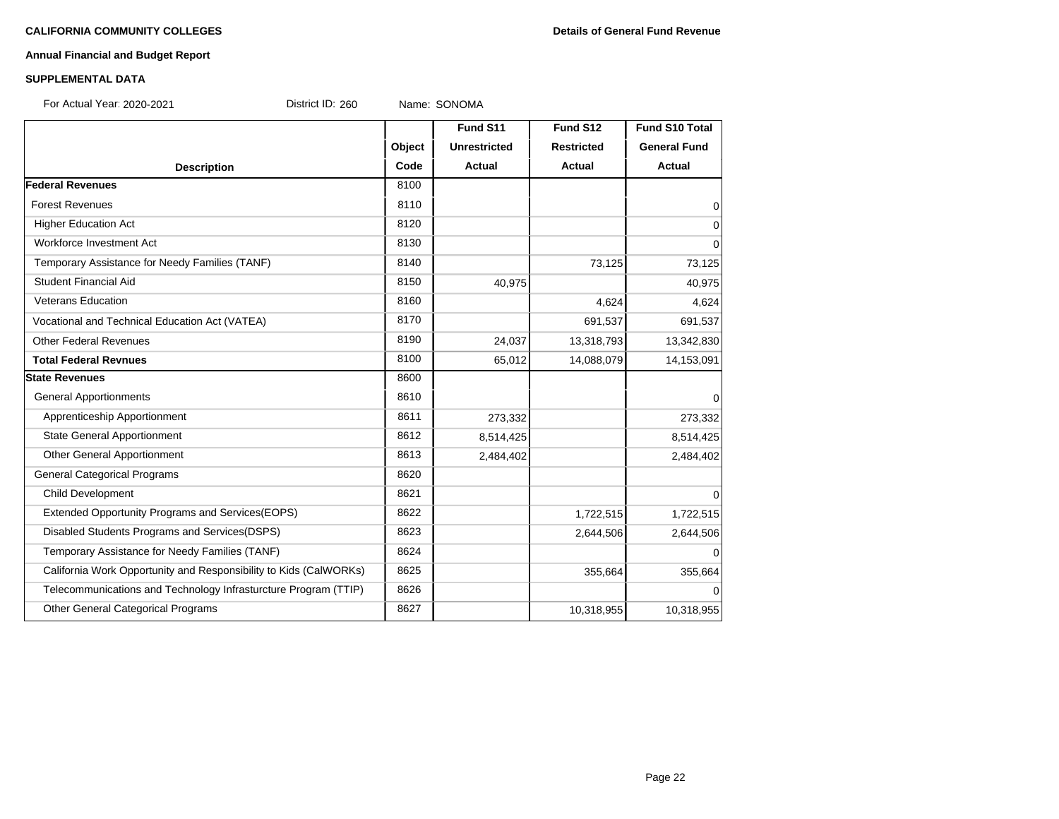**CALIFORNIA COMMUNITY COLLEGES** **Details of General Fund Revenue**

**Annual Financial and Budget Report**

**SUPPLEMENTAL DATA**

For Actual Year: 2020-2021 District ID: 260 Name: SONOMA

| Description | Object Code | Fund S11 Unrestricted Actual | Fund S12 Restricted Actual | Fund S10 Total General Fund Actual |
|---|---|---|---|---|
| **Federal Revenues** | 8100 | | | |
| Forest Revenues | 8110 | | | 0 |
| Higher Education Act | 8120 | | | 0 |
| Workforce Investment Act | 8130 | | | 0 |
| Temporary Assistance for Needy Families (TANF) | 8140 | | 73,125 | 73,125 |
| Student Financial Aid | 8150 | 40,975 | | 40,975 |
| Veterans Education | 8160 | | 4,624 | 4,624 |
| Vocational and Technical Education Act (VATEA) | 8170 | | 691,537 | 691,537 |
| Other Federal Revenues | 8190 | 24,037 | 13,318,793 | 13,342,830 |
| **Total Federal Revnues** | 8100 | 65,012 | 14,088,079 | 14,153,091 |
| **State Revenues** | 8600 | | | |
| General Apportionments | 8610 | | | 0 |
| Apprenticeship Apportionment | 8611 | 273,332 | | 273,332 |
| State General Apportionment | 8612 | 8,514,425 | | 8,514,425 |
| Other General Apportionment | 8613 | 2,484,402 | | 2,484,402 |
| General Categorical Programs | 8620 | | | |
| Child Development | 8621 | | | 0 |
| Extended Opportunity Programs and Services(EOPS) | 8622 | | 1,722,515 | 1,722,515 |
| Disabled Students Programs and Services(DSPS) | 8623 | | 2,644,506 | 2,644,506 |
| Temporary Assistance for Needy Families (TANF) | 8624 | | | 0 |
| California Work Opportunity and Responsibility to Kids (CalWORKs) | 8625 | | 355,664 | 355,664 |
| Telecommunications and Technology Infrasturcture Program (TTIP) | 8626 | | | 0 |
| Other General Categorical Programs | 8627 | | 10,318,955 | 10,318,955 |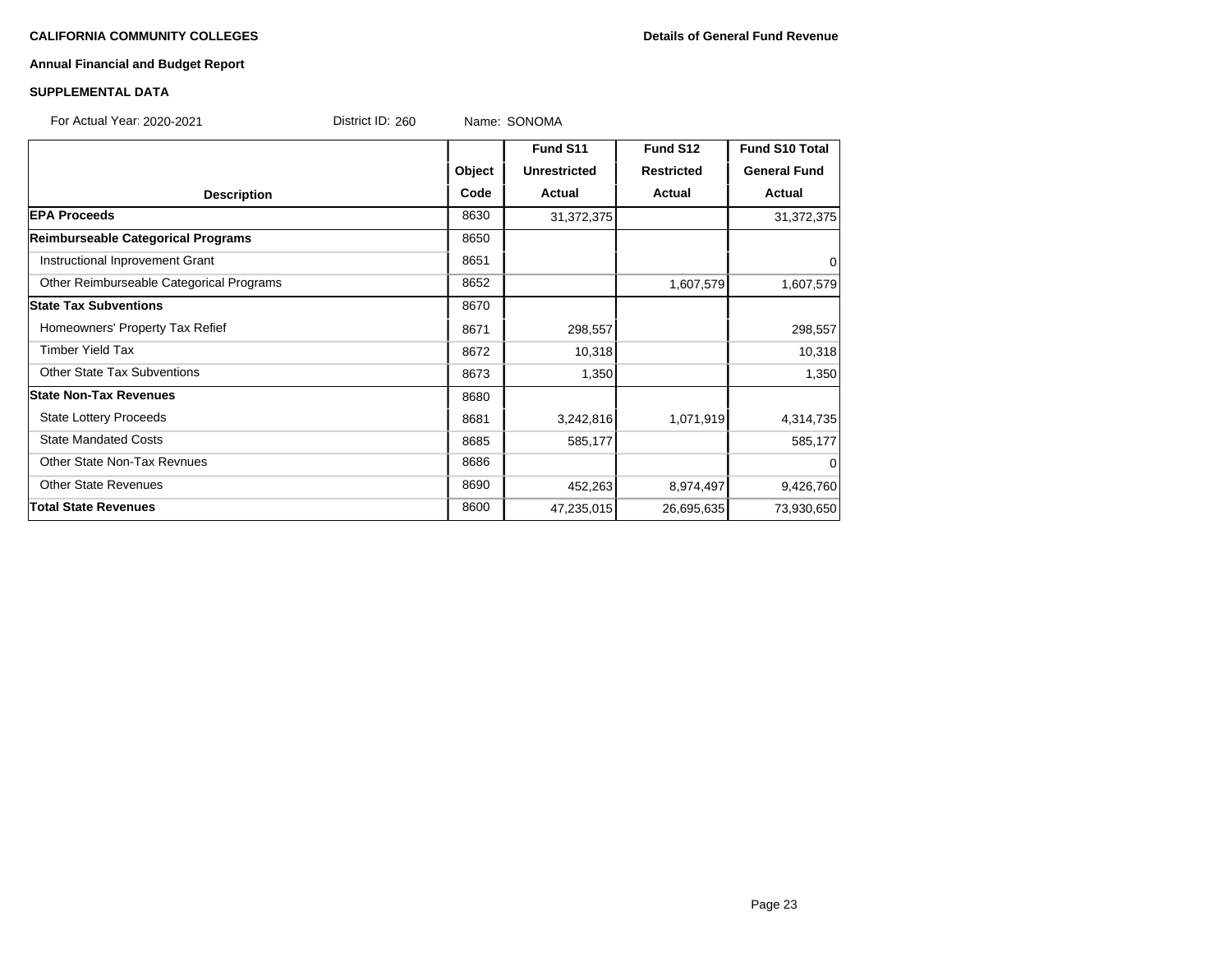**CALIFORNIA COMMUNITY COLLEGES**

**Details of General Fund Revenue**

**Annual Financial and Budget Report**

**SUPPLEMENTAL DATA**

For Actual Year: 2020-2021 District ID: 260 Name: SONOMA

| Description | Object Code | Fund S11 Unrestricted Actual | Fund S12 Restricted Actual | Fund S10 Total General Fund Actual |
|---|---|---|---|---|
| **EPA Proceeds** | 8630 | 31,372,375 | | 31,372,375 |
| **Reimburseable Categorical Programs** | 8650 | | | |
| Instructional Inprovement Grant | 8651 | | | 0 |
| Other Reimburseable Categorical Programs | 8652 | | 1,607,579 | 1,607,579 |
| **State Tax Subventions** | 8670 | | | |
| Homeowners' Property Tax Refief | 8671 | 298,557 | | 298,557 |
| Timber Yield Tax | 8672 | 10,318 | | 10,318 |
| Other State Tax Subventions | 8673 | 1,350 | | 1,350 |
| **State Non-Tax Revenues** | 8680 | | | |
| State Lottery Proceeds | 8681 | 3,242,816 | 1,071,919 | 4,314,735 |
| State Mandated Costs | 8685 | 585,177 | | 585,177 |
| Other State Non-Tax Revnues | 8686 | | | 0 |
| Other State Revenues | 8690 | 452,263 | 8,974,497 | 9,426,760 |
| **Total State Revenues** | 8600 | 47,235,015 | 26,695,635 | 73,930,650 |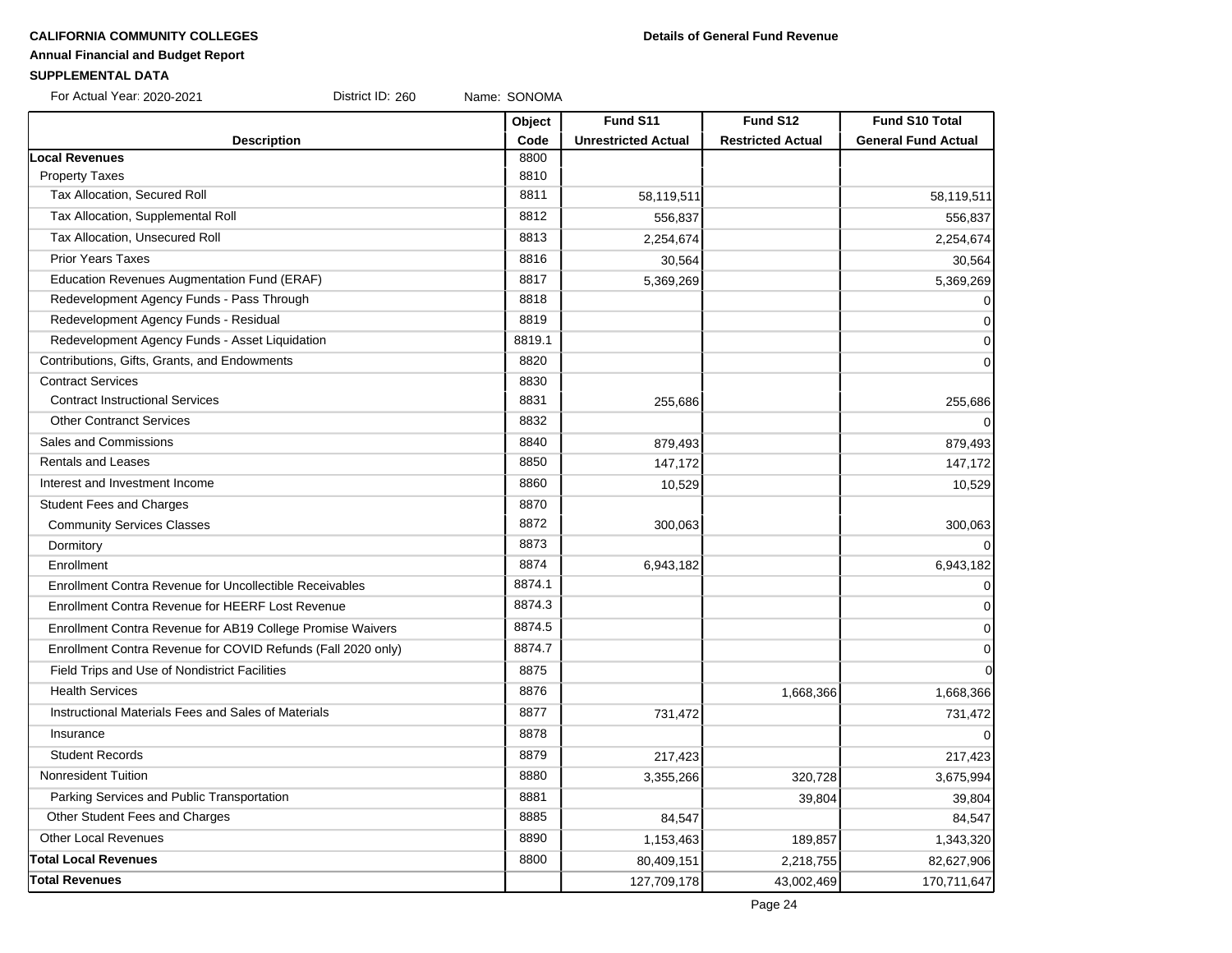**CALIFORNIA COMMUNITY COLLEGES**

**Annual Financial and Budget Report**

**SUPPLEMENTAL DATA**

**Details of General Fund Revenue**

For Actual Year: 2020-2021 District ID: 260 Name: SONOMA

| Description | Object Code | Fund S11 Unrestricted Actual | Fund S12 Restricted Actual | Fund S10 Total General Fund Actual |
|---|---|---|---|---|
| **Local Revenues** | 8800 | | | |
| Property Taxes | 8810 | | | |
| Tax Allocation, Secured Roll | 8811 | 58,119,511 | | 58,119,511 |
| Tax Allocation, Supplemental Roll | 8812 | 556,837 | | 556,837 |
| Tax Allocation, Unsecured Roll | 8813 | 2,254,674 | | 2,254,674 |
| Prior Years Taxes | 8816 | 30,564 | | 30,564 |
| Education Revenues Augmentation Fund (ERAF) | 8817 | 5,369,269 | | 5,369,269 |
| Redevelopment Agency Funds - Pass Through | 8818 | | | 0 |
| Redevelopment Agency Funds - Residual | 8819 | | | 0 |
| Redevelopment Agency Funds - Asset Liquidation | 8819.1 | | | 0 |
| Contributions, Gifts, Grants, and Endowments | 8820 | | | 0 |
| Contract Services | 8830 | | | |
| Contract Instructional Services | 8831 | 255,686 | | 255,686 |
| Other Contranct Services | 8832 | | | 0 |
| Sales and Commissions | 8840 | 879,493 | | 879,493 |
| Rentals and Leases | 8850 | 147,172 | | 147,172 |
| Interest and Investment Income | 8860 | 10,529 | | 10,529 |
| Student Fees and Charges | 8870 | | | |
| Community Services Classes | 8872 | 300,063 | | 300,063 |
| Dormitory | 8873 | | | 0 |
| Enrollment | 8874 | 6,943,182 | | 6,943,182 |
| Enrollment Contra Revenue for Uncollectible Receivables | 8874.1 | | | 0 |
| Enrollment Contra Revenue for HEERF Lost Revenue | 8874.3 | | | 0 |
| Enrollment Contra Revenue for AB19 College Promise Waivers | 8874.5 | | | 0 |
| Enrollment Contra Revenue for COVID Refunds (Fall 2020 only) | 8874.7 | | | 0 |
| Field Trips and Use of Nondistrict Facilities | 8875 | | | 0 |
| Health Services | 8876 | | 1,668,366 | 1,668,366 |
| Instructional Materials Fees and Sales of Materials | 8877 | 731,472 | | 731,472 |
| Insurance | 8878 | | | 0 |
| Student Records | 8879 | 217,423 | | 217,423 |
| Nonresident Tuition | 8880 | 3,355,266 | 320,728 | 3,675,994 |
| Parking Services and Public Transportation | 8881 | | 39,804 | 39,804 |
| Other Student Fees and Charges | 8885 | 84,547 | | 84,547 |
| Other Local Revenues | 8890 | 1,153,463 | 189,857 | 1,343,320 |
| **Total Local Revenues** | 8800 | 80,409,151 | 2,218,755 | 82,627,906 |
| **Total Revenues** | | 127,709,178 | 43,002,469 | 170,711,647 |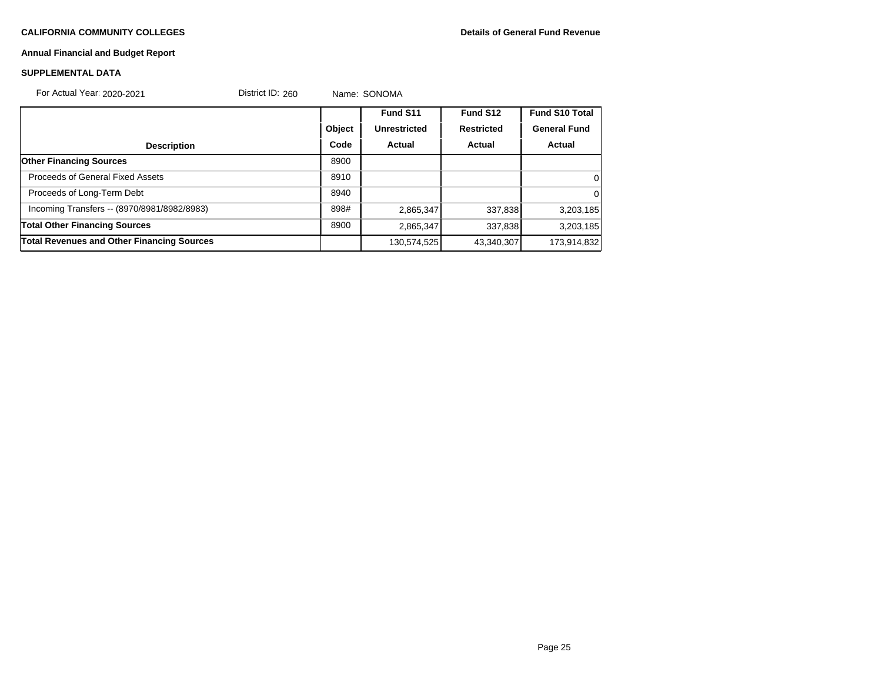**CALIFORNIA COMMUNITY COLLEGES** **Details of General Fund Revenue**

**Annual Financial and Budget Report**

**SUPPLEMENTAL DATA**

For Actual Year: 2020-2021 District ID: 260 Name: SONOMA

| Description | Object Code | Fund S11 Unrestricted Actual | Fund S12 Restricted Actual | Fund S10 Total General Fund Actual |
|---|---|---|---|---|
| **Other Financing Sources** | 8900 | | | |
| Proceeds of General Fixed Assets | 8910 | | | 0 |
| Proceeds of Long-Term Debt | 8940 | | | 0 |
| Incoming Transfers -- (8970/8981/8982/8983) | 898# | 2,865,347 | 337,838 | 3,203,185 |
| **Total Other Financing Sources** | 8900 | 2,865,347 | 337,838 | 3,203,185 |
| **Total Revenues and Other Financing Sources** | | 130,574,525 | 43,340,307 | 173,914,832 |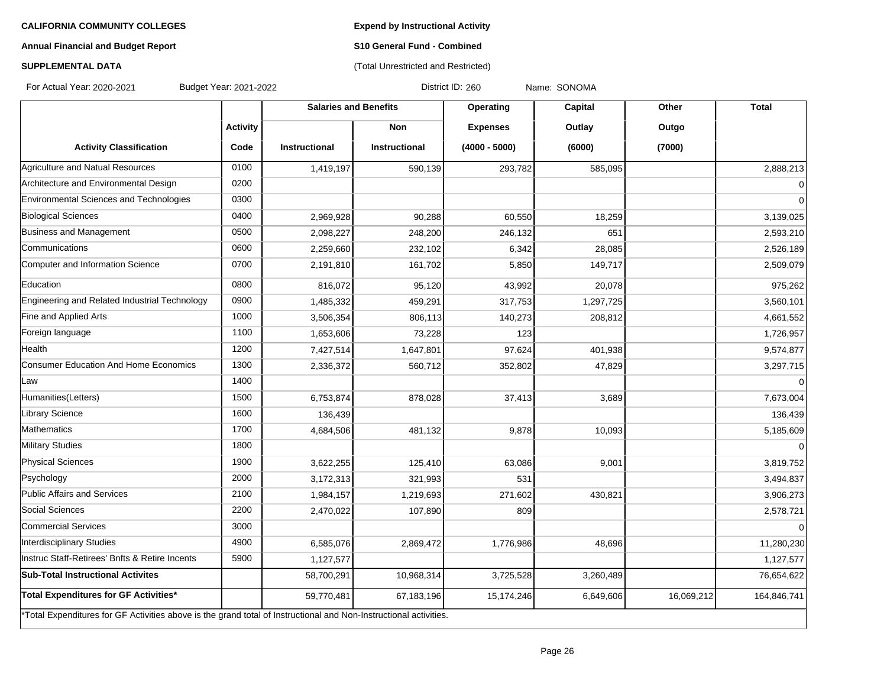**CALIFORNIA COMMUNITY COLLEGES**

**Annual Financial and Budget Report**

**SUPPLEMENTAL DATA**

**Expend by Instructional Activity**

**S10 General Fund - Combined**

(Total Unrestricted and Restricted)

For Actual Year: 2020-2021 Budget Year: 2021-2022 District ID: 260 Name: SONOMA

| | | Salaries and Benefits | | Operating | Capital | Other | Total |
|---|---|---|---|---|---|---|---|
| | Activity | | Non | Expenses | Outlay | Outgo | |
| Activity Classification | Code | Instructional | Instructional | (4000 - 5000) | (6000) | (7000) | |
| Agriculture and Natual Resources | 0100 | 1,419,197 | 590,139 | 293,782 | 585,095 | | 2,888,213 |
| Architecture and Environmental Design | 0200 | | | | | | 0 |
| Environmental Sciences and Technologies | 0300 | | | | | | 0 |
| Biological Sciences | 0400 | 2,969,928 | 90,288 | 60,550 | 18,259 | | 3,139,025 |
| Business and Management | 0500 | 2,098,227 | 248,200 | 246,132 | 651 | | 2,593,210 |
| Communications | 0600 | 2,259,660 | 232,102 | 6,342 | 28,085 | | 2,526,189 |
| Computer and Information Science | 0700 | 2,191,810 | 161,702 | 5,850 | 149,717 | | 2,509,079 |
| Education | 0800 | 816,072 | 95,120 | 43,992 | 20,078 | | 975,262 |
| Engineering and Related Industrial Technology | 0900 | 1,485,332 | 459,291 | 317,753 | 1,297,725 | | 3,560,101 |
| Fine and Applied Arts | 1000 | 3,506,354 | 806,113 | 140,273 | 208,812 | | 4,661,552 |
| Foreign language | 1100 | 1,653,606 | 73,228 | 123 | | | 1,726,957 |
| Health | 1200 | 7,427,514 | 1,647,801 | 97,624 | 401,938 | | 9,574,877 |
| Consumer Education And Home Economics | 1300 | 2,336,372 | 560,712 | 352,802 | 47,829 | | 3,297,715 |
| Law | 1400 | | | | | | 0 |
| Humanities(Letters) | 1500 | 6,753,874 | 878,028 | 37,413 | 3,689 | | 7,673,004 |
| Library Science | 1600 | 136,439 | | | | | 136,439 |
| Mathematics | 1700 | 4,684,506 | 481,132 | 9,878 | 10,093 | | 5,185,609 |
| Military Studies | 1800 | | | | | | 0 |
| Physical Sciences | 1900 | 3,622,255 | 125,410 | 63,086 | 9,001 | | 3,819,752 |
| Psychology | 2000 | 3,172,313 | 321,993 | 531 | | | 3,494,837 |
| Public Affairs and Services | 2100 | 1,984,157 | 1,219,693 | 271,602 | 430,821 | | 3,906,273 |
| Social Sciences | 2200 | 2,470,022 | 107,890 | 809 | | | 2,578,721 |
| Commercial Services | 3000 | | | | | | 0 |
| Interdisciplinary Studies | 4900 | 6,585,076 | 2,869,472 | 1,776,986 | 48,696 | | 11,280,230 |
| Instruc Staff-Retirees' Bnfts & Retire Incents | 5900 | 1,127,577 | | | | | 1,127,577 |
| **Sub-Total Instructional Activites** | | 58,700,291 | 10,968,314 | 3,725,528 | 3,260,489 | | 76,654,622 |
| **Total Expenditures for GF Activities*** | | 59,770,481 | 67,183,196 | 15,174,246 | 6,649,606 | 16,069,212 | 164,846,741 |

*Total Expenditures for GF Activities above is the grand total of Instructional and Non-Instructional activities.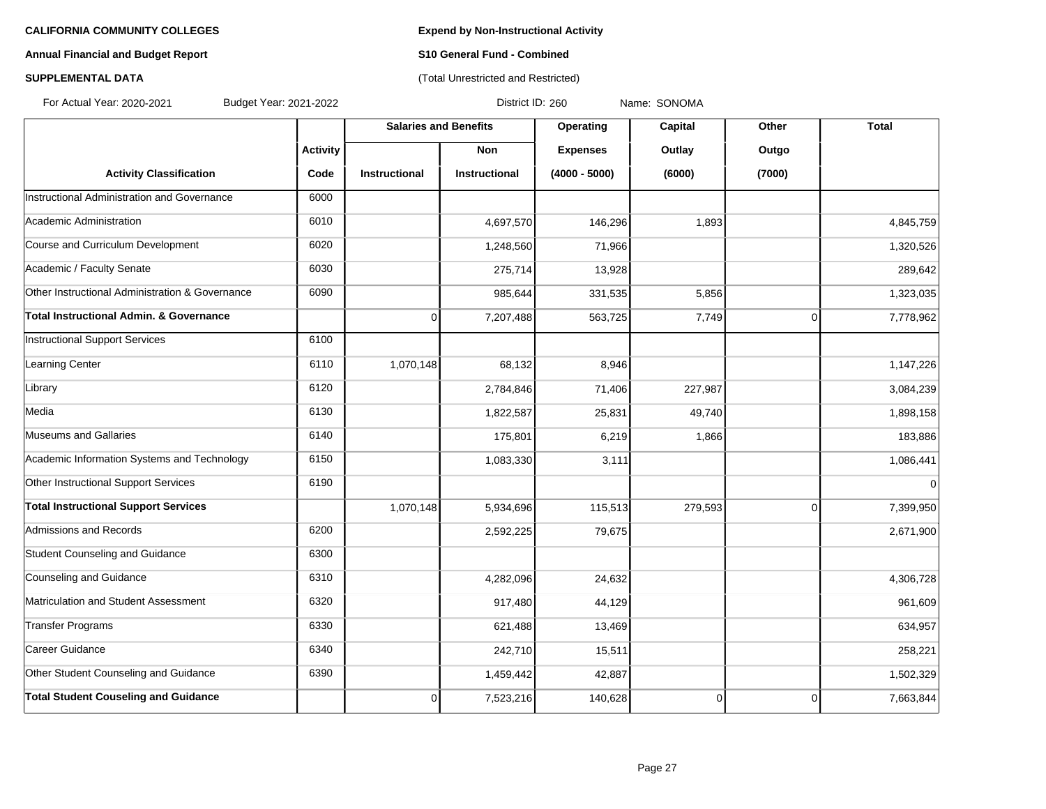**CALIFORNIA COMMUNITY COLLEGES**

**Annual Financial and Budget Report**

**SUPPLEMENTAL DATA**

**Expend by Non-Instructional Activity**

**S10 General Fund - Combined**

(Total Unrestricted and Restricted)

For Actual Year: 2020-2021 Budget Year: 2021-2022 District ID: 260 Name: SONOMA

| | | Salaries and Benefits | | Operating | Capital | Other | Total |
|---|---|---|---|---|---|---|---|
| | Activity | | Non | Expenses | Outlay | Outgo | |
| Activity Classification | Code | Instructional | Instructional | (4000 - 5000) | (6000) | (7000) | |
| Instructional Administration and Governance | 6000 | | | | | | |
| Academic Administration | 6010 | | 4,697,570 | 146,296 | 1,893 | | 4,845,759 |
| Course and Curriculum Development | 6020 | | 1,248,560 | 71,966 | | | 1,320,526 |
| Academic / Faculty Senate | 6030 | | 275,714 | 13,928 | | | 289,642 |
| Other Instructional Administration & Governance | 6090 | | 985,644 | 331,535 | 5,856 | | 1,323,035 |
| **Total Instructional Admin. & Governance** | | 0 | 7,207,488 | 563,725 | 7,749 | 0 | 7,778,962 |
| Instructional Support Services | 6100 | | | | | | |
| Learning Center | 6110 | 1,070,148 | 68,132 | 8,946 | | | 1,147,226 |
| Library | 6120 | | 2,784,846 | 71,406 | 227,987 | | 3,084,239 |
| Media | 6130 | | 1,822,587 | 25,831 | 49,740 | | 1,898,158 |
| Museums and Gallaries | 6140 | | 175,801 | 6,219 | 1,866 | | 183,886 |
| Academic Information Systems and Technology | 6150 | | 1,083,330 | 3,111 | | | 1,086,441 |
| Other Instructional Support Services | 6190 | | | | | | 0 |
| **Total Instructional Support Services** | | 1,070,148 | 5,934,696 | 115,513 | 279,593 | 0 | 7,399,950 |
| Admissions and Records | 6200 | | 2,592,225 | 79,675 | | | 2,671,900 |
| Student Counseling and Guidance | 6300 | | | | | | |
| Counseling and Guidance | 6310 | | 4,282,096 | 24,632 | | | 4,306,728 |
| Matriculation and Student Assessment | 6320 | | 917,480 | 44,129 | | | 961,609 |
| Transfer Programs | 6330 | | 621,488 | 13,469 | | | 634,957 |
| Career Guidance | 6340 | | 242,710 | 15,511 | | | 258,221 |
| Other Student Counseling and Guidance | 6390 | | 1,459,442 | 42,887 | | | 1,502,329 |
| **Total Student Couseling and Guidance** | | 0 | 7,523,216 | 140,628 | 0 | 0 | 7,663,844 |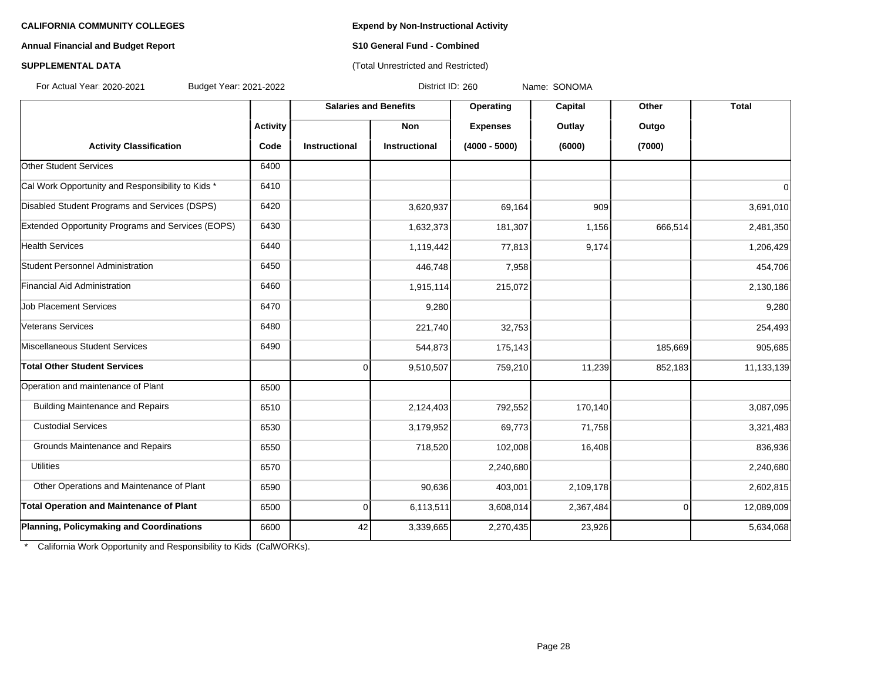**CALIFORNIA COMMUNITY COLLEGES**

**Annual Financial and Budget Report**

**SUPPLEMENTAL DATA**

**Expend by Non-Instructional Activity**

**S10 General Fund - Combined**

(Total Unrestricted and Restricted)

For Actual Year: 2020-2021 Budget Year: 2021-2022 District ID: 260 Name: SONOMA

| | | Salaries and Benefits | | Operating | Capital | Other | Total |
|---|---|---|---|---|---|---|---|
| | **Activity** | | **Non** | **Expenses** | **Outlay** | **Outgo** | |
| **Activity Classification** | **Code** | **Instructional** | **Instructional** | **(4000 - 5000)** | **(6000)** | **(7000)** | |
| Other Student Services | 6400 | | | | | | |
| Cal Work Opportunity and Responsibility to Kids * | 6410 | | | | | | 0 |
| Disabled Student Programs and Services (DSPS) | 6420 | | 3,620,937 | 69,164 | 909 | | 3,691,010 |
| Extended Opportunity Programs and Services (EOPS) | 6430 | | 1,632,373 | 181,307 | 1,156 | 666,514 | 2,481,350 |
| Health Services | 6440 | | 1,119,442 | 77,813 | 9,174 | | 1,206,429 |
| Student Personnel Administration | 6450 | | 446,748 | 7,958 | | | 454,706 |
| Financial Aid Administration | 6460 | | 1,915,114 | 215,072 | | | 2,130,186 |
| Job Placement Services | 6470 | | 9,280 | | | | 9,280 |
| Veterans Services | 6480 | | 221,740 | 32,753 | | | 254,493 |
| Miscellaneous Student Services | 6490 | | 544,873 | 175,143 | | 185,669 | 905,685 |
| **Total Other Student Services** | | 0 | 9,510,507 | 759,210 | 11,239 | 852,183 | 11,133,139 |
| Operation and maintenance of Plant | 6500 | | | | | | |
| Building Maintenance and Repairs | 6510 | | 2,124,403 | 792,552 | 170,140 | | 3,087,095 |
| Custodial Services | 6530 | | 3,179,952 | 69,773 | 71,758 | | 3,321,483 |
| Grounds Maintenance and Repairs | 6550 | | 718,520 | 102,008 | 16,408 | | 836,936 |
| Utilities | 6570 | | | 2,240,680 | | | 2,240,680 |
| Other Operations and Maintenance of Plant | 6590 | | 90,636 | 403,001 | 2,109,178 | | 2,602,815 |
| **Total Operation and Maintenance of Plant** | 6500 | 0 | 6,113,511 | 3,608,014 | 2,367,484 | 0 | 12,089,009 |
| **Planning, Policymaking and Coordinations** | 6600 | 42 | 3,339,665 | 2,270,435 | 23,926 | | 5,634,068 |

\* California Work Opportunity and Responsibility to Kids (CalWORKs).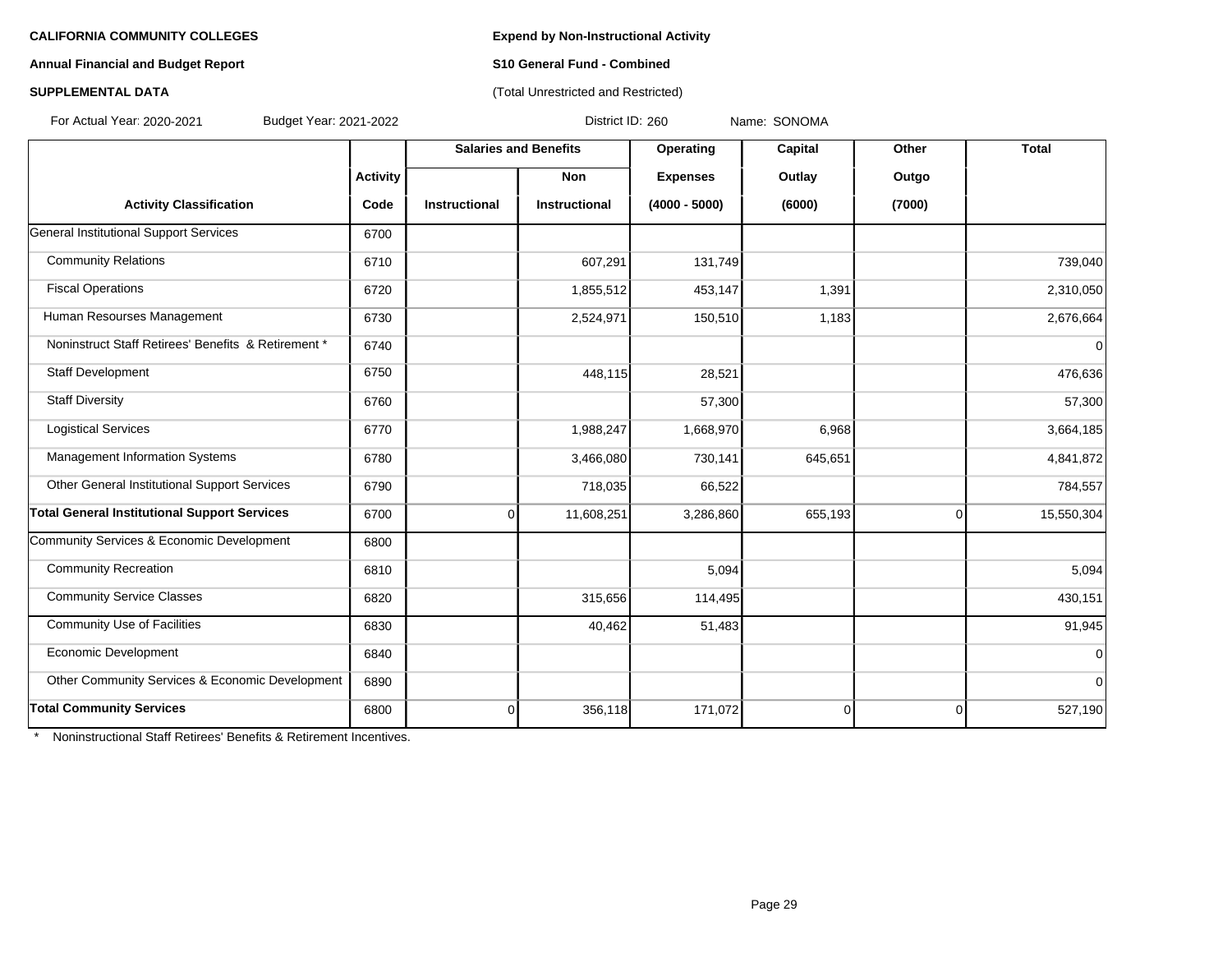**CALIFORNIA COMMUNITY COLLEGES**

**Annual Financial and Budget Report**

**SUPPLEMENTAL DATA**

**Expend by Non-Instructional Activity**

**S10 General Fund - Combined**

(Total Unrestricted and Restricted)

For Actual Year: 2020-2021 Budget Year: 2021-2022 District ID: 260 Name: SONOMA

| | | Salaries and Benefits | | Operating | Capital | Other | Total |
|---|---|---|---|---|---|---|---|
| | **Activity** | | **Non** | **Expenses** | **Outlay** | **Outgo** | |
| **Activity Classification** | **Code** | **Instructional** | **Instructional** | **(4000 - 5000)** | **(6000)** | **(7000)** | |
| General Institutional Support Services | 6700 | | | | | | |
| Community Relations | 6710 | | 607,291 | 131,749 | | | 739,040 |
| Fiscal Operations | 6720 | | 1,855,512 | 453,147 | 1,391 | | 2,310,050 |
| Human Resourses Management | 6730 | | 2,524,971 | 150,510 | 1,183 | | 2,676,664 |
| Noninstruct Staff Retirees' Benefits & Retirement * | 6740 | | | | | | 0 |
| Staff Development | 6750 | | 448,115 | 28,521 | | | 476,636 |
| Staff Diversity | 6760 | | | 57,300 | | | 57,300 |
| Logistical Services | 6770 | | 1,988,247 | 1,668,970 | 6,968 | | 3,664,185 |
| Management Information Systems | 6780 | | 3,466,080 | 730,141 | 645,651 | | 4,841,872 |
| Other General Institutional Support Services | 6790 | | 718,035 | 66,522 | | | 784,557 |
| **Total General Institutional Support Services** | 6700 | 0 | 11,608,251 | 3,286,860 | 655,193 | 0 | 15,550,304 |
| Community Services & Economic Development | 6800 | | | | | | |
| Community Recreation | 6810 | | | 5,094 | | | 5,094 |
| Community Service Classes | 6820 | | 315,656 | 114,495 | | | 430,151 |
| Community Use of Facilities | 6830 | | 40,462 | 51,483 | | | 91,945 |
| Economic Development | 6840 | | | | | | 0 |
| Other Community Services & Economic Development | 6890 | | | | | | 0 |
| **Total Community Services** | 6800 | 0 | 356,118 | 171,072 | 0 | 0 | 527,190 |

\* Noninstructional Staff Retirees' Benefits & Retirement Incentives.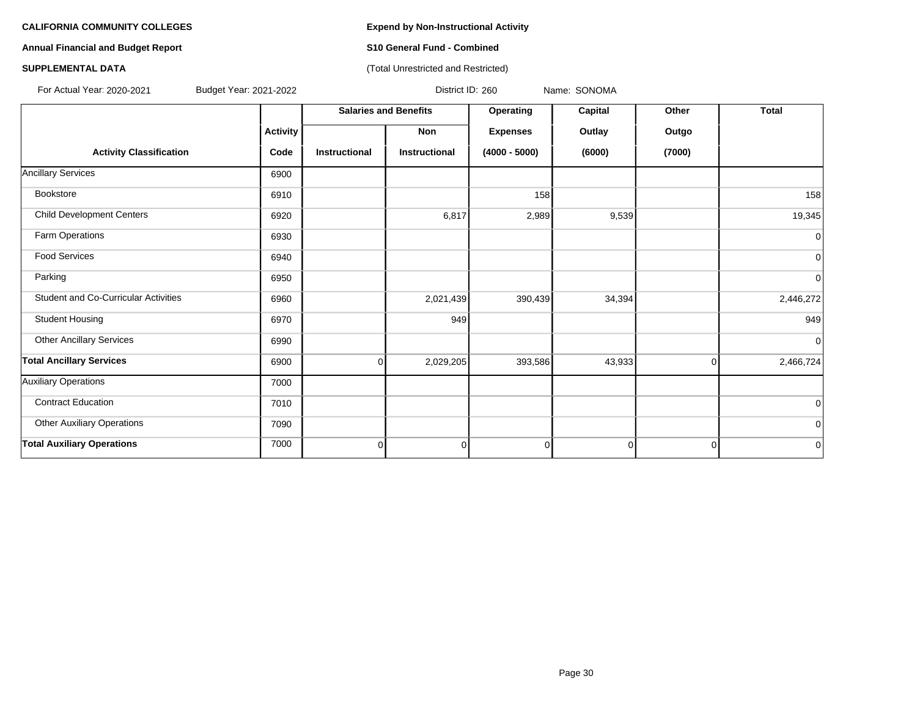**CALIFORNIA COMMUNITY COLLEGES**

**Annual Financial and Budget Report**

**SUPPLEMENTAL DATA**

**Expend by Non-Instructional Activity**

**S10 General Fund - Combined**

(Total Unrestricted and Restricted)

For Actual Year: 2020-2021 Budget Year: 2021-2022 District ID: 260 Name: SONOMA

| | | Salaries and Benefits | | Operating | Capital | Other | Total |
|---|---|---|---|---|---|---|---|
| | Activity | | Non | Expenses | Outlay | Outgo | |
| Activity Classification | Code | Instructional | Instructional | (4000 - 5000) | (6000) | (7000) | |
| Ancillary Services | 6900 | | | | | | |
| Bookstore | 6910 | | | 158 | | | 158 |
| Child Development Centers | 6920 | | 6,817 | 2,989 | 9,539 | | 19,345 |
| Farm Operations | 6930 | | | | | | 0 |
| Food Services | 6940 | | | | | | 0 |
| Parking | 6950 | | | | | | 0 |
| Student and Co-Curricular Activities | 6960 | | 2,021,439 | 390,439 | 34,394 | | 2,446,272 |
| Student Housing | 6970 | | 949 | | | | 949 |
| Other Ancillary Services | 6990 | | | | | | 0 |
| **Total Ancillary Services** | 6900 | 0 | 2,029,205 | 393,586 | 43,933 | 0 | 2,466,724 |
| Auxiliary Operations | 7000 | | | | | | |
| Contract Education | 7010 | | | | | | 0 |
| Other Auxiliary Operations | 7090 | | | | | | 0 |
| **Total Auxiliary Operations** | 7000 | 0 | 0 | 0 | 0 | 0 | 0 |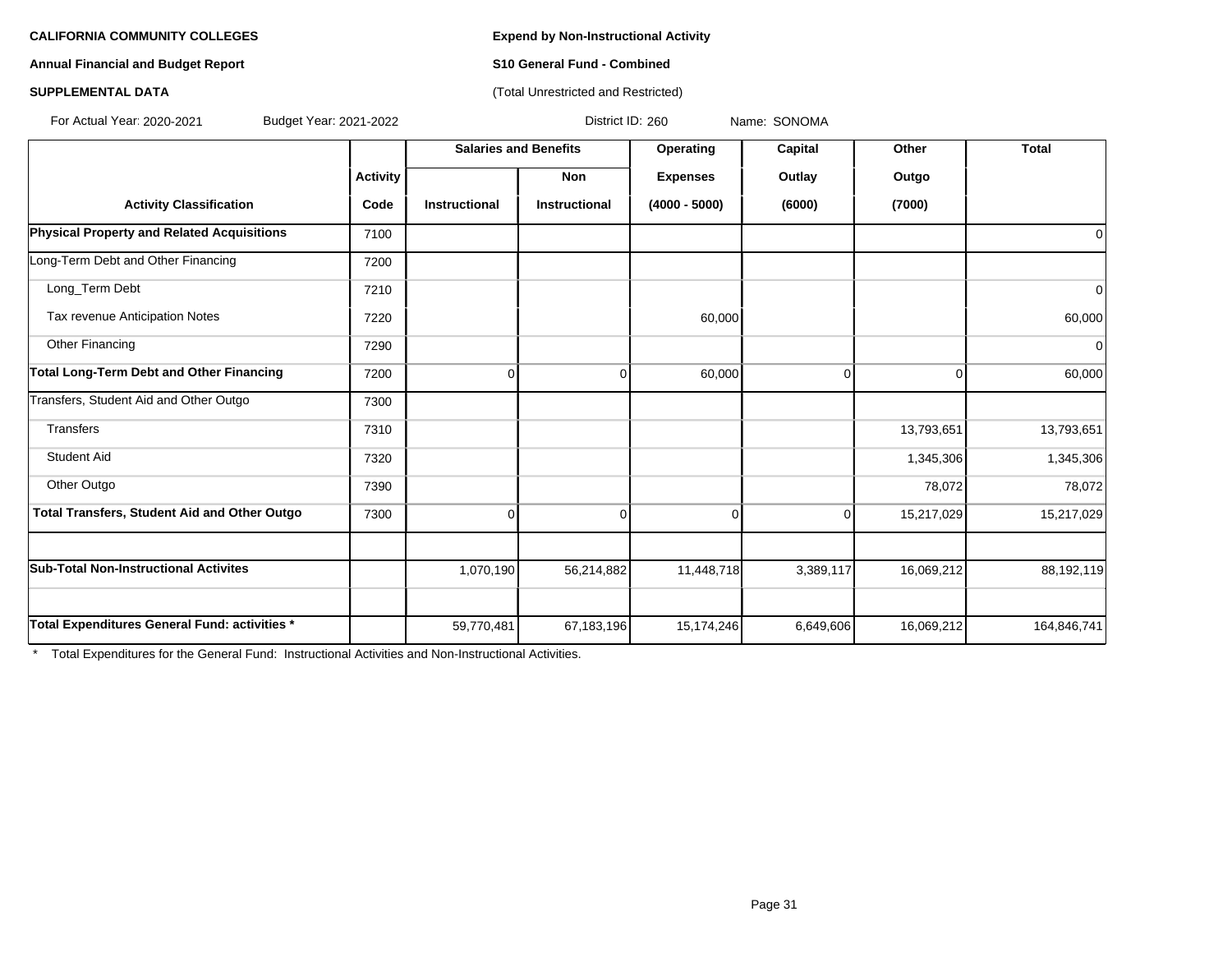**CALIFORNIA COMMUNITY COLLEGES**

**Annual Financial and Budget Report**

**SUPPLEMENTAL DATA**

**Expend by Non-Instructional Activity**

**S10 General Fund - Combined**

(Total Unrestricted and Restricted)

For Actual Year: 2020-2021 Budget Year: 2021-2022 District ID: 260 Name: SONOMA

| | | Salaries and Benefits | | Operating | Capital | Other | Total |
|---|---|---|---|---|---|---|---|
| | Activity | | Non | Expenses | Outlay | Outgo | |
| **Activity Classification** | **Code** | **Instructional** | **Instructional** | **(4000 - 5000)** | **(6000)** | **(7000)** | |
| **Physical Property and Related Acquisitions** | 7100 | | | | | | 0 |
| Long-Term Debt and Other Financing | 7200 | | | | | | |
| Long_Term Debt | 7210 | | | | | | 0 |
| Tax revenue Anticipation Notes | 7220 | | | 60,000 | | | 60,000 |
| Other Financing | 7290 | | | | | | 0 |
| **Total Long-Term Debt and Other Financing** | 7200 | 0 | 0 | 60,000 | 0 | 0 | 60,000 |
| Transfers, Student Aid and Other Outgo | 7300 | | | | | | |
| Transfers | 7310 | | | | | 13,793,651 | 13,793,651 |
| Student Aid | 7320 | | | | | 1,345,306 | 1,345,306 |
| Other Outgo | 7390 | | | | | 78,072 | 78,072 |
| **Total Transfers, Student Aid and Other Outgo** | 7300 | 0 | 0 | 0 | 0 | 15,217,029 | 15,217,029 |
| | | | | | | | |
| **Sub-Total Non-Instructional Activites** | | 1,070,190 | 56,214,882 | 11,448,718 | 3,389,117 | 16,069,212 | 88,192,119 |
| | | | | | | | |
| **Total Expenditures General Fund: activities *** | | 59,770,481 | 67,183,196 | 15,174,246 | 6,649,606 | 16,069,212 | 164,846,741 |

* Total Expenditures for the General Fund: Instructional Activities and Non-Instructional Activities.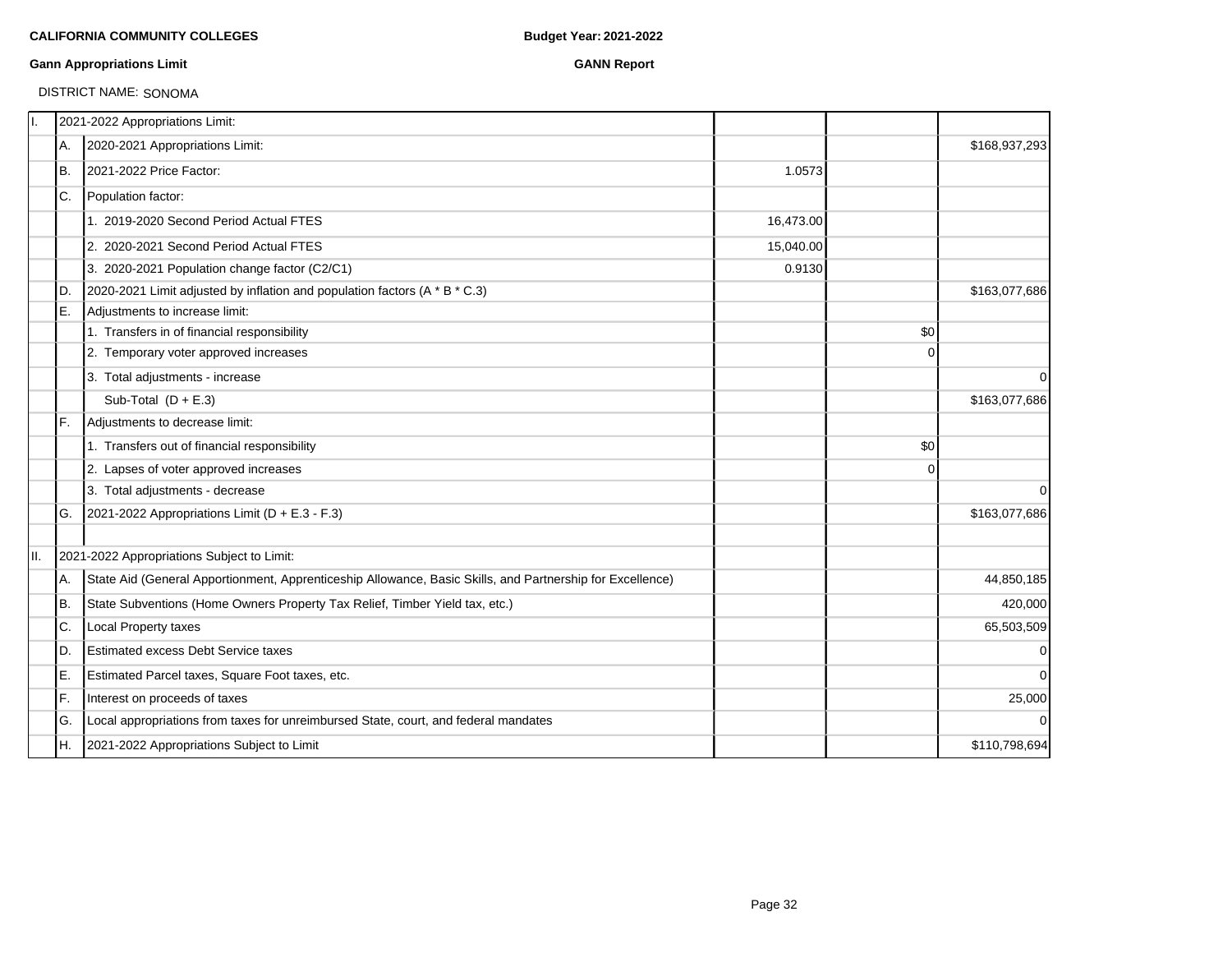**CALIFORNIA COMMUNITY COLLEGES** **Budget Year: 2021-2022**

**Gann Appropriations Limit** **GANN Report**

DISTRICT NAME: SONOMA

| | | | | | |
|---|---|---|---|---|---|
| I. | | 2021-2022 Appropriations Limit: | | | |
| | A. | 2020-2021 Appropriations Limit: | | | $168,937,293 |
| | B. | 2021-2022 Price Factor: | 1.0573 | | |
| | C. | Population factor: | | | |
| | | 1. 2019-2020 Second Period Actual FTES | 16,473.00 | | |
| | | 2. 2020-2021 Second Period Actual FTES | 15,040.00 | | |
| | | 3. 2020-2021 Population change factor (C2/C1) | 0.9130 | | |
| | D. | 2020-2021 Limit adjusted by inflation and population factors (A * B * C.3) | | | $163,077,686 |
| | E. | Adjustments to increase limit: | | | |
| | | 1. Transfers in of financial responsibility | | $0 | |
| | | 2. Temporary voter approved increases | | 0 | |
| | | 3. Total adjustments - increase | | | 0 |
| | | Sub-Total (D + E.3) | | | $163,077,686 |
| | F. | Adjustments to decrease limit: | | | |
| | | 1. Transfers out of financial responsibility | | $0 | |
| | | 2. Lapses of voter approved increases | | 0 | |
| | | 3. Total adjustments - decrease | | | 0 |
| | G. | 2021-2022 Appropriations Limit (D + E.3 - F.3) | | | $163,077,686 |
| | | | | | |
| II. | | 2021-2022 Appropriations Subject to Limit: | | | |
| | A. | State Aid (General Apportionment, Apprenticeship Allowance, Basic Skills, and Partnership for Excellence) | | | 44,850,185 |
| | B. | State Subventions (Home Owners Property Tax Relief, Timber Yield tax, etc.) | | | 420,000 |
| | C. | Local Property taxes | | | 65,503,509 |
| | D. | Estimated excess Debt Service taxes | | | 0 |
| | E. | Estimated Parcel taxes, Square Foot taxes, etc. | | | 0 |
| | F. | Interest on proceeds of taxes | | | 25,000 |
| | G. | Local appropriations from taxes for unreimbursed State, court, and federal mandates | | | 0 |
| | H. | 2021-2022 Appropriations Subject to Limit | | | $110,798,694 |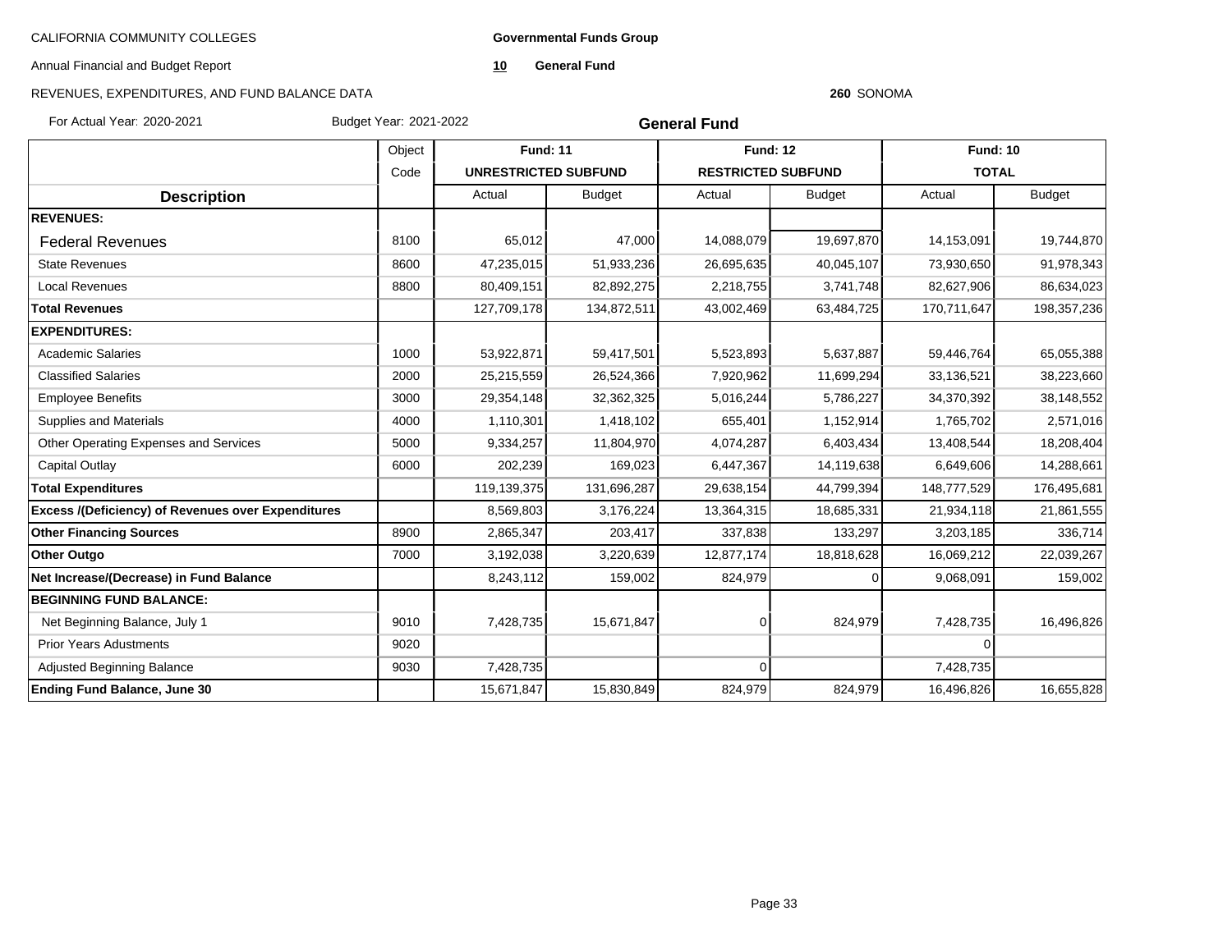CALIFORNIA COMMUNITY COLLEGES

Annual Financial and Budget Report

REVENUES, EXPENDITURES, AND FUND BALANCE DATA

**Governmental Funds Group**

**10 General Fund**

**260** SONOMA

For Actual Year: 2020-2021 Budget Year: 2021-2022

## General Fund

| Description | Object Code | Fund: 11 UNRESTRICTED SUBFUND | | Fund: 12 RESTRICTED SUBFUND | | Fund: 10 TOTAL | |
|---|---|---|---|---|---|---|---|
| | | Actual | Budget | Actual | Budget | Actual | Budget |
| **REVENUES:** | | | | | | | |
| Federal Revenues | 8100 | 65,012 | 47,000 | 14,088,079 | 19,697,870 | 14,153,091 | 19,744,870 |
| State Revenues | 8600 | 47,235,015 | 51,933,236 | 26,695,635 | 40,045,107 | 73,930,650 | 91,978,343 |
| Local Revenues | 8800 | 80,409,151 | 82,892,275 | 2,218,755 | 3,741,748 | 82,627,906 | 86,634,023 |
| **Total Revenues** | | 127,709,178 | 134,872,511 | 43,002,469 | 63,484,725 | 170,711,647 | 198,357,236 |
| **EXPENDITURES:** | | | | | | | |
| Academic Salaries | 1000 | 53,922,871 | 59,417,501 | 5,523,893 | 5,637,887 | 59,446,764 | 65,055,388 |
| Classified Salaries | 2000 | 25,215,559 | 26,524,366 | 7,920,962 | 11,699,294 | 33,136,521 | 38,223,660 |
| Employee Benefits | 3000 | 29,354,148 | 32,362,325 | 5,016,244 | 5,786,227 | 34,370,392 | 38,148,552 |
| Supplies and Materials | 4000 | 1,110,301 | 1,418,102 | 655,401 | 1,152,914 | 1,765,702 | 2,571,016 |
| Other Operating Expenses and Services | 5000 | 9,334,257 | 11,804,970 | 4,074,287 | 6,403,434 | 13,408,544 | 18,208,404 |
| Capital Outlay | 6000 | 202,239 | 169,023 | 6,447,367 | 14,119,638 | 6,649,606 | 14,288,661 |
| **Total Expenditures** | | 119,139,375 | 131,696,287 | 29,638,154 | 44,799,394 | 148,777,529 | 176,495,681 |
| **Excess /(Deficiency) of Revenues over Expenditures** | | 8,569,803 | 3,176,224 | 13,364,315 | 18,685,331 | 21,934,118 | 21,861,555 |
| **Other Financing Sources** | 8900 | 2,865,347 | 203,417 | 337,838 | 133,297 | 3,203,185 | 336,714 |
| **Other Outgo** | 7000 | 3,192,038 | 3,220,639 | 12,877,174 | 18,818,628 | 16,069,212 | 22,039,267 |
| **Net Increase/(Decrease) in Fund Balance** | | 8,243,112 | 159,002 | 824,979 | 0 | 9,068,091 | 159,002 |
| **BEGINNING FUND BALANCE:** | | | | | | | |
| Net Beginning Balance, July 1 | 9010 | 7,428,735 | 15,671,847 | 0 | 824,979 | 7,428,735 | 16,496,826 |
| Prior Years Adustments | 9020 | | | | | 0 | |
| Adjusted Beginning Balance | 9030 | 7,428,735 | | 0 | | 7,428,735 | |
| **Ending Fund Balance, June 30** | | 15,671,847 | 15,830,849 | 824,979 | 824,979 | 16,496,826 | 16,655,828 |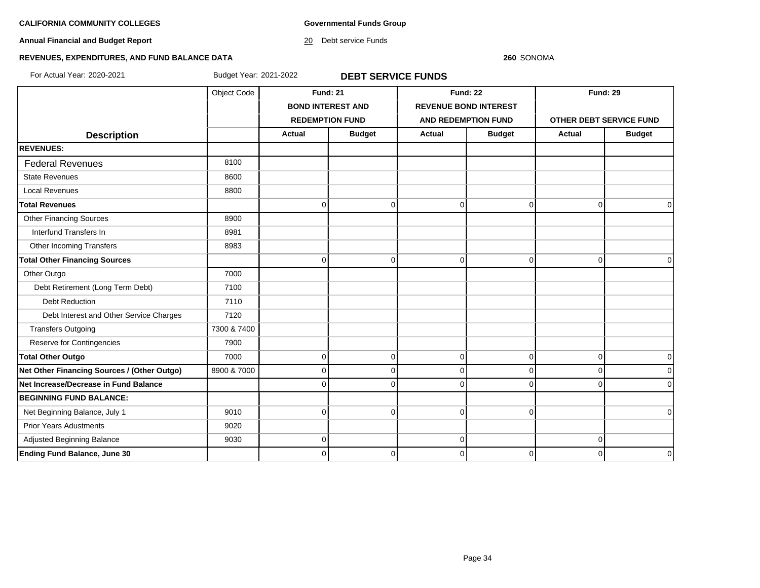**CALIFORNIA COMMUNITY COLLEGES**

**Annual Financial and Budget Report**

**REVENUES, EXPENDITURES, AND FUND BALANCE DATA**

**Governmental Funds Group**

20 Debt service Funds

**260** SONOMA

For Actual Year: 2020-2021 Budget Year: 2021-2022

## DEBT SERVICE FUNDS

| Description | Object Code | Fund: 21 BOND INTEREST AND REDEMPTION FUND | | Fund: 22 REVENUE BOND INTEREST AND REDEMPTION FUND | | Fund: 29 OTHER DEBT SERVICE FUND | |
|---|---|---|---|---|---|---|---|
| | | **Actual** | **Budget** | **Actual** | **Budget** | **Actual** | **Budget** |
| **REVENUES:** | | | | | | | |
| Federal Revenues | 8100 | | | | | | |
| State Revenues | 8600 | | | | | | |
| Local Revenues | 8800 | | | | | | |
| **Total Revenues** | | 0 | 0 | 0 | 0 | 0 | 0 |
| Other Financing Sources | 8900 | | | | | | |
| Interfund Transfers In | 8981 | | | | | | |
| Other Incoming Transfers | 8983 | | | | | | |
| **Total Other Financing Sources** | | 0 | 0 | 0 | 0 | 0 | 0 |
| Other Outgo | 7000 | | | | | | |
| Debt Retirement (Long Term Debt) | 7100 | | | | | | |
| Debt Reduction | 7110 | | | | | | |
| Debt Interest and Other Service Charges | 7120 | | | | | | |
| Transfers Outgoing | 7300 & 7400 | | | | | | |
| Reserve for Contingencies | 7900 | | | | | | |
| **Total Other Outgo** | 7000 | 0 | 0 | 0 | 0 | 0 | 0 |
| **Net Other Financing Sources / (Other Outgo)** | 8900 & 7000 | 0 | 0 | 0 | 0 | 0 | 0 |
| **Net Increase/Decrease in Fund Balance** | | 0 | 0 | 0 | 0 | 0 | 0 |
| **BEGINNING FUND BALANCE:** | | | | | | | |
| Net Beginning Balance, July 1 | 9010 | 0 | 0 | 0 | 0 | | 0 |
| Prior Years Adustments | 9020 | | | | | | |
| Adjusted Beginning Balance | 9030 | 0 | | 0 | | 0 | |
| **Ending Fund Balance, June 30** | | 0 | 0 | 0 | 0 | 0 | 0 |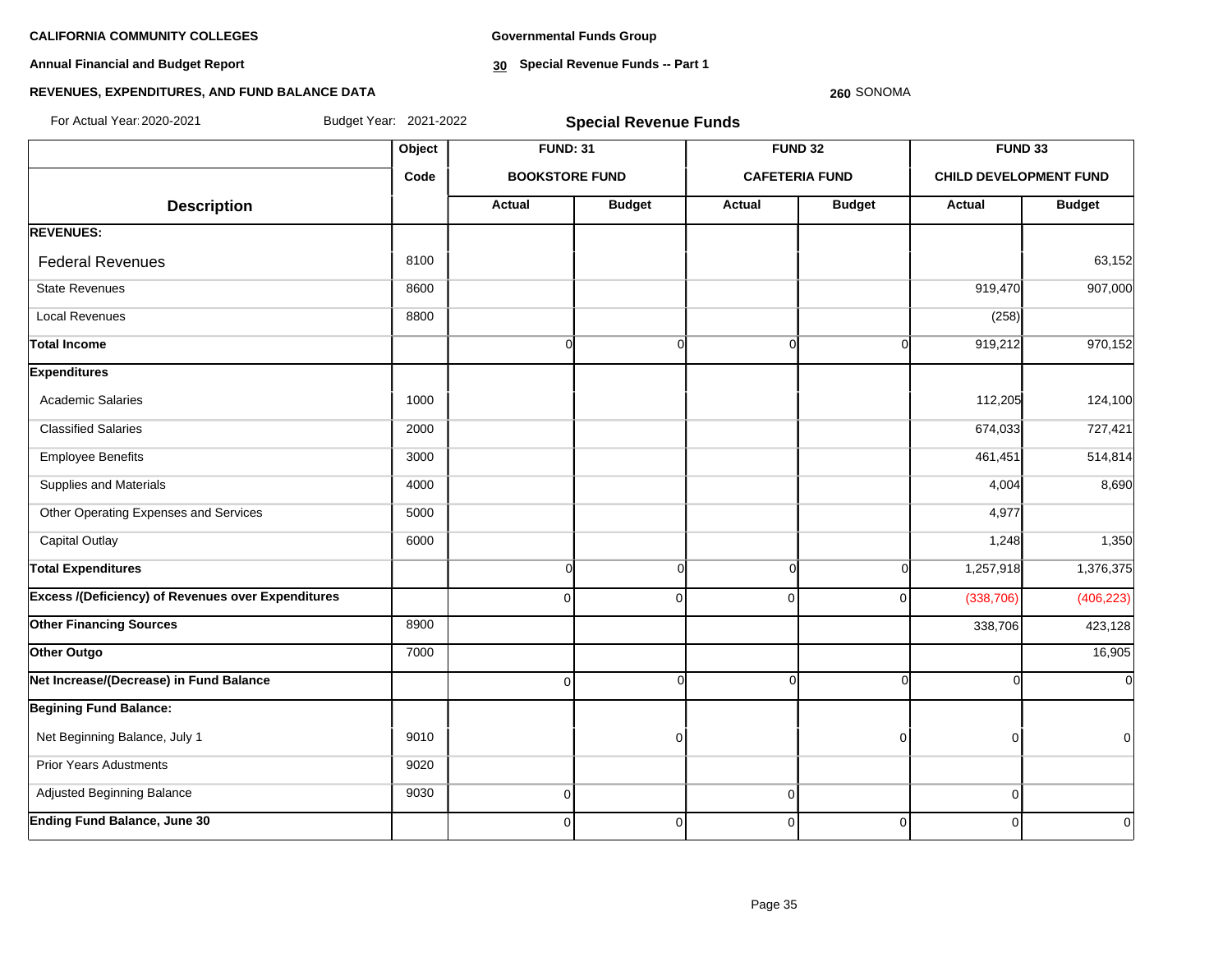**CALIFORNIA COMMUNITY COLLEGES** | **Governmental Funds Group**

**Annual Financial and Budget Report** | **30 Special Revenue Funds -- Part 1**

**REVENUES, EXPENDITURES, AND FUND BALANCE DATA** | **260** SONOMA

For Actual Year: 2020-2021 | Budget Year: 2021-2022

## Special Revenue Funds

| Description | Object Code | FUND: 31 BOOKSTORE FUND Actual | FUND: 31 BOOKSTORE FUND Budget | FUND 32 CAFETERIA FUND Actual | FUND 32 CAFETERIA FUND Budget | FUND 33 CHILD DEVELOPMENT FUND Actual | FUND 33 CHILD DEVELOPMENT FUND Budget |
|---|---|---|---|---|---|---|---|
| **REVENUES:** | | | | | | | |
| Federal Revenues | 8100 | | | | | | 63,152 |
| State Revenues | 8600 | | | | | 919,470 | 907,000 |
| Local Revenues | 8800 | | | | | (258) | |
| **Total Income** | | 0 | 0 | 0 | 0 | 919,212 | 970,152 |
| **Expenditures** | | | | | | | |
| Academic Salaries | 1000 | | | | | 112,205 | 124,100 |
| Classified Salaries | 2000 | | | | | 674,033 | 727,421 |
| Employee Benefits | 3000 | | | | | 461,451 | 514,814 |
| Supplies and Materials | 4000 | | | | | 4,004 | 8,690 |
| Other Operating Expenses and Services | 5000 | | | | | 4,977 | |
| Capital Outlay | 6000 | | | | | 1,248 | 1,350 |
| **Total Expenditures** | | 0 | 0 | 0 | 0 | 1,257,918 | 1,376,375 |
| **Excess /(Deficiency) of Revenues over Expenditures** | | 0 | 0 | 0 | 0 | (338,706) | (406,223) |
| **Other Financing Sources** | 8900 | | | | | 338,706 | 423,128 |
| **Other Outgo** | 7000 | | | | | | 16,905 |
| **Net Increase/(Decrease) in Fund Balance** | | 0 | 0 | 0 | 0 | 0 | 0 |
| **Begining Fund Balance:** | | | | | | | |
| Net Beginning Balance, July 1 | 9010 | | 0 | | 0 | 0 | 0 |
| Prior Years Adustments | 9020 | | | | | | |
| Adjusted Beginning Balance | 9030 | 0 | | 0 | | 0 | |
| **Ending Fund Balance, June 30** | | 0 | 0 | 0 | 0 | 0 | 0 |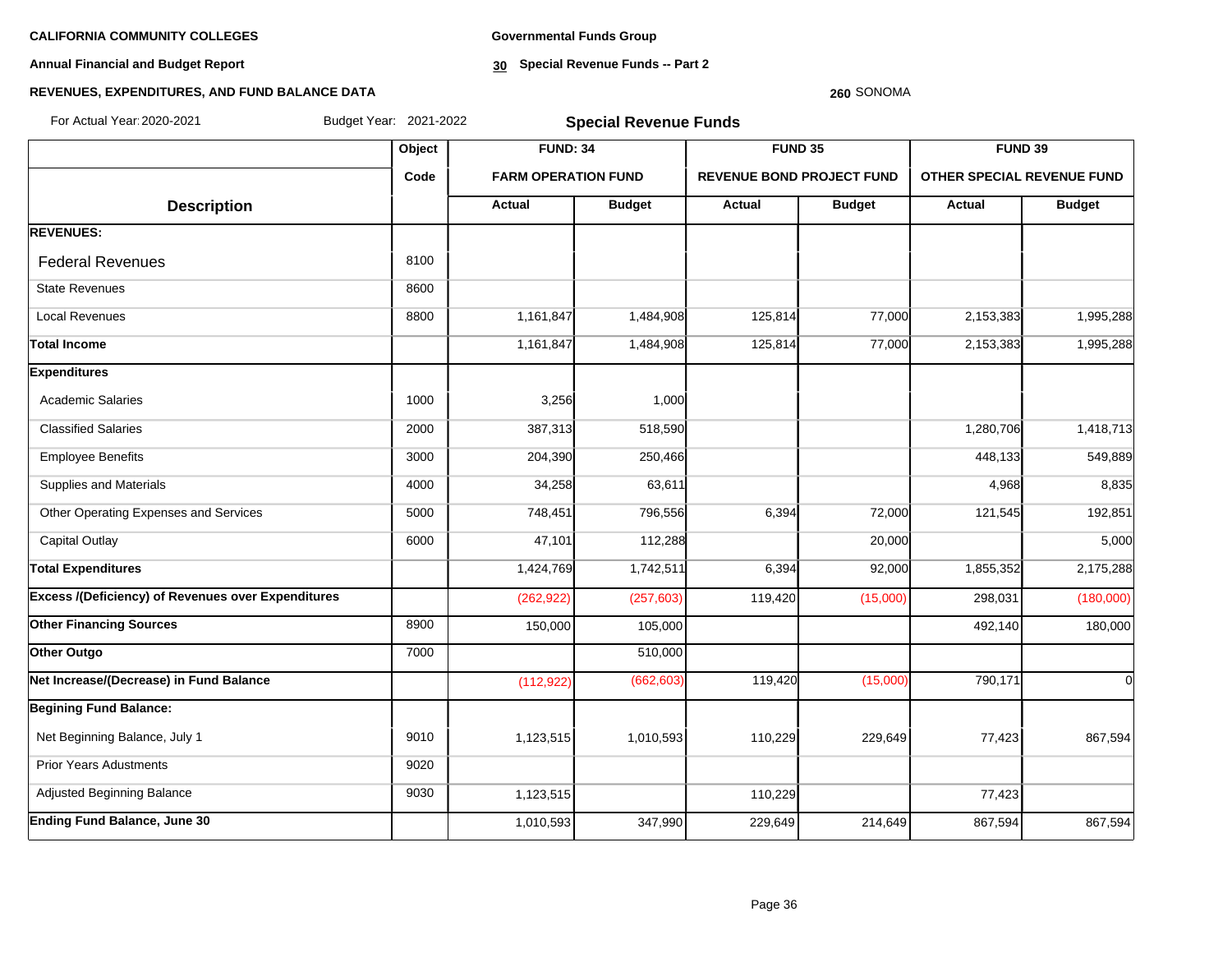**CALIFORNIA COMMUNITY COLLEGES**

**Annual Financial and Budget Report**

**REVENUES, EXPENDITURES, AND FUND BALANCE DATA**

**Governmental Funds Group**

**30 Special Revenue Funds -- Part 2**

**260** SONOMA

For Actual Year: 2020-2021 Budget Year: 2021-2022

## Special Revenue Funds

| Description | Object Code | FUND: 34 FARM OPERATION FUND | | FUND 35 REVENUE BOND PROJECT FUND | | FUND 39 OTHER SPECIAL REVENUE FUND | |
|---|---|---|---|---|---|---|---|
| | | Actual | Budget | Actual | Budget | Actual | Budget |
| **REVENUES:** | | | | | | | |
| Federal Revenues | 8100 | | | | | | |
| State Revenues | 8600 | | | | | | |
| Local Revenues | 8800 | 1,161,847 | 1,484,908 | 125,814 | 77,000 | 2,153,383 | 1,995,288 |
| **Total Income** | | 1,161,847 | 1,484,908 | 125,814 | 77,000 | 2,153,383 | 1,995,288 |
| **Expenditures** | | | | | | | |
| Academic Salaries | 1000 | 3,256 | 1,000 | | | | |
| Classified Salaries | 2000 | 387,313 | 518,590 | | | 1,280,706 | 1,418,713 |
| Employee Benefits | 3000 | 204,390 | 250,466 | | | 448,133 | 549,889 |
| Supplies and Materials | 4000 | 34,258 | 63,611 | | | 4,968 | 8,835 |
| Other Operating Expenses and Services | 5000 | 748,451 | 796,556 | 6,394 | 72,000 | 121,545 | 192,851 |
| Capital Outlay | 6000 | 47,101 | 112,288 | | 20,000 | | 5,000 |
| **Total Expenditures** | | 1,424,769 | 1,742,511 | 6,394 | 92,000 | 1,855,352 | 2,175,288 |
| **Excess /(Deficiency) of Revenues over Expenditures** | | (262,922) | (257,603) | 119,420 | (15,000) | 298,031 | (180,000) |
| **Other Financing Sources** | 8900 | 150,000 | 105,000 | | | 492,140 | 180,000 |
| **Other Outgo** | 7000 | | 510,000 | | | | |
| **Net Increase/(Decrease) in Fund Balance** | | (112,922) | (662,603) | 119,420 | (15,000) | 790,171 | 0 |
| **Begining Fund Balance:** | | | | | | | |
| Net Beginning Balance, July 1 | 9010 | 1,123,515 | 1,010,593 | 110,229 | 229,649 | 77,423 | 867,594 |
| Prior Years Adustments | 9020 | | | | | | |
| Adjusted Beginning Balance | 9030 | 1,123,515 | | 110,229 | | 77,423 | |
| **Ending Fund Balance, June 30** | | 1,010,593 | 347,990 | 229,649 | 214,649 | 867,594 | 867,594 |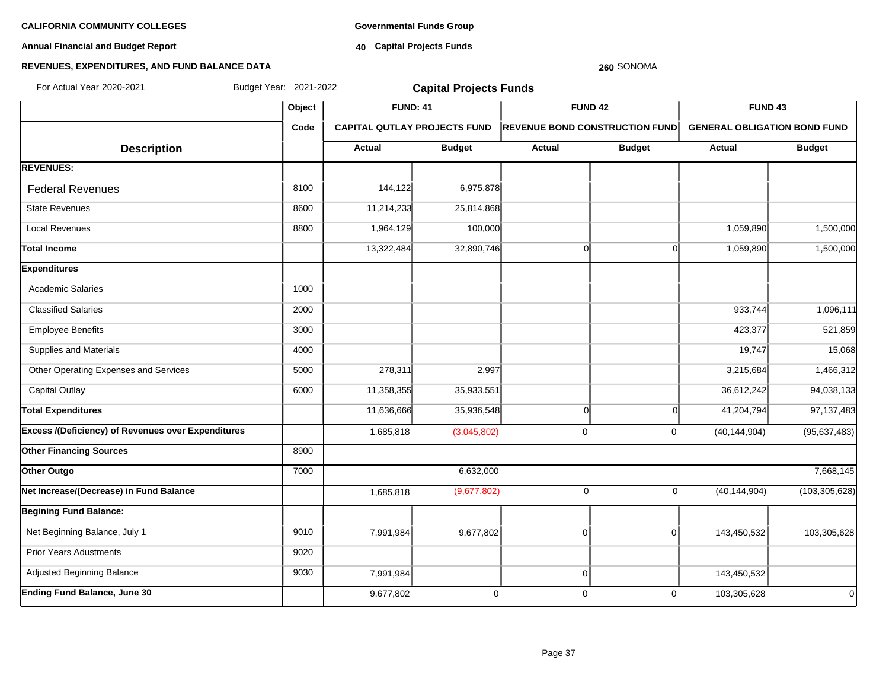**CALIFORNIA COMMUNITY COLLEGES**

**Annual Financial and Budget Report**

**REVENUES, EXPENDITURES, AND FUND BALANCE DATA**

**Governmental Funds Group**

**40 Capital Projects Funds**

**260** SONOMA

For Actual Year: 2020-2021 Budget Year: 2021-2022

## Capital Projects Funds

| | Object | FUND: 41 | | FUND 42 | | FUND 43 | |
|---|---|---|---|---|---|---|---|
| | Code | CAPITAL QUTLAY PROJECTS FUND | | REVENUE BOND CONSTRUCTION FUND | | GENERAL OBLIGATION BOND FUND | |
| **Description** | | **Actual** | **Budget** | **Actual** | **Budget** | **Actual** | **Budget** |
| **REVENUES:** | | | | | | | |
| Federal Revenues | 8100 | 144,122 | 6,975,878 | | | | |
| State Revenues | 8600 | 11,214,233 | 25,814,868 | | | | |
| Local Revenues | 8800 | 1,964,129 | 100,000 | | | 1,059,890 | 1,500,000 |
| **Total Income** | | 13,322,484 | 32,890,746 | 0 | 0 | 1,059,890 | 1,500,000 |
| **Expenditures** | | | | | | | |
| Academic Salaries | 1000 | | | | | | |
| Classified Salaries | 2000 | | | | | 933,744 | 1,096,111 |
| Employee Benefits | 3000 | | | | | 423,377 | 521,859 |
| Supplies and Materials | 4000 | | | | | 19,747 | 15,068 |
| Other Operating Expenses and Services | 5000 | 278,311 | 2,997 | | | 3,215,684 | 1,466,312 |
| Capital Outlay | 6000 | 11,358,355 | 35,933,551 | | | 36,612,242 | 94,038,133 |
| **Total Expenditures** | | 11,636,666 | 35,936,548 | 0 | 0 | 41,204,794 | 97,137,483 |
| **Excess /(Deficiency) of Revenues over Expenditures** | | 1,685,818 | (3,045,802) | 0 | 0 | (40,144,904) | (95,637,483) |
| **Other Financing Sources** | 8900 | | | | | | |
| **Other Outgo** | 7000 | | 6,632,000 | | | | 7,668,145 |
| **Net Increase/(Decrease) in Fund Balance** | | 1,685,818 | (9,677,802) | 0 | 0 | (40,144,904) | (103,305,628) |
| **Begining Fund Balance:** | | | | | | | |
| Net Beginning Balance, July 1 | 9010 | 7,991,984 | 9,677,802 | 0 | 0 | 143,450,532 | 103,305,628 |
| Prior Years Adustments | 9020 | | | | | | |
| Adjusted Beginning Balance | 9030 | 7,991,984 | | 0 | | 143,450,532 | |
| **Ending Fund Balance, June 30** | | 9,677,802 | 0 | 0 | 0 | 103,305,628 | 0 |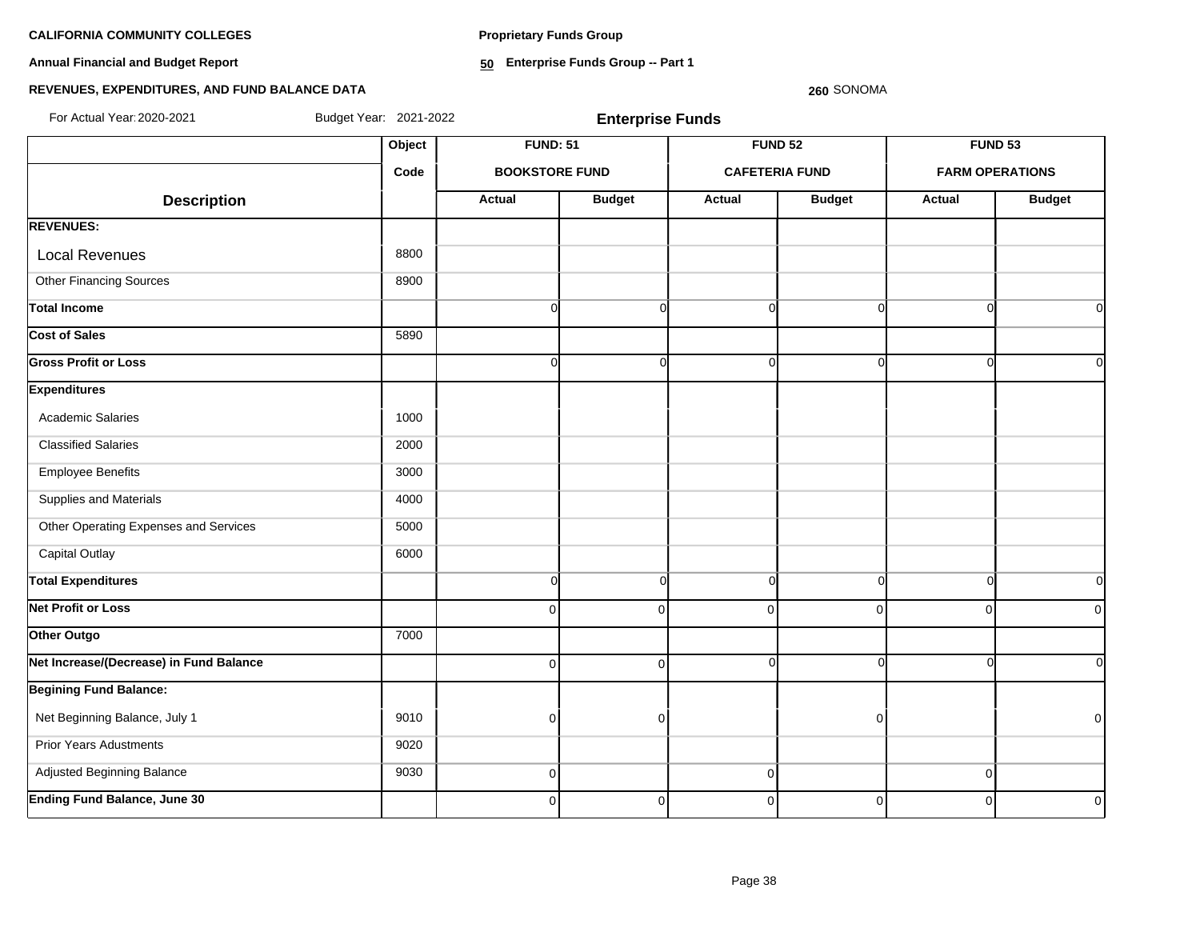**CALIFORNIA COMMUNITY COLLEGES**

**Annual Financial and Budget Report**

**REVENUES, EXPENDITURES, AND FUND BALANCE DATA**

**Proprietary Funds Group**

**50 Enterprise Funds Group -- Part 1**

**260** SONOMA

For Actual Year: 2020-2021 Budget Year: 2021-2022

**Enterprise Funds**

| | Object | FUND: 51 | | FUND 52 | | FUND 53 | |
|---|---|---|---|---|---|---|---|
| | Code | BOOKSTORE FUND | | CAFETERIA FUND | | FARM OPERATIONS | |
| **Description** | | Actual | Budget | Actual | Budget | Actual | Budget |
| **REVENUES:** | | | | | | | |
| Local Revenues | 8800 | | | | | | |
| Other Financing Sources | 8900 | | | | | | |
| **Total Income** | | 0 | 0 | 0 | 0 | 0 | 0 |
| **Cost of Sales** | 5890 | | | | | | |
| **Gross Profit or Loss** | | 0 | 0 | 0 | 0 | 0 | 0 |
| **Expenditures** | | | | | | | |
| Academic Salaries | 1000 | | | | | | |
| Classified Salaries | 2000 | | | | | | |
| Employee Benefits | 3000 | | | | | | |
| Supplies and Materials | 4000 | | | | | | |
| Other Operating Expenses and Services | 5000 | | | | | | |
| Capital Outlay | 6000 | | | | | | |
| **Total Expenditures** | | 0 | 0 | 0 | 0 | 0 | 0 |
| **Net Profit or Loss** | | 0 | 0 | 0 | 0 | 0 | 0 |
| **Other Outgo** | 7000 | | | | | | |
| **Net Increase/(Decrease) in Fund Balance** | | 0 | 0 | 0 | 0 | 0 | 0 |
| **Begining Fund Balance:** | | | | | | | |
| Net Beginning Balance, July 1 | 9010 | 0 | 0 | | 0 | | 0 |
| Prior Years Adustments | 9020 | | | | | | |
| Adjusted Beginning Balance | 9030 | 0 | | 0 | | 0 | |
| **Ending Fund Balance, June 30** | | 0 | 0 | 0 | 0 | 0 | 0 |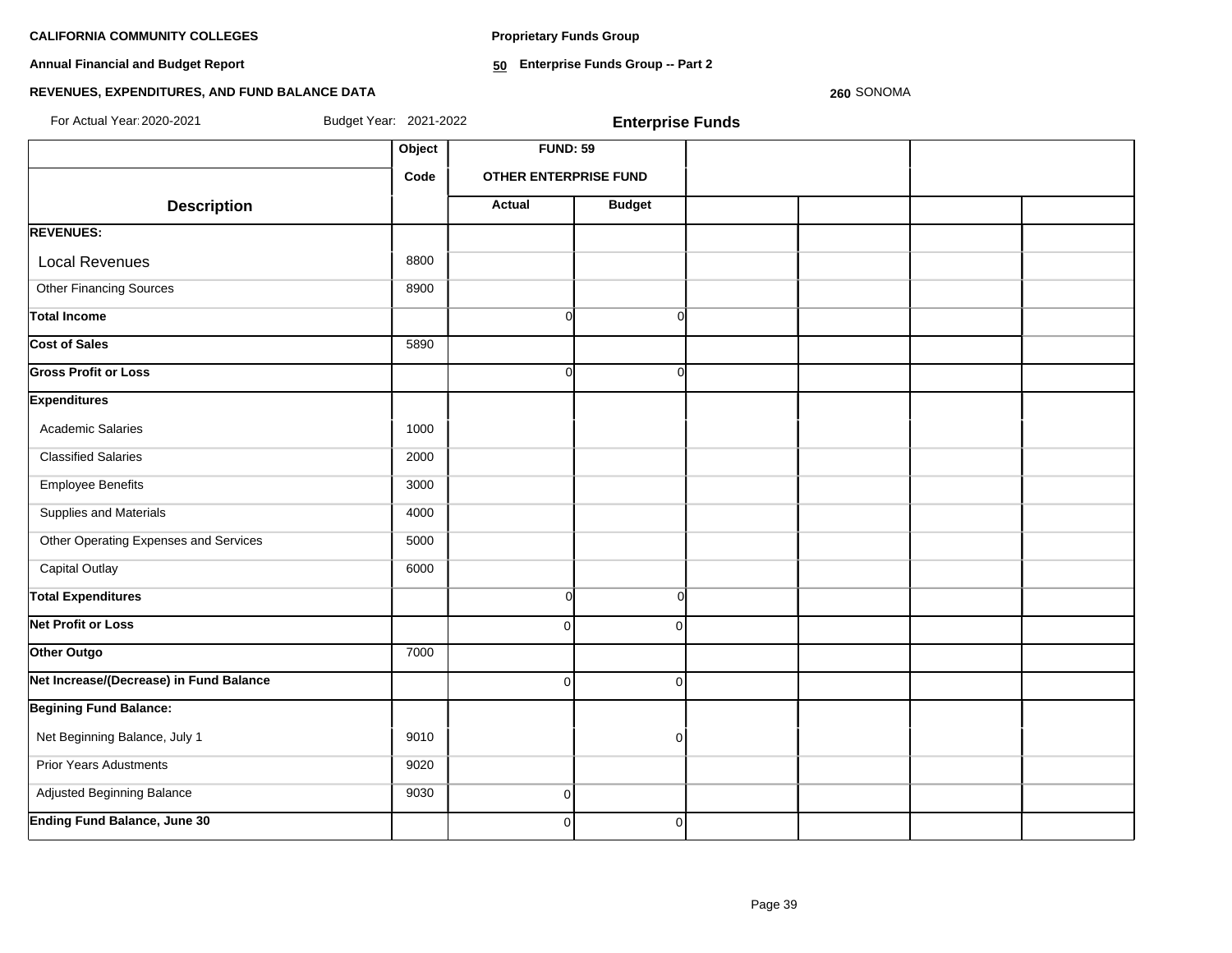**CALIFORNIA COMMUNITY COLLEGES**

**Annual Financial and Budget Report**

**REVENUES, EXPENDITURES, AND FUND BALANCE DATA**

**Proprietary Funds Group**

**50 Enterprise Funds Group -- Part 2**

**260** SONOMA

For Actual Year: 2020-2021 Budget Year: 2021-2022

**Enterprise Funds**

| Description | Object Code | FUND: 59 OTHER ENTERPRISE FUND | | | | | |
|---|---|---|---|---|---|---|---|
| | | Actual | Budget | | | | |
| **REVENUES:** | | | | | | | |
| Local Revenues | 8800 | | | | | | |
| Other Financing Sources | 8900 | | | | | | |
| **Total Income** | | 0 | 0 | | | | |
| **Cost of Sales** | 5890 | | | | | | |
| **Gross Profit or Loss** | | 0 | 0 | | | | |
| **Expenditures** | | | | | | | |
| Academic Salaries | 1000 | | | | | | |
| Classified Salaries | 2000 | | | | | | |
| Employee Benefits | 3000 | | | | | | |
| Supplies and Materials | 4000 | | | | | | |
| Other Operating Expenses and Services | 5000 | | | | | | |
| Capital Outlay | 6000 | | | | | | |
| **Total Expenditures** | | 0 | 0 | | | | |
| **Net Profit or Loss** | | 0 | 0 | | | | |
| **Other Outgo** | 7000 | | | | | | |
| **Net Increase/(Decrease) in Fund Balance** | | 0 | 0 | | | | |
| **Begining Fund Balance:** | | | | | | | |
| Net Beginning Balance, July 1 | 9010 | | 0 | | | | |
| Prior Years Adustments | 9020 | | | | | | |
| Adjusted Beginning Balance | 9030 | 0 | | | | | |
| **Ending Fund Balance, June 30** | | 0 | 0 | | | | |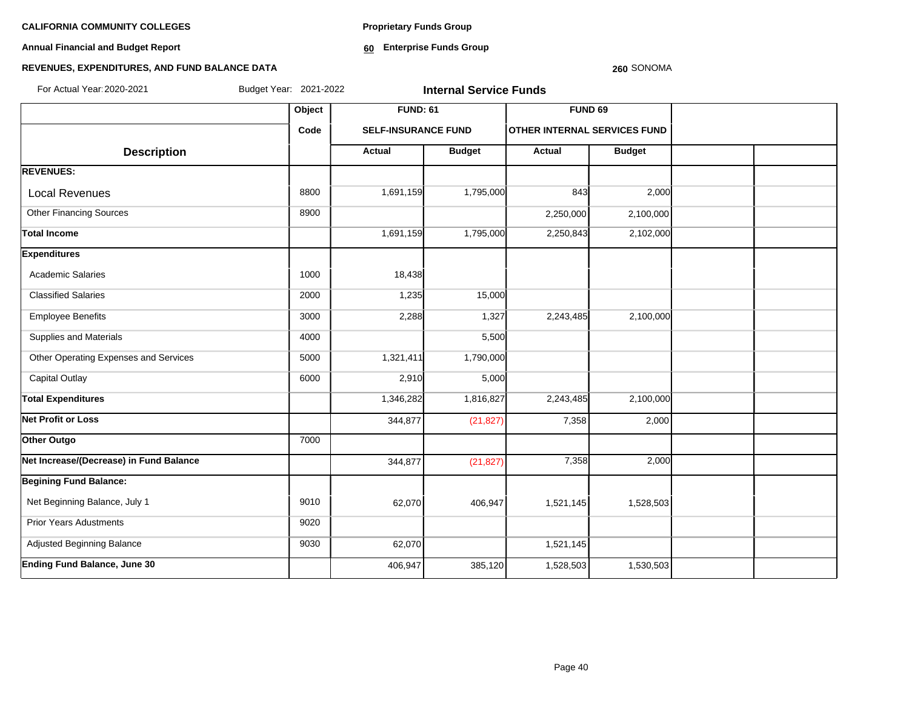**CALIFORNIA COMMUNITY COLLEGES**

**Annual Financial and Budget Report**

**REVENUES, EXPENDITURES, AND FUND BALANCE DATA**

**Proprietary Funds Group**

**60 Enterprise Funds Group**

**260** SONOMA

For Actual Year: 2020-2021 Budget Year: 2021-2022

**Internal Service Funds**

| Description | Object Code | FUND: 61 SELF-INSURANCE FUND | | FUND 69 OTHER INTERNAL SERVICES FUND | | | |
|---|---|---|---|---|---|---|---|
| | | Actual | Budget | Actual | Budget | | |
| **REVENUES:** | | | | | | | |
| Local Revenues | 8800 | 1,691,159 | 1,795,000 | 843 | 2,000 | | |
| Other Financing Sources | 8900 | | | 2,250,000 | 2,100,000 | | |
| **Total Income** | | 1,691,159 | 1,795,000 | 2,250,843 | 2,102,000 | | |
| **Expenditures** | | | | | | | |
| Academic Salaries | 1000 | 18,438 | | | | | |
| Classified Salaries | 2000 | 1,235 | 15,000 | | | | |
| Employee Benefits | 3000 | 2,288 | 1,327 | 2,243,485 | 2,100,000 | | |
| Supplies and Materials | 4000 | | 5,500 | | | | |
| Other Operating Expenses and Services | 5000 | 1,321,411 | 1,790,000 | | | | |
| Capital Outlay | 6000 | 2,910 | 5,000 | | | | |
| **Total Expenditures** | | 1,346,282 | 1,816,827 | 2,243,485 | 2,100,000 | | |
| **Net Profit or Loss** | | 344,877 | (21,827) | 7,358 | 2,000 | | |
| **Other Outgo** | 7000 | | | | | | |
| **Net Increase/(Decrease) in Fund Balance** | | 344,877 | (21,827) | 7,358 | 2,000 | | |
| **Begining Fund Balance:** | | | | | | | |
| Net Beginning Balance, July 1 | 9010 | 62,070 | 406,947 | 1,521,145 | 1,528,503 | | |
| Prior Years Adustments | 9020 | | | | | | |
| Adjusted Beginning Balance | 9030 | 62,070 | | 1,521,145 | | | |
| **Ending Fund Balance, June 30** | | 406,947 | 385,120 | 1,528,503 | 1,530,503 | | |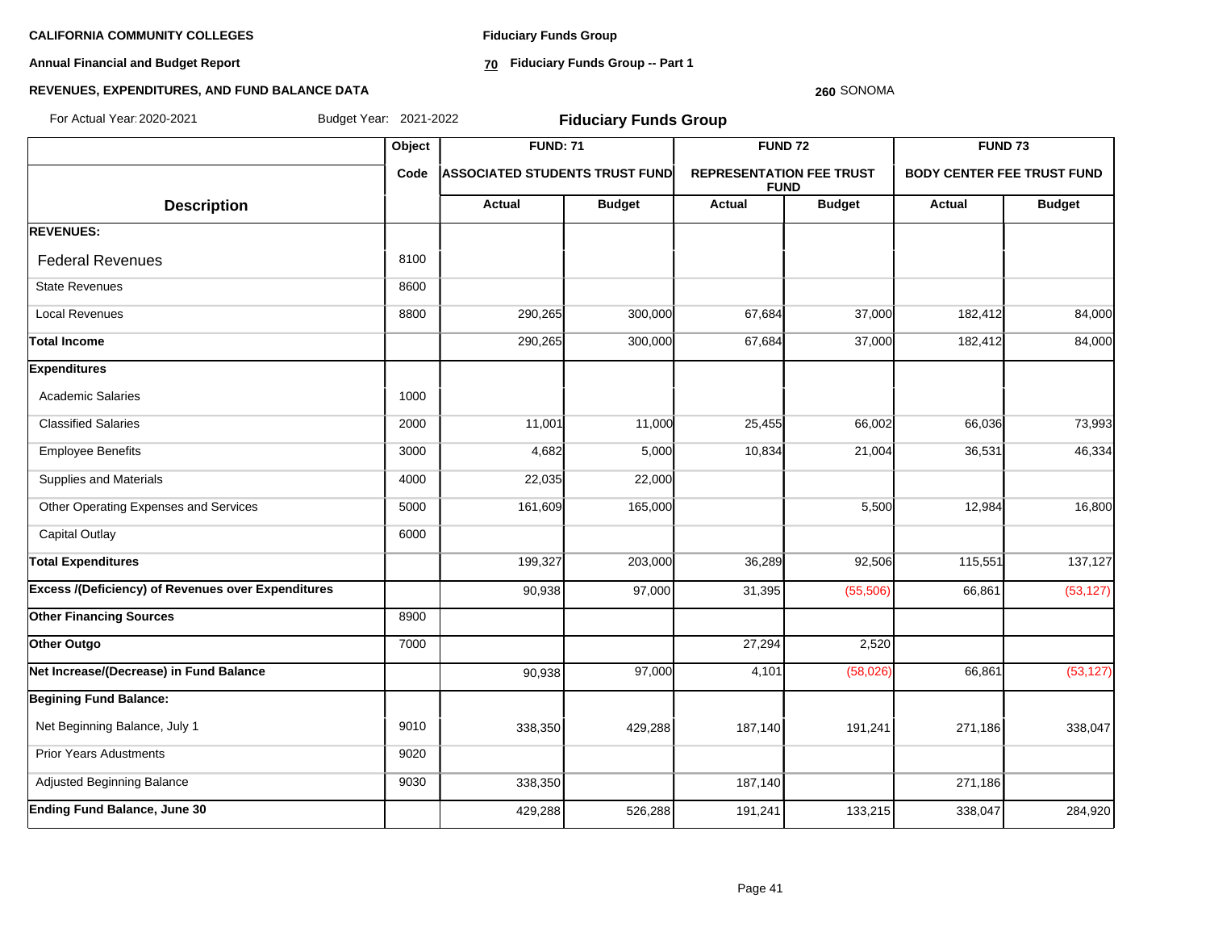**CALIFORNIA COMMUNITY COLLEGES**

**Annual Financial and Budget Report**

**REVENUES, EXPENDITURES, AND FUND BALANCE DATA**

**Fiduciary Funds Group**

**70 Fiduciary Funds Group -- Part 1**

**260** SONOMA

For Actual Year: 2020-2021 Budget Year: 2021-2022

## Fiduciary Funds Group

| Description | Object Code | FUND: 71 ASSOCIATED STUDENTS TRUST FUND Actual | FUND: 71 ASSOCIATED STUDENTS TRUST FUND Budget | FUND 72 REPRESENTATION FEE TRUST FUND Actual | FUND 72 REPRESENTATION FEE TRUST FUND Budget | FUND 73 BODY CENTER FEE TRUST FUND Actual | FUND 73 BODY CENTER FEE TRUST FUND Budget |
|---|---|---|---|---|---|---|---|
| **REVENUES:** | | | | | | | |
| Federal Revenues | 8100 | | | | | | |
| State Revenues | 8600 | | | | | | |
| Local Revenues | 8800 | 290,265 | 300,000 | 67,684 | 37,000 | 182,412 | 84,000 |
| **Total Income** | | 290,265 | 300,000 | 67,684 | 37,000 | 182,412 | 84,000 |
| **Expenditures** | | | | | | | |
| Academic Salaries | 1000 | | | | | | |
| Classified Salaries | 2000 | 11,001 | 11,000 | 25,455 | 66,002 | 66,036 | 73,993 |
| Employee Benefits | 3000 | 4,682 | 5,000 | 10,834 | 21,004 | 36,531 | 46,334 |
| Supplies and Materials | 4000 | 22,035 | 22,000 | | | | |
| Other Operating Expenses and Services | 5000 | 161,609 | 165,000 | | 5,500 | 12,984 | 16,800 |
| Capital Outlay | 6000 | | | | | | |
| **Total Expenditures** | | 199,327 | 203,000 | 36,289 | 92,506 | 115,551 | 137,127 |
| **Excess /(Deficiency) of Revenues over Expenditures** | | 90,938 | 97,000 | 31,395 | (55,506) | 66,861 | (53,127) |
| **Other Financing Sources** | 8900 | | | | | | |
| **Other Outgo** | 7000 | | | 27,294 | 2,520 | | |
| **Net Increase/(Decrease) in Fund Balance** | | 90,938 | 97,000 | 4,101 | (58,026) | 66,861 | (53,127) |
| **Begining Fund Balance:** | | | | | | | |
| Net Beginning Balance, July 1 | 9010 | 338,350 | 429,288 | 187,140 | 191,241 | 271,186 | 338,047 |
| Prior Years Adustments | 9020 | | | | | | |
| Adjusted Beginning Balance | 9030 | 338,350 | | 187,140 | | 271,186 | |
| **Ending Fund Balance, June 30** | | 429,288 | 526,288 | 191,241 | 133,215 | 338,047 | 284,920 |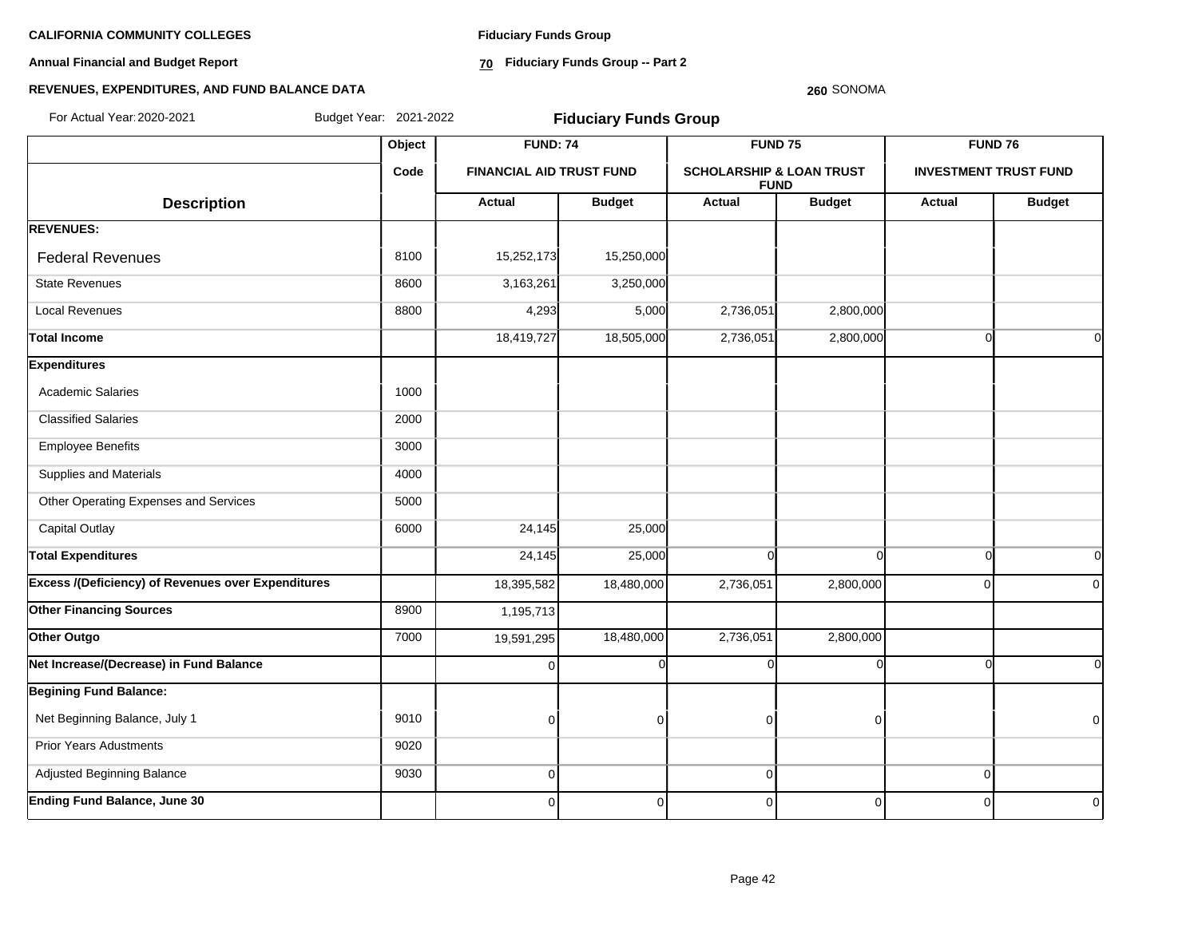**CALIFORNIA COMMUNITY COLLEGES**

**Annual Financial and Budget Report**

**REVENUES, EXPENDITURES, AND FUND BALANCE DATA**

**Fiduciary Funds Group**

**70 Fiduciary Funds Group -- Part 2**

**260** SONOMA

For Actual Year: 2020-2021 Budget Year: 2021-2022

## Fiduciary Funds Group

| Description | Object Code | FUND: 74 FINANCIAL AID TRUST FUND | | FUND 75 SCHOLARSHIP & LOAN TRUST FUND | | FUND 76 INVESTMENT TRUST FUND | |
|---|---|---|---|---|---|---|---|
| | | Actual | Budget | Actual | Budget | Actual | Budget |
| **REVENUES:** | | | | | | | |
| Federal Revenues | 8100 | 15,252,173 | 15,250,000 | | | | |
| State Revenues | 8600 | 3,163,261 | 3,250,000 | | | | |
| Local Revenues | 8800 | 4,293 | 5,000 | 2,736,051 | 2,800,000 | | |
| **Total Income** | | 18,419,727 | 18,505,000 | 2,736,051 | 2,800,000 | 0 | 0 |
| **Expenditures** | | | | | | | |
| Academic Salaries | 1000 | | | | | | |
| Classified Salaries | 2000 | | | | | | |
| Employee Benefits | 3000 | | | | | | |
| Supplies and Materials | 4000 | | | | | | |
| Other Operating Expenses and Services | 5000 | | | | | | |
| Capital Outlay | 6000 | 24,145 | 25,000 | | | | |
| **Total Expenditures** | | 24,145 | 25,000 | 0 | 0 | 0 | 0 |
| **Excess /(Deficiency) of Revenues over Expenditures** | | 18,395,582 | 18,480,000 | 2,736,051 | 2,800,000 | 0 | 0 |
| **Other Financing Sources** | 8900 | 1,195,713 | | | | | |
| **Other Outgo** | 7000 | 19,591,295 | 18,480,000 | 2,736,051 | 2,800,000 | | |
| **Net Increase/(Decrease) in Fund Balance** | | 0 | 0 | 0 | 0 | 0 | 0 |
| **Begining Fund Balance:** | | | | | | | |
| Net Beginning Balance, July 1 | 9010 | 0 | 0 | 0 | 0 | | 0 |
| Prior Years Adustments | 9020 | | | | | | |
| Adjusted Beginning Balance | 9030 | 0 | | 0 | | 0 | |
| **Ending Fund Balance, June 30** | | 0 | 0 | 0 | 0 | 0 | 0 |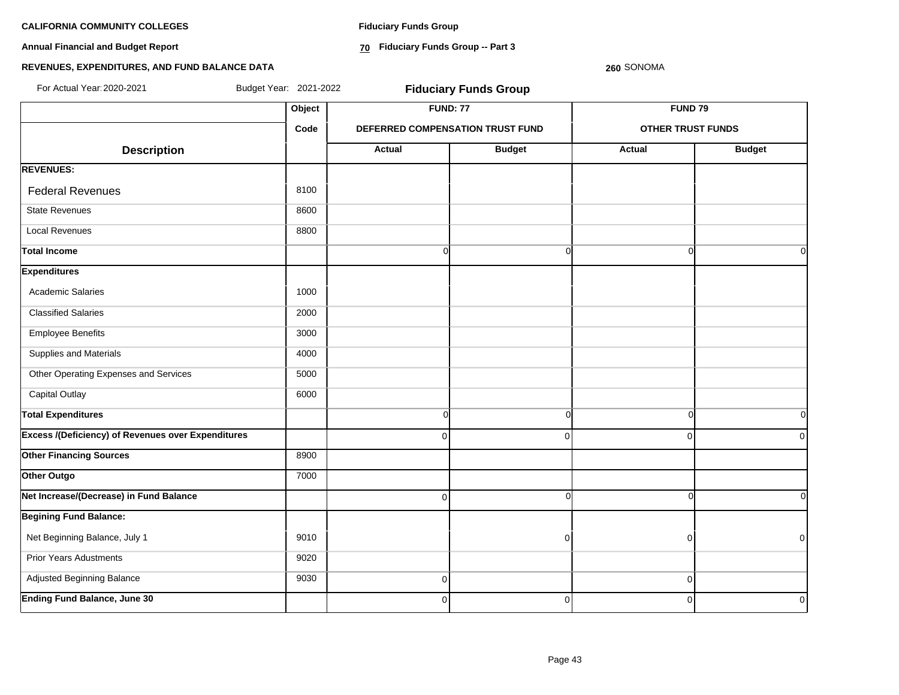**CALIFORNIA COMMUNITY COLLEGES**

**Annual Financial and Budget Report**

**REVENUES, EXPENDITURES, AND FUND BALANCE DATA**

**Fiduciary Funds Group**

**70 Fiduciary Funds Group -- Part 3**

**260** SONOMA

For Actual Year: 2020-2021 Budget Year: 2021-2022

## Fiduciary Funds Group

| | Object | FUND: 77 | | FUND 79 | |
|---|---|---|---|---|---|
| | Code | DEFERRED COMPENSATION TRUST FUND | | OTHER TRUST FUNDS | |
| **Description** | | **Actual** | **Budget** | **Actual** | **Budget** |
| **REVENUES:** | | | | | |
| Federal Revenues | 8100 | | | | |
| State Revenues | 8600 | | | | |
| Local Revenues | 8800 | | | | |
| **Total Income** | | 0 | 0 | 0 | 0 |
| **Expenditures** | | | | | |
| Academic Salaries | 1000 | | | | |
| Classified Salaries | 2000 | | | | |
| Employee Benefits | 3000 | | | | |
| Supplies and Materials | 4000 | | | | |
| Other Operating Expenses and Services | 5000 | | | | |
| Capital Outlay | 6000 | | | | |
| **Total Expenditures** | | 0 | 0 | 0 | 0 |
| **Excess /(Deficiency) of Revenues over Expenditures** | | 0 | 0 | 0 | 0 |
| **Other Financing Sources** | 8900 | | | | |
| **Other Outgo** | 7000 | | | | |
| **Net Increase/(Decrease) in Fund Balance** | | 0 | 0 | 0 | 0 |
| **Begining Fund Balance:** | | | | | |
| Net Beginning Balance, July 1 | 9010 | | 0 | 0 | 0 |
| Prior Years Adustments | 9020 | | | | |
| Adjusted Beginning Balance | 9030 | 0 | | 0 | |
| **Ending Fund Balance, June 30** | | 0 | 0 | 0 | 0 |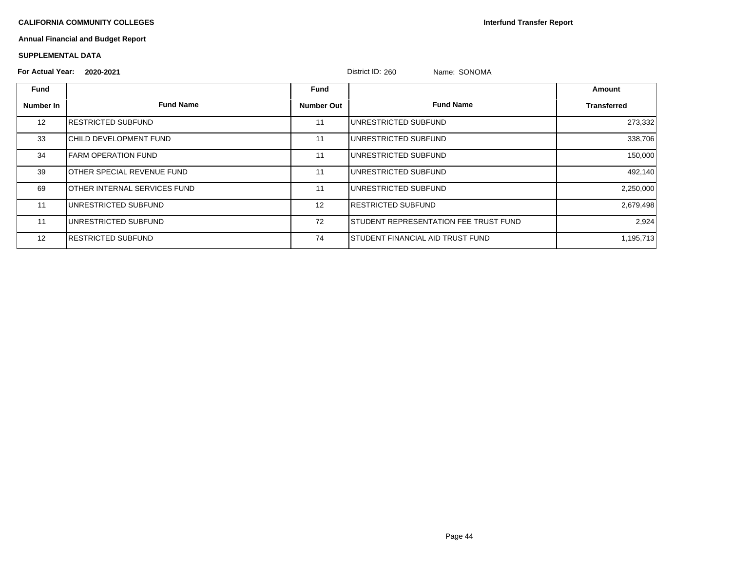**CALIFORNIA COMMUNITY COLLEGES**

**Interfund Transfer Report**

**Annual Financial and Budget Report**

**SUPPLEMENTAL DATA**

**For Actual Year: 2020-2021** District ID: 260 Name: SONOMA

| Fund Number In | Fund Name | Fund Number Out | Fund Name | Amount Transferred |
|---|---|---|---|---|
| 12 | RESTRICTED SUBFUND | 11 | UNRESTRICTED SUBFUND | 273,332 |
| 33 | CHILD DEVELOPMENT FUND | 11 | UNRESTRICTED SUBFUND | 338,706 |
| 34 | FARM OPERATION FUND | 11 | UNRESTRICTED SUBFUND | 150,000 |
| 39 | OTHER SPECIAL REVENUE FUND | 11 | UNRESTRICTED SUBFUND | 492,140 |
| 69 | OTHER INTERNAL SERVICES FUND | 11 | UNRESTRICTED SUBFUND | 2,250,000 |
| 11 | UNRESTRICTED SUBFUND | 12 | RESTRICTED SUBFUND | 2,679,498 |
| 11 | UNRESTRICTED SUBFUND | 72 | STUDENT REPRESENTATION FEE TRUST FUND | 2,924 |
| 12 | RESTRICTED SUBFUND | 74 | STUDENT FINANCIAL AID TRUST FUND | 1,195,713 |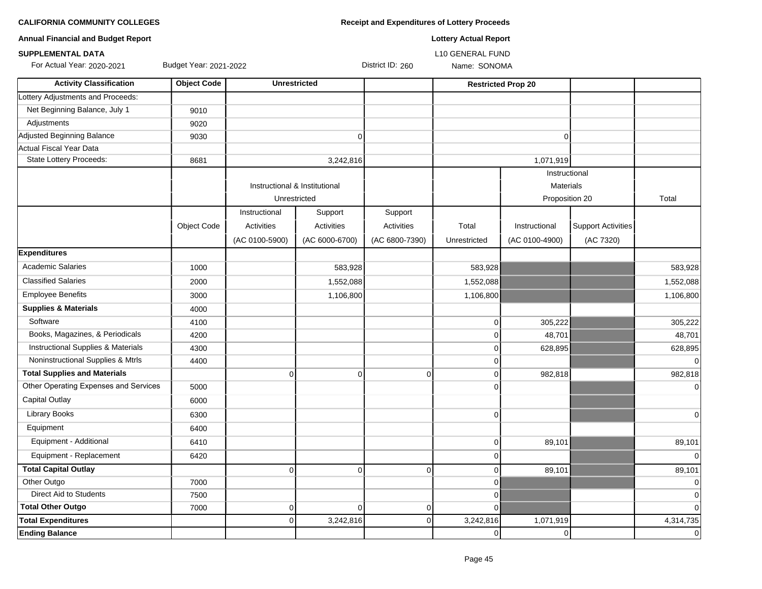**CALIFORNIA COMMUNITY COLLEGES** **Receipt and Expenditures of Lottery Proceeds**

**Annual Financial and Budget Report** **Lottery Actual Report**

**SUPPLEMENTAL DATA** L10 GENERAL FUND

For Actual Year: 2020-2021 Budget Year: 2021-2022 District ID: 260 Name: SONOMA

| Activity Classification | Object Code | Unrestricted | | | | Restricted Prop 20 | | |
|---|---|---|---|---|---|---|---|---|
| Lottery Adjustments and Proceeds: | | | | | | | | |
| Net Beginning Balance, July 1 | 9010 | | | | | | | |
| Adjustments | 9020 | | | | | | | |
| Adjusted Beginning Balance | 9030 | | 0 | | | 0 | | |
| Actual Fiscal Year Data | | | | | | | | |
| State Lottery Proceeds: | 8681 | | 3,242,816 | | | 1,071,919 | | |
| | | Instructional & Institutional Unrestricted | | | | Instructional Materials Proposition 20 | | Total |
| | Object Code | Instructional Activities (AC 0100-5900) | Support Activities (AC 6000-6700) | Support Activities (AC 6800-7390) | Total Unrestricted | Instructional (AC 0100-4900) | Support Activities (AC 7320) | |
| **Expenditures** | | | | | | | | |
| Academic Salaries | 1000 | | 583,928 | | 583,928 | | | 583,928 |
| Classified Salaries | 2000 | | 1,552,088 | | 1,552,088 | | | 1,552,088 |
| Employee Benefits | 3000 | | 1,106,800 | | 1,106,800 | | | 1,106,800 |
| **Supplies & Materials** | 4000 | | | | | | | |
| Software | 4100 | | | | 0 | 305,222 | | 305,222 |
| Books, Magazines, & Periodicals | 4200 | | | | 0 | 48,701 | | 48,701 |
| Instructional Supplies & Materials | 4300 | | | | 0 | 628,895 | | 628,895 |
| Noninstructional Supplies & Mtrls | 4400 | | | | 0 | | | 0 |
| **Total Supplies and Materials** | | 0 | 0 | 0 | 0 | 982,818 | | 982,818 |
| Other Operating Expenses and Services | 5000 | | | | 0 | | | 0 |
| Capital Outlay | 6000 | | | | | | | |
| Library Books | 6300 | | | | 0 | | | 0 |
| Equipment | 6400 | | | | | | | |
| Equipment - Additional | 6410 | | | | 0 | 89,101 | | 89,101 |
| Equipment - Replacement | 6420 | | | | 0 | | | 0 |
| **Total Capital Outlay** | | 0 | 0 | 0 | 0 | 89,101 | | 89,101 |
| Other Outgo | 7000 | | | | 0 | | | 0 |
| Direct Aid to Students | 7500 | | | | 0 | | | 0 |
| **Total Other Outgo** | 7000 | 0 | 0 | 0 | 0 | | | 0 |
| **Total Expenditures** | | 0 | 3,242,816 | 0 | 3,242,816 | 1,071,919 | | 4,314,735 |
| **Ending Balance** | | | | | 0 | 0 | | 0 |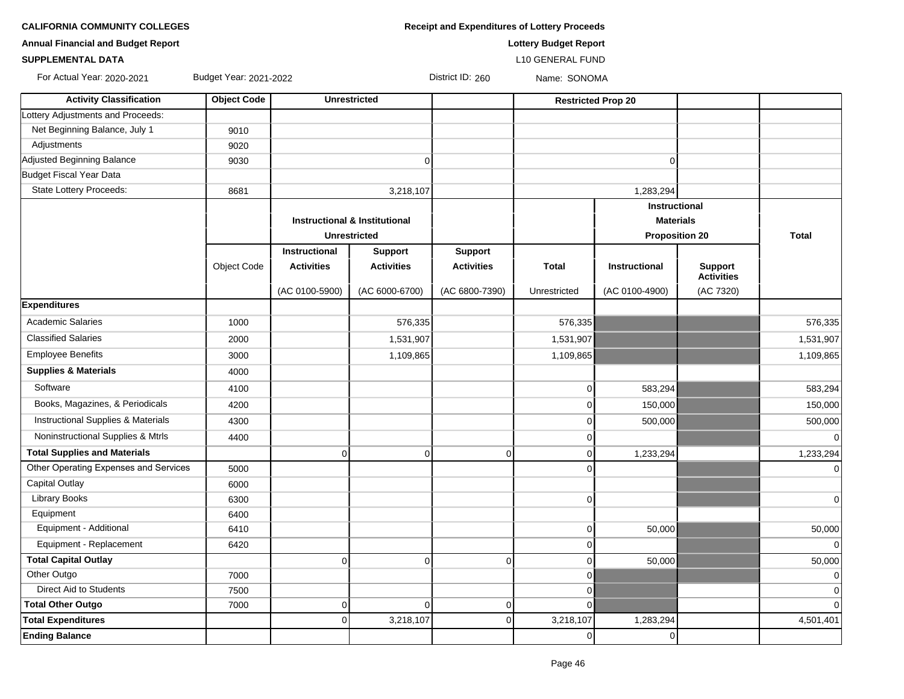**CALIFORNIA COMMUNITY COLLEGES**

**Annual Financial and Budget Report**

**SUPPLEMENTAL DATA**

**Receipt and Expenditures of Lottery Proceeds**

**Lottery Budget Report**

L10 GENERAL FUND

For Actual Year: 2020-2021 Budget Year: 2021-2022 District ID: 260 Name: SONOMA

| Activity Classification | Object Code | Unrestricted | | | Restricted Prop 20 | | | |
|---|---|---|---|---|---|---|---|---|
| Lottery Adjustments and Proceeds: | | | | | | | | |
| Net Beginning Balance, July 1 | 9010 | | | | | | | |
| Adjustments | 9020 | | | | | | | |
| Adjusted Beginning Balance | 9030 | | 0 | | | 0 | | |
| Budget Fiscal Year Data | | | | | | | | |
| State Lottery Proceeds: | 8681 | | 3,218,107 | | | 1,283,294 | | |
| | | Instructional & Institutional Unrestricted | | | | Instructional Materials Proposition 20 | | Total |
| | Object Code | Instructional Activities (AC 0100-5900) | Support Activities (AC 6000-6700) | Support Activities (AC 6800-7390) | Total Unrestricted | Instructional (AC 0100-4900) | Support Activities (AC 7320) | |
| **Expenditures** | | | | | | | | |
| Academic Salaries | 1000 | | 576,335 | | 576,335 | | | 576,335 |
| Classified Salaries | 2000 | | 1,531,907 | | 1,531,907 | | | 1,531,907 |
| Employee Benefits | 3000 | | 1,109,865 | | 1,109,865 | | | 1,109,865 |
| **Supplies & Materials** | 4000 | | | | | | | |
| Software | 4100 | | | | 0 | 583,294 | | 583,294 |
| Books, Magazines, & Periodicals | 4200 | | | | 0 | 150,000 | | 150,000 |
| Instructional Supplies & Materials | 4300 | | | | 0 | 500,000 | | 500,000 |
| Noninstructional Supplies & Mtrls | 4400 | | | | 0 | | | 0 |
| **Total Supplies and Materials** | | 0 | 0 | 0 | 0 | 1,233,294 | | 1,233,294 |
| Other Operating Expenses and Services | 5000 | | | | 0 | | | 0 |
| Capital Outlay | 6000 | | | | | | | |
| Library Books | 6300 | | | | 0 | | | 0 |
| Equipment | 6400 | | | | | | | |
| Equipment - Additional | 6410 | | | | 0 | 50,000 | | 50,000 |
| Equipment - Replacement | 6420 | | | | 0 | | | 0 |
| **Total Capital Outlay** | | 0 | 0 | 0 | 0 | 50,000 | | 50,000 |
| Other Outgo | 7000 | | | | 0 | | | 0 |
| Direct Aid to Students | 7500 | | | | 0 | | | 0 |
| **Total Other Outgo** | 7000 | 0 | 0 | 0 | 0 | | | 0 |
| **Total Expenditures** | | 0 | 3,218,107 | 0 | 3,218,107 | 1,283,294 | | 4,501,401 |
| **Ending Balance** | | | | | 0 | 0 | | |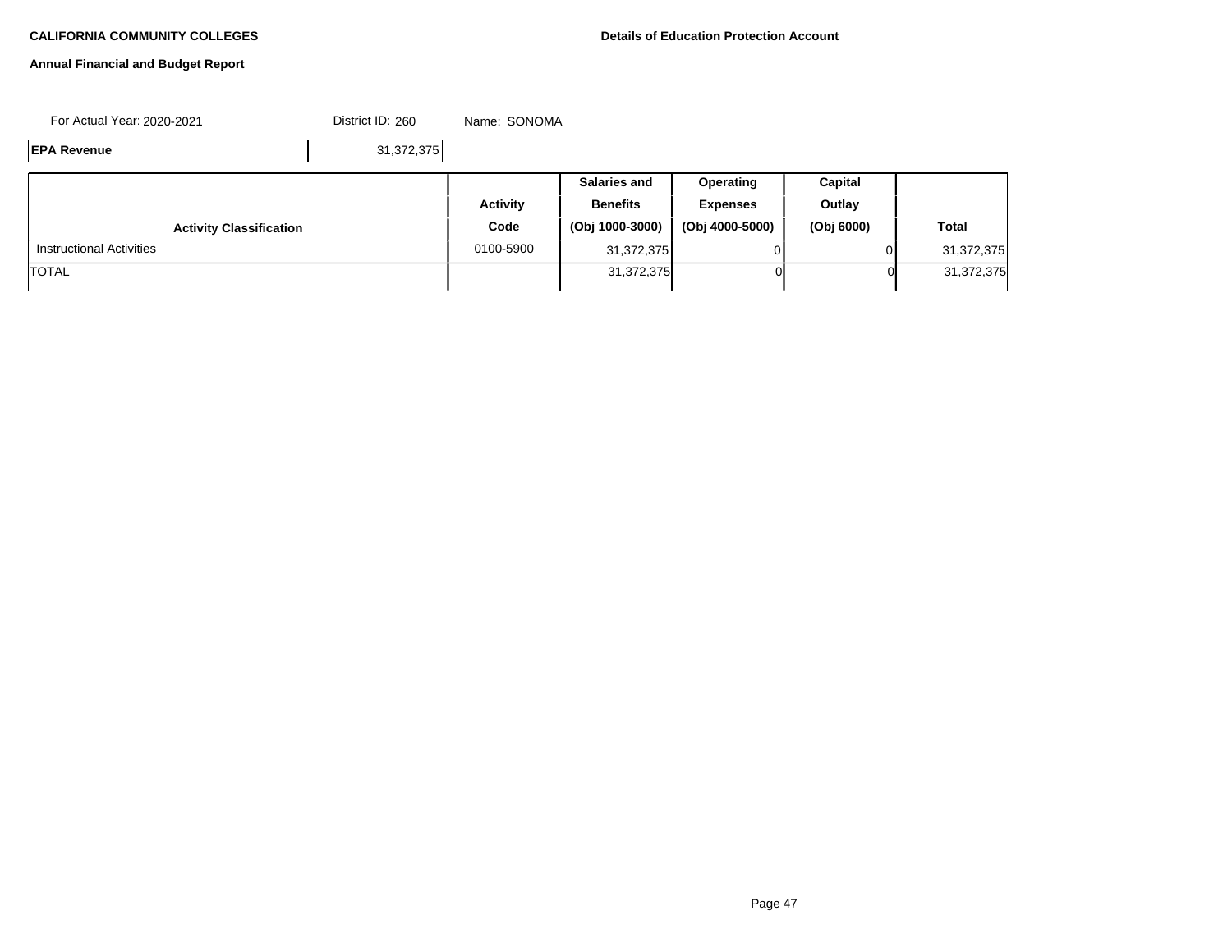**CALIFORNIA COMMUNITY COLLEGES**

**Details of Education Protection Account**

**Annual Financial and Budget Report**

For Actual Year: 2020-2021 District ID: 260 Name: SONOMA

| **EPA Revenue** | 31,372,375 |
|---|---|

| **Activity Classification** | **Activity Code** | **Salaries and Benefits (Obj 1000-3000)** | **Operating Expenses (Obj 4000-5000)** | **Capital Outlay (Obj 6000)** | **Total** |
|---|---|---|---|---|---|
| Instructional Activities | 0100-5900 | 31,372,375 | 0 | 0 | 31,372,375 |
| TOTAL | | 31,372,375 | 0 | 0 | 31,372,375 |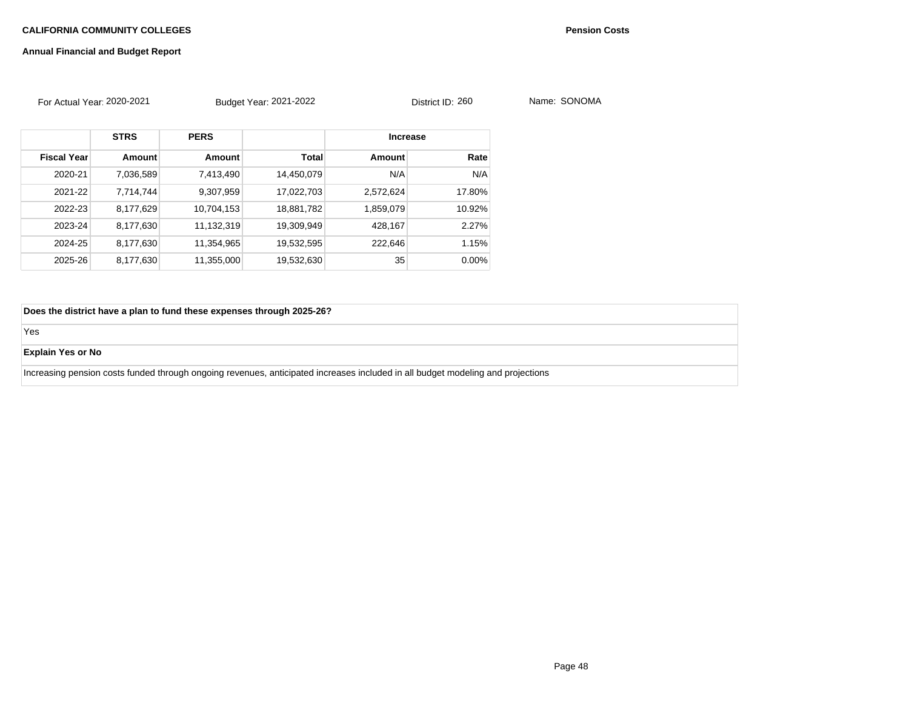**CALIFORNIA COMMUNITY COLLEGES**

**Pension Costs**

**Annual Financial and Budget Report**

For Actual Year: 2020-2021 Budget Year: 2021-2022 District ID: 260 Name: SONOMA

| | STRS | PERS | | Increase | |
|---|---|---|---|---|---|
| **Fiscal Year** | **Amount** | **Amount** | **Total** | **Amount** | **Rate** |
| 2020-21 | 7,036,589 | 7,413,490 | 14,450,079 | N/A | N/A |
| 2021-22 | 7,714,744 | 9,307,959 | 17,022,703 | 2,572,624 | 17.80% |
| 2022-23 | 8,177,629 | 10,704,153 | 18,881,782 | 1,859,079 | 10.92% |
| 2023-24 | 8,177,630 | 11,132,319 | 19,309,949 | 428,167 | 2.27% |
| 2024-25 | 8,177,630 | 11,354,965 | 19,532,595 | 222,646 | 1.15% |
| 2025-26 | 8,177,630 | 11,355,000 | 19,532,630 | 35 | 0.00% |

**Does the district have a plan to fund these expenses through 2025-26?**

Yes

**Explain Yes or No**

Increasing pension costs funded through ongoing revenues, anticipated increases included in all budget modeling and projections